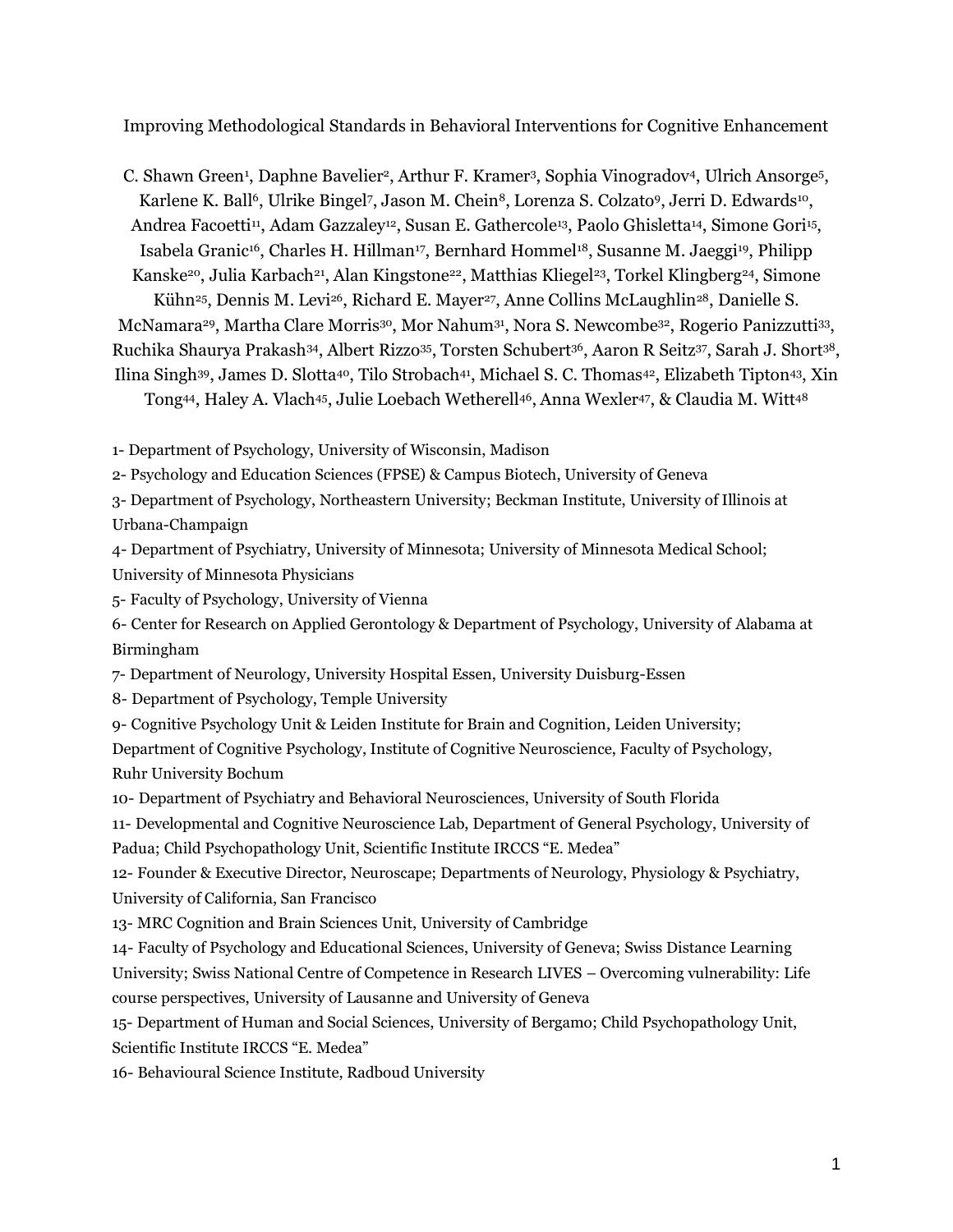# Improving Methodological Standards in Behavioral Interventions for Cognitive Enhancement

C. Shawn Green[1], Daphne Bavelier[2], Arthur F. Kramer[3], Sophia Vinogradov[4], Ulrich Ansorge[5], Karlene K. Ball[6], Ulrike Bingel[7], Jason M. Chein[8], Lorenza S. Colzato[9], Jerri D. Edwards[10], Andrea Facoetti[11], Adam Gazzaley[12], Susan E. Gathercole[13], Paolo Ghisletta[14], Simone Gori[15], Isabela Granic[16], Charles H. Hillman[17], Bernhard Hommel[18], Susanne M. Jaeggi[19], Philipp Kanske[20], Julia Karbach[21], Alan Kingstone[22], Matthias Kliegel[23], Torkel Klingberg[24], Simone Kühn[25], Dennis M. Levi[26], Richard E. Mayer[27], Anne Collins McLaughlin[28], Danielle S. McNamara[29], Martha Clare Morris[30], Mor Nahum[31], Nora S. Newcombe[32], Rogerio Panizzutti[33], Ruchika Shaurya Prakash[34], Albert Rizzo[35], Torsten Schubert[36], Aaron R Seitz[37], Sarah J. Short[38], Ilina Singh[39], James D. Slotta[40], Tilo Strobach[41], Michael S. C. Thomas[42], Elizabeth Tipton[43], Xin Tong[44], Haley A. Vlach[45], Julie Loebach Wetherell[46], Anna Wexler[47], & Claudia M. Witt[48]

1- Department of Psychology, University of Wisconsin, Madison

2- Psychology and Education Sciences (FPSE) & Campus Biotech, University of Geneva

3- Department of Psychology, Northeastern University; Beckman Institute, University of Illinois at Urbana-Champaign

4- Department of Psychiatry, University of Minnesota; University of Minnesota Medical School; University of Minnesota Physicians

5- Faculty of Psychology, University of Vienna

6- Center for Research on Applied Gerontology & Department of Psychology, University of Alabama at Birmingham

7- Department of Neurology, University Hospital Essen, University Duisburg-Essen

8- Department of Psychology, Temple University

9- Cognitive Psychology Unit & Leiden Institute for Brain and Cognition, Leiden University; Department of Cognitive Psychology, Institute of Cognitive Neuroscience, Faculty of Psychology, Ruhr University Bochum

10- Department of Psychiatry and Behavioral Neurosciences, University of South Florida

11- Developmental and Cognitive Neuroscience Lab, Department of General Psychology, University of Padua; Child Psychopathology Unit, Scientific Institute IRCCS "E. Medea"

12- Founder & Executive Director, Neuroscape; Departments of Neurology, Physiology & Psychiatry, University of California, San Francisco

13- MRC Cognition and Brain Sciences Unit, University of Cambridge

14- Faculty of Psychology and Educational Sciences, University of Geneva; Swiss Distance Learning University; Swiss National Centre of Competence in Research LIVES – Overcoming vulnerability: Life course perspectives, University of Lausanne and University of Geneva

15- Department of Human and Social Sciences, University of Bergamo; Child Psychopathology Unit, Scientific Institute IRCCS "E. Medea"

16- Behavioural Science Institute, Radboud University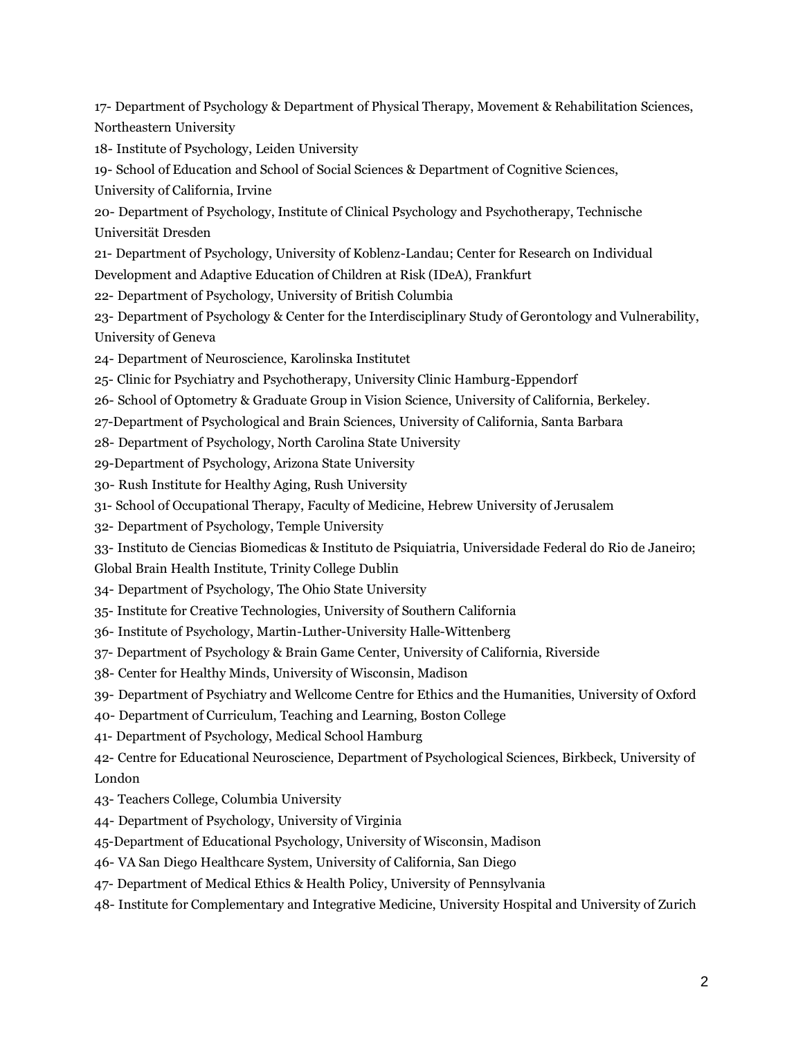17- Department of Psychology & Department of Physical Therapy, Movement & Rehabilitation Sciences, Northeastern University

18- Institute of Psychology, Leiden University

19- School of Education and School of Social Sciences & Department of Cognitive Sciences, University of California, Irvine

20- Department of Psychology, Institute of Clinical Psychology and Psychotherapy, Technische Universität Dresden

21- Department of Psychology, University of Koblenz-Landau; Center for Research on Individual Development and Adaptive Education of Children at Risk (IDeA), Frankfurt

22- Department of Psychology, University of British Columbia

23- Department of Psychology & Center for the Interdisciplinary Study of Gerontology and Vulnerability, University of Geneva

24- Department of Neuroscience, Karolinska Institutet

25- Clinic for Psychiatry and Psychotherapy, University Clinic Hamburg-Eppendorf

26- School of Optometry & Graduate Group in Vision Science, University of California, Berkeley.

27-Department of Psychological and Brain Sciences, University of California, Santa Barbara

28- Department of Psychology, North Carolina State University

29-Department of Psychology, Arizona State University

30- Rush Institute for Healthy Aging, Rush University

31- School of Occupational Therapy, Faculty of Medicine, Hebrew University of Jerusalem

32- Department of Psychology, Temple University

33- Instituto de Ciencias Biomedicas & Instituto de Psiquiatria, Universidade Federal do Rio de Janeiro; Global Brain Health Institute, Trinity College Dublin

34- Department of Psychology, The Ohio State University

35- Institute for Creative Technologies, University of Southern California

36- Institute of Psychology, Martin-Luther-University Halle-Wittenberg

37- Department of Psychology & Brain Game Center, University of California, Riverside

38- Center for Healthy Minds, University of Wisconsin, Madison

39- Department of Psychiatry and Wellcome Centre for Ethics and the Humanities, University of Oxford

40- Department of Curriculum, Teaching and Learning, Boston College

41- Department of Psychology, Medical School Hamburg

42- Centre for Educational Neuroscience, Department of Psychological Sciences, Birkbeck, University of London

43- Teachers College, Columbia University

44- Department of Psychology, University of Virginia

45-Department of Educational Psychology, University of Wisconsin, Madison

46- VA San Diego Healthcare System, University of California, San Diego

47- Department of Medical Ethics & Health Policy, University of Pennsylvania

48- Institute for Complementary and Integrative Medicine, University Hospital and University of Zurich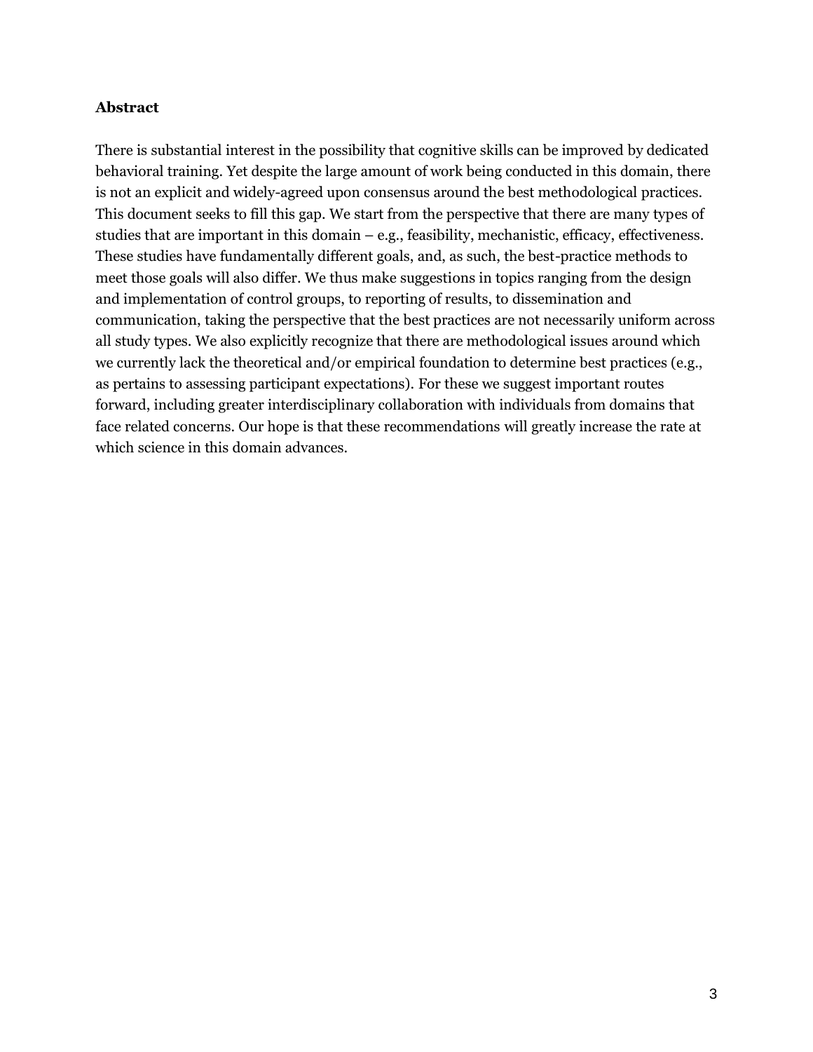**Abstract**

There is substantial interest in the possibility that cognitive skills can be improved by dedicated behavioral training. Yet despite the large amount of work being conducted in this domain, there is not an explicit and widely-agreed upon consensus around the best methodological practices. This document seeks to fill this gap. We start from the perspective that there are many types of studies that are important in this domain – e.g., feasibility, mechanistic, efficacy, effectiveness. These studies have fundamentally different goals, and, as such, the best-practice methods to meet those goals will also differ. We thus make suggestions in topics ranging from the design and implementation of control groups, to reporting of results, to dissemination and communication, taking the perspective that the best practices are not necessarily uniform across all study types. We also explicitly recognize that there are methodological issues around which we currently lack the theoretical and/or empirical foundation to determine best practices (e.g., as pertains to assessing participant expectations). For these we suggest important routes forward, including greater interdisciplinary collaboration with individuals from domains that face related concerns. Our hope is that these recommendations will greatly increase the rate at which science in this domain advances.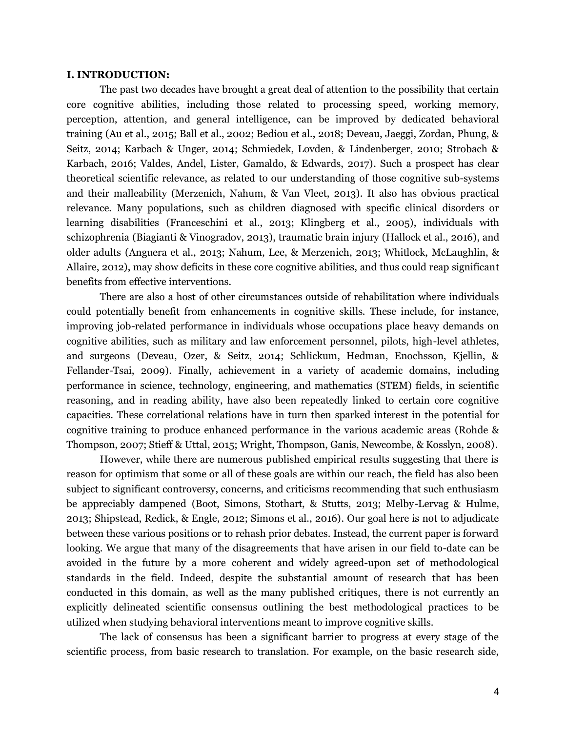## I. INTRODUCTION:

The past two decades have brought a great deal of attention to the possibility that certain core cognitive abilities, including those related to processing speed, working memory, perception, attention, and general intelligence, can be improved by dedicated behavioral training (Au et al., 2015; Ball et al., 2002; Bediou et al., 2018; Deveau, Jaeggi, Zordan, Phung, & Seitz, 2014; Karbach & Unger, 2014; Schmiedek, Lovden, & Lindenberger, 2010; Strobach & Karbach, 2016; Valdes, Andel, Lister, Gamaldo, & Edwards, 2017). Such a prospect has clear theoretical scientific relevance, as related to our understanding of those cognitive sub-systems and their malleability (Merzenich, Nahum, & Van Vleet, 2013). It also has obvious practical relevance. Many populations, such as children diagnosed with specific clinical disorders or learning disabilities (Franceschini et al., 2013; Klingberg et al., 2005), individuals with schizophrenia (Biagianti & Vinogradov, 2013), traumatic brain injury (Hallock et al., 2016), and older adults (Anguera et al., 2013; Nahum, Lee, & Merzenich, 2013; Whitlock, McLaughlin, & Allaire, 2012), may show deficits in these core cognitive abilities, and thus could reap significant benefits from effective interventions.

There are also a host of other circumstances outside of rehabilitation where individuals could potentially benefit from enhancements in cognitive skills. These include, for instance, improving job-related performance in individuals whose occupations place heavy demands on cognitive abilities, such as military and law enforcement personnel, pilots, high-level athletes, and surgeons (Deveau, Ozer, & Seitz, 2014; Schlickum, Hedman, Enochsson, Kjellin, & Fellander-Tsai, 2009). Finally, achievement in a variety of academic domains, including performance in science, technology, engineering, and mathematics (STEM) fields, in scientific reasoning, and in reading ability, have also been repeatedly linked to certain core cognitive capacities. These correlational relations have in turn then sparked interest in the potential for cognitive training to produce enhanced performance in the various academic areas (Rohde & Thompson, 2007; Stieff & Uttal, 2015; Wright, Thompson, Ganis, Newcombe, & Kosslyn, 2008).

However, while there are numerous published empirical results suggesting that there is reason for optimism that some or all of these goals are within our reach, the field has also been subject to significant controversy, concerns, and criticisms recommending that such enthusiasm be appreciably dampened (Boot, Simons, Stothart, & Stutts, 2013; Melby-Lervag & Hulme, 2013; Shipstead, Redick, & Engle, 2012; Simons et al., 2016). Our goal here is not to adjudicate between these various positions or to rehash prior debates. Instead, the current paper is forward looking. We argue that many of the disagreements that have arisen in our field to-date can be avoided in the future by a more coherent and widely agreed-upon set of methodological standards in the field. Indeed, despite the substantial amount of research that has been conducted in this domain, as well as the many published critiques, there is not currently an explicitly delineated scientific consensus outlining the best methodological practices to be utilized when studying behavioral interventions meant to improve cognitive skills.

The lack of consensus has been a significant barrier to progress at every stage of the scientific process, from basic research to translation. For example, on the basic research side,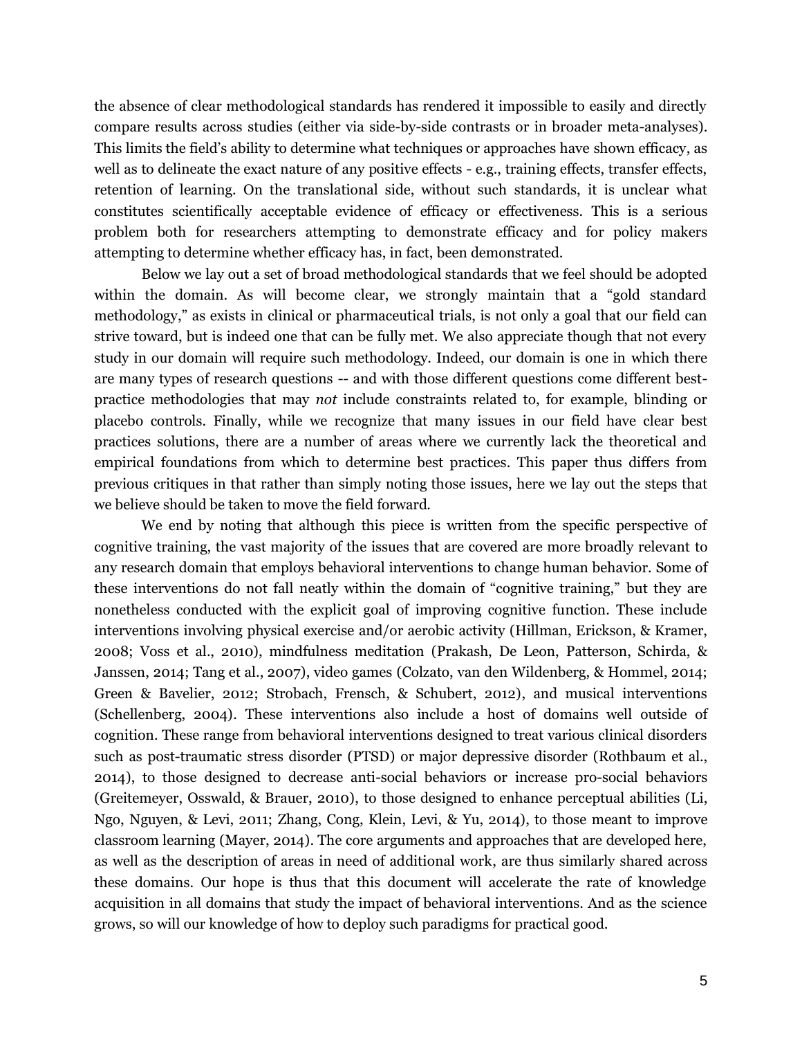the absence of clear methodological standards has rendered it impossible to easily and directly compare results across studies (either via side-by-side contrasts or in broader meta-analyses). This limits the field's ability to determine what techniques or approaches have shown efficacy, as well as to delineate the exact nature of any positive effects - e.g., training effects, transfer effects, retention of learning. On the translational side, without such standards, it is unclear what constitutes scientifically acceptable evidence of efficacy or effectiveness. This is a serious problem both for researchers attempting to demonstrate efficacy and for policy makers attempting to determine whether efficacy has, in fact, been demonstrated.

Below we lay out a set of broad methodological standards that we feel should be adopted within the domain. As will become clear, we strongly maintain that a "gold standard methodology," as exists in clinical or pharmaceutical trials, is not only a goal that our field can strive toward, but is indeed one that can be fully met. We also appreciate though that not every study in our domain will require such methodology. Indeed, our domain is one in which there are many types of research questions -- and with those different questions come different best-practice methodologies that may *not* include constraints related to, for example, blinding or placebo controls. Finally, while we recognize that many issues in our field have clear best practices solutions, there are a number of areas where we currently lack the theoretical and empirical foundations from which to determine best practices. This paper thus differs from previous critiques in that rather than simply noting those issues, here we lay out the steps that we believe should be taken to move the field forward.

We end by noting that although this piece is written from the specific perspective of cognitive training, the vast majority of the issues that are covered are more broadly relevant to any research domain that employs behavioral interventions to change human behavior. Some of these interventions do not fall neatly within the domain of "cognitive training," but they are nonetheless conducted with the explicit goal of improving cognitive function. These include interventions involving physical exercise and/or aerobic activity (Hillman, Erickson, & Kramer, 2008; Voss et al., 2010), mindfulness meditation (Prakash, De Leon, Patterson, Schirda, & Janssen, 2014; Tang et al., 2007), video games (Colzato, van den Wildenberg, & Hommel, 2014; Green & Bavelier, 2012; Strobach, Frensch, & Schubert, 2012), and musical interventions (Schellenberg, 2004). These interventions also include a host of domains well outside of cognition. These range from behavioral interventions designed to treat various clinical disorders such as post-traumatic stress disorder (PTSD) or major depressive disorder (Rothbaum et al., 2014), to those designed to decrease anti-social behaviors or increase pro-social behaviors (Greitemeyer, Osswald, & Brauer, 2010), to those designed to enhance perceptual abilities (Li, Ngo, Nguyen, & Levi, 2011; Zhang, Cong, Klein, Levi, & Yu, 2014), to those meant to improve classroom learning (Mayer, 2014). The core arguments and approaches that are developed here, as well as the description of areas in need of additional work, are thus similarly shared across these domains. Our hope is thus that this document will accelerate the rate of knowledge acquisition in all domains that study the impact of behavioral interventions. And as the science grows, so will our knowledge of how to deploy such paradigms for practical good.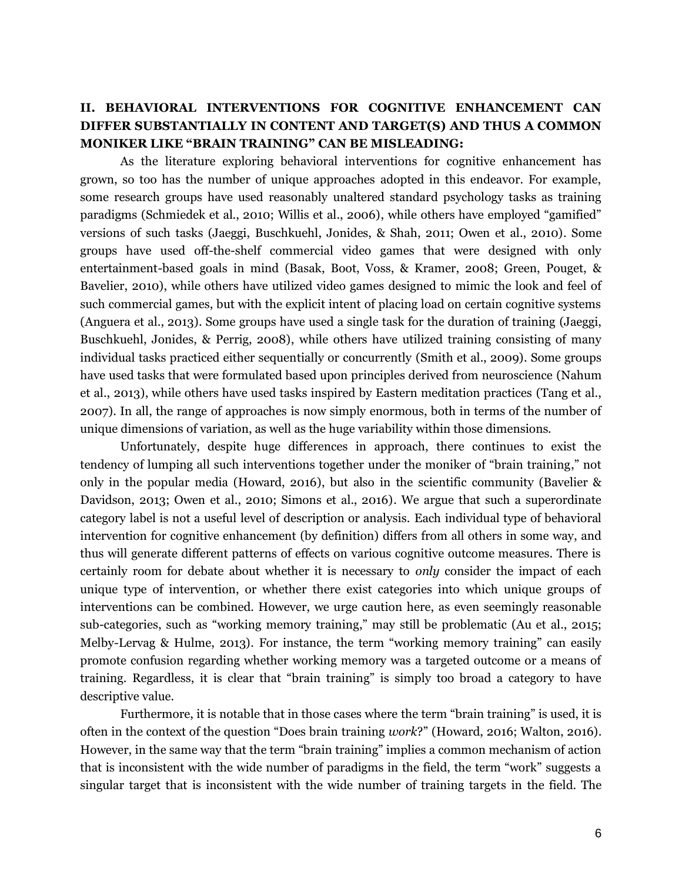## II. BEHAVIORAL INTERVENTIONS FOR COGNITIVE ENHANCEMENT CAN DIFFER SUBSTANTIALLY IN CONTENT AND TARGET(S) AND THUS A COMMON MONIKER LIKE "BRAIN TRAINING" CAN BE MISLEADING:

As the literature exploring behavioral interventions for cognitive enhancement has grown, so too has the number of unique approaches adopted in this endeavor. For example, some research groups have used reasonably unaltered standard psychology tasks as training paradigms (Schmiedek et al., 2010; Willis et al., 2006), while others have employed "gamified" versions of such tasks (Jaeggi, Buschkuehl, Jonides, & Shah, 2011; Owen et al., 2010). Some groups have used off-the-shelf commercial video games that were designed with only entertainment-based goals in mind (Basak, Boot, Voss, & Kramer, 2008; Green, Pouget, & Bavelier, 2010), while others have utilized video games designed to mimic the look and feel of such commercial games, but with the explicit intent of placing load on certain cognitive systems (Anguera et al., 2013). Some groups have used a single task for the duration of training (Jaeggi, Buschkuehl, Jonides, & Perrig, 2008), while others have utilized training consisting of many individual tasks practiced either sequentially or concurrently (Smith et al., 2009). Some groups have used tasks that were formulated based upon principles derived from neuroscience (Nahum et al., 2013), while others have used tasks inspired by Eastern meditation practices (Tang et al., 2007). In all, the range of approaches is now simply enormous, both in terms of the number of unique dimensions of variation, as well as the huge variability within those dimensions.

Unfortunately, despite huge differences in approach, there continues to exist the tendency of lumping all such interventions together under the moniker of "brain training," not only in the popular media (Howard, 2016), but also in the scientific community (Bavelier & Davidson, 2013; Owen et al., 2010; Simons et al., 2016). We argue that such a superordinate category label is not a useful level of description or analysis. Each individual type of behavioral intervention for cognitive enhancement (by definition) differs from all others in some way, and thus will generate different patterns of effects on various cognitive outcome measures. There is certainly room for debate about whether it is necessary to *only* consider the impact of each unique type of intervention, or whether there exist categories into which unique groups of interventions can be combined. However, we urge caution here, as even seemingly reasonable sub-categories, such as "working memory training," may still be problematic (Au et al., 2015; Melby-Lervag & Hulme, 2013). For instance, the term "working memory training" can easily promote confusion regarding whether working memory was a targeted outcome or a means of training. Regardless, it is clear that "brain training" is simply too broad a category to have descriptive value.

Furthermore, it is notable that in those cases where the term "brain training" is used, it is often in the context of the question "Does brain training *work*?" (Howard, 2016; Walton, 2016). However, in the same way that the term "brain training" implies a common mechanism of action that is inconsistent with the wide number of paradigms in the field, the term "work" suggests a singular target that is inconsistent with the wide number of training targets in the field. The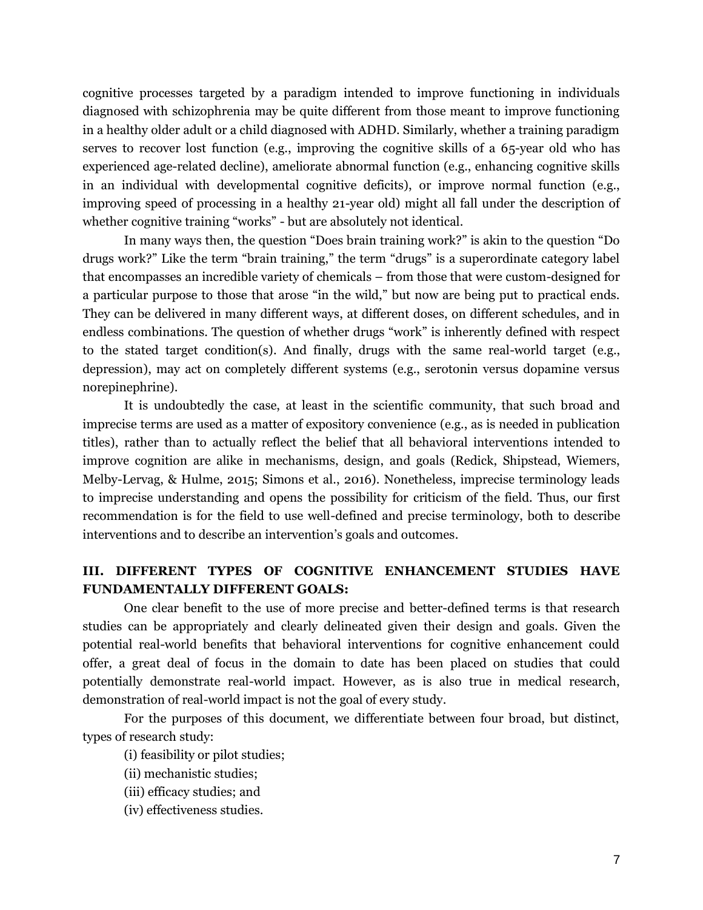cognitive processes targeted by a paradigm intended to improve functioning in individuals diagnosed with schizophrenia may be quite different from those meant to improve functioning in a healthy older adult or a child diagnosed with ADHD. Similarly, whether a training paradigm serves to recover lost function (e.g., improving the cognitive skills of a 65-year old who has experienced age-related decline), ameliorate abnormal function (e.g., enhancing cognitive skills in an individual with developmental cognitive deficits), or improve normal function (e.g., improving speed of processing in a healthy 21-year old) might all fall under the description of whether cognitive training "works" - but are absolutely not identical.

In many ways then, the question "Does brain training work?" is akin to the question "Do drugs work?" Like the term "brain training," the term "drugs" is a superordinate category label that encompasses an incredible variety of chemicals – from those that were custom-designed for a particular purpose to those that arose "in the wild," but now are being put to practical ends. They can be delivered in many different ways, at different doses, on different schedules, and in endless combinations. The question of whether drugs "work" is inherently defined with respect to the stated target condition(s). And finally, drugs with the same real-world target (e.g., depression), may act on completely different systems (e.g., serotonin versus dopamine versus norepinephrine).

It is undoubtedly the case, at least in the scientific community, that such broad and imprecise terms are used as a matter of expository convenience (e.g., as is needed in publication titles), rather than to actually reflect the belief that all behavioral interventions intended to improve cognition are alike in mechanisms, design, and goals (Redick, Shipstead, Wiemers, Melby-Lervag, & Hulme, 2015; Simons et al., 2016). Nonetheless, imprecise terminology leads to imprecise understanding and opens the possibility for criticism of the field. Thus, our first recommendation is for the field to use well-defined and precise terminology, both to describe interventions and to describe an intervention's goals and outcomes.

## III. DIFFERENT TYPES OF COGNITIVE ENHANCEMENT STUDIES HAVE FUNDAMENTALLY DIFFERENT GOALS:

One clear benefit to the use of more precise and better-defined terms is that research studies can be appropriately and clearly delineated given their design and goals. Given the potential real-world benefits that behavioral interventions for cognitive enhancement could offer, a great deal of focus in the domain to date has been placed on studies that could potentially demonstrate real-world impact. However, as is also true in medical research, demonstration of real-world impact is not the goal of every study.

For the purposes of this document, we differentiate between four broad, but distinct, types of research study:

(i) feasibility or pilot studies;

(ii) mechanistic studies;

(iii) efficacy studies; and

(iv) effectiveness studies.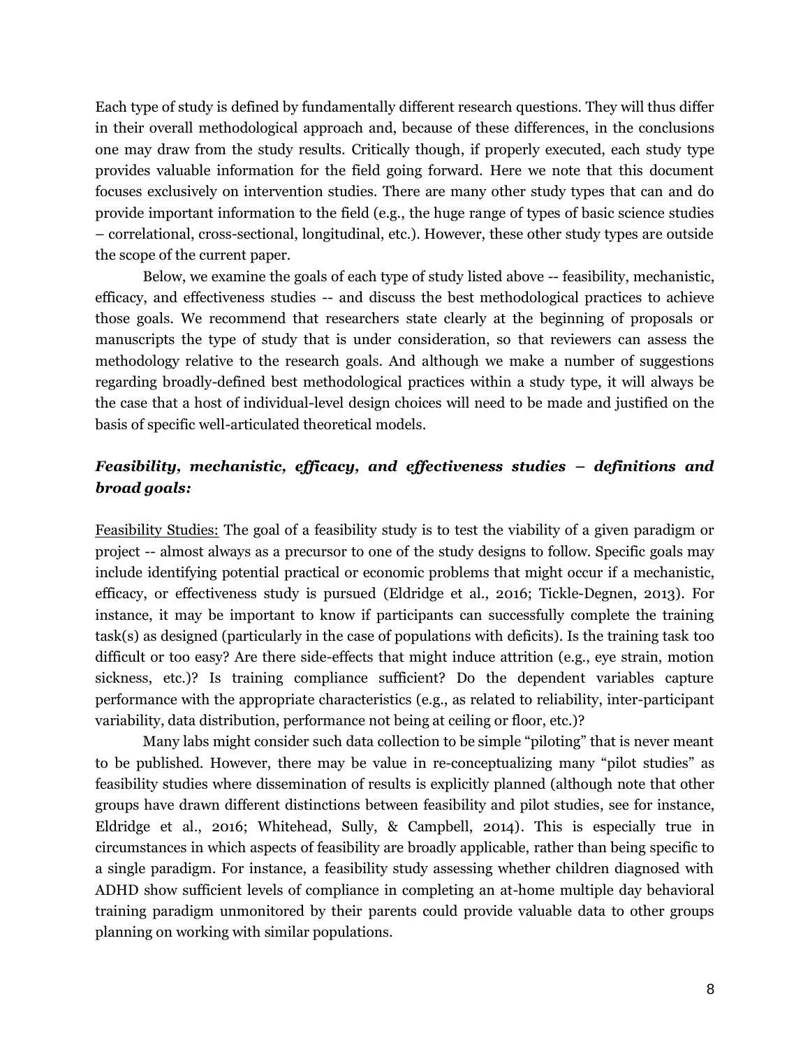Each type of study is defined by fundamentally different research questions. They will thus differ in their overall methodological approach and, because of these differences, in the conclusions one may draw from the study results. Critically though, if properly executed, each study type provides valuable information for the field going forward. Here we note that this document focuses exclusively on intervention studies. There are many other study types that can and do provide important information to the field (e.g., the huge range of types of basic science studies – correlational, cross-sectional, longitudinal, etc.). However, these other study types are outside the scope of the current paper.

Below, we examine the goals of each type of study listed above -- feasibility, mechanistic, efficacy, and effectiveness studies -- and discuss the best methodological practices to achieve those goals. We recommend that researchers state clearly at the beginning of proposals or manuscripts the type of study that is under consideration, so that reviewers can assess the methodology relative to the research goals. And although we make a number of suggestions regarding broadly-defined best methodological practices within a study type, it will always be the case that a host of individual-level design choices will need to be made and justified on the basis of specific well-articulated theoretical models.

### ***Feasibility, mechanistic, efficacy, and effectiveness studies – definitions and broad goals:***

Feasibility Studies: The goal of a feasibility study is to test the viability of a given paradigm or project -- almost always as a precursor to one of the study designs to follow. Specific goals may include identifying potential practical or economic problems that might occur if a mechanistic, efficacy, or effectiveness study is pursued (Eldridge et al., 2016; Tickle-Degnen, 2013). For instance, it may be important to know if participants can successfully complete the training task(s) as designed (particularly in the case of populations with deficits). Is the training task too difficult or too easy? Are there side-effects that might induce attrition (e.g., eye strain, motion sickness, etc.)? Is training compliance sufficient? Do the dependent variables capture performance with the appropriate characteristics (e.g., as related to reliability, inter-participant variability, data distribution, performance not being at ceiling or floor, etc.)?

Many labs might consider such data collection to be simple "piloting" that is never meant to be published. However, there may be value in re-conceptualizing many "pilot studies" as feasibility studies where dissemination of results is explicitly planned (although note that other groups have drawn different distinctions between feasibility and pilot studies, see for instance, Eldridge et al., 2016; Whitehead, Sully, & Campbell, 2014). This is especially true in circumstances in which aspects of feasibility are broadly applicable, rather than being specific to a single paradigm. For instance, a feasibility study assessing whether children diagnosed with ADHD show sufficient levels of compliance in completing an at-home multiple day behavioral training paradigm unmonitored by their parents could provide valuable data to other groups planning on working with similar populations.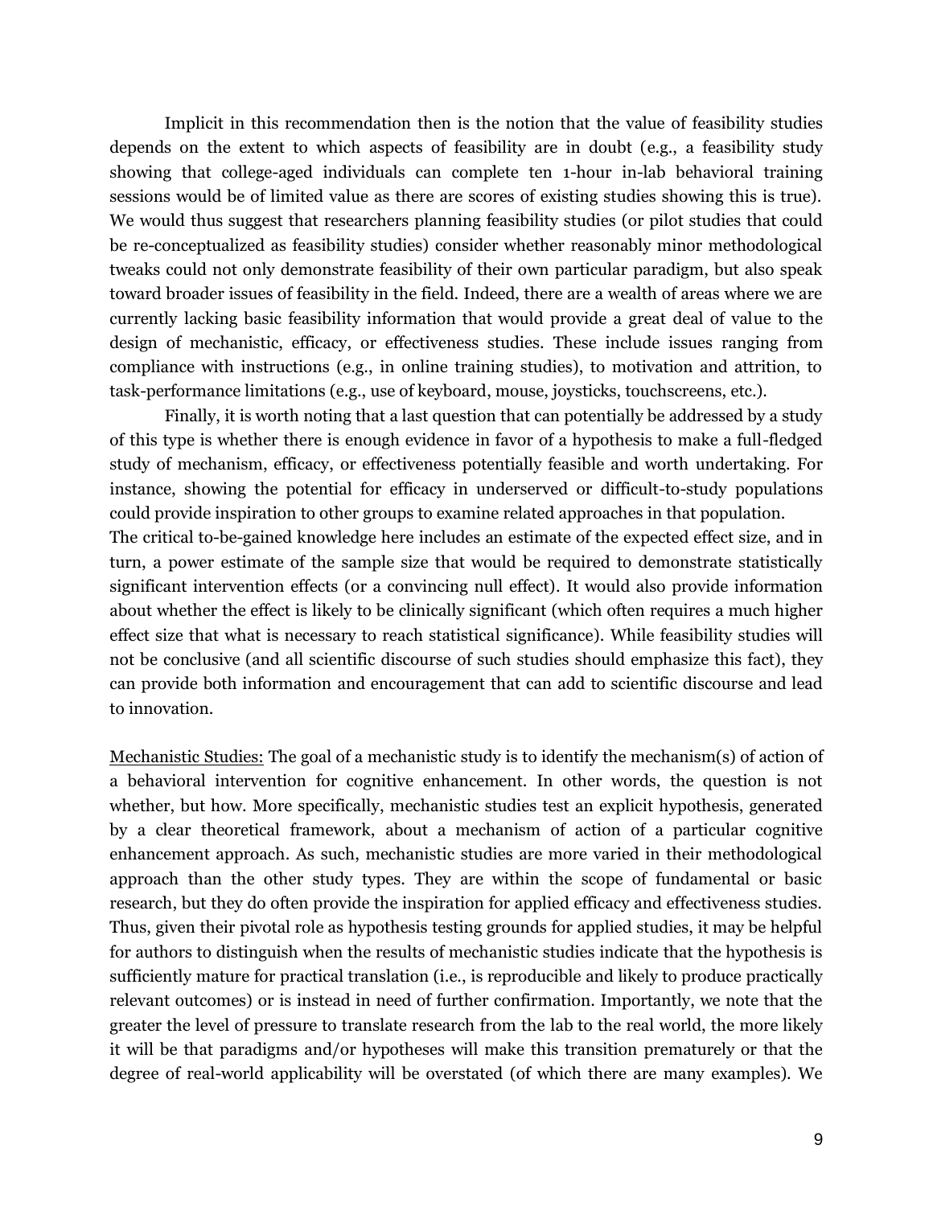Implicit in this recommendation then is the notion that the value of feasibility studies depends on the extent to which aspects of feasibility are in doubt (e.g., a feasibility study showing that college-aged individuals can complete ten 1-hour in-lab behavioral training sessions would be of limited value as there are scores of existing studies showing this is true). We would thus suggest that researchers planning feasibility studies (or pilot studies that could be re-conceptualized as feasibility studies) consider whether reasonably minor methodological tweaks could not only demonstrate feasibility of their own particular paradigm, but also speak toward broader issues of feasibility in the field. Indeed, there are a wealth of areas where we are currently lacking basic feasibility information that would provide a great deal of value to the design of mechanistic, efficacy, or effectiveness studies. These include issues ranging from compliance with instructions (e.g., in online training studies), to motivation and attrition, to task-performance limitations (e.g., use of keyboard, mouse, joysticks, touchscreens, etc.).

Finally, it is worth noting that a last question that can potentially be addressed by a study of this type is whether there is enough evidence in favor of a hypothesis to make a full-fledged study of mechanism, efficacy, or effectiveness potentially feasible and worth undertaking. For instance, showing the potential for efficacy in underserved or difficult-to-study populations could provide inspiration to other groups to examine related approaches in that population. The critical to-be-gained knowledge here includes an estimate of the expected effect size, and in turn, a power estimate of the sample size that would be required to demonstrate statistically significant intervention effects (or a convincing null effect). It would also provide information about whether the effect is likely to be clinically significant (which often requires a much higher effect size that what is necessary to reach statistical significance). While feasibility studies will not be conclusive (and all scientific discourse of such studies should emphasize this fact), they can provide both information and encouragement that can add to scientific discourse and lead to innovation.

<u>Mechanistic Studies:</u> The goal of a mechanistic study is to identify the mechanism(s) of action of a behavioral intervention for cognitive enhancement. In other words, the question is not whether, but how. More specifically, mechanistic studies test an explicit hypothesis, generated by a clear theoretical framework, about a mechanism of action of a particular cognitive enhancement approach. As such, mechanistic studies are more varied in their methodological approach than the other study types. They are within the scope of fundamental or basic research, but they do often provide the inspiration for applied efficacy and effectiveness studies. Thus, given their pivotal role as hypothesis testing grounds for applied studies, it may be helpful for authors to distinguish when the results of mechanistic studies indicate that the hypothesis is sufficiently mature for practical translation (i.e., is reproducible and likely to produce practically relevant outcomes) or is instead in need of further confirmation. Importantly, we note that the greater the level of pressure to translate research from the lab to the real world, the more likely it will be that paradigms and/or hypotheses will make this transition prematurely or that the degree of real-world applicability will be overstated (of which there are many examples). We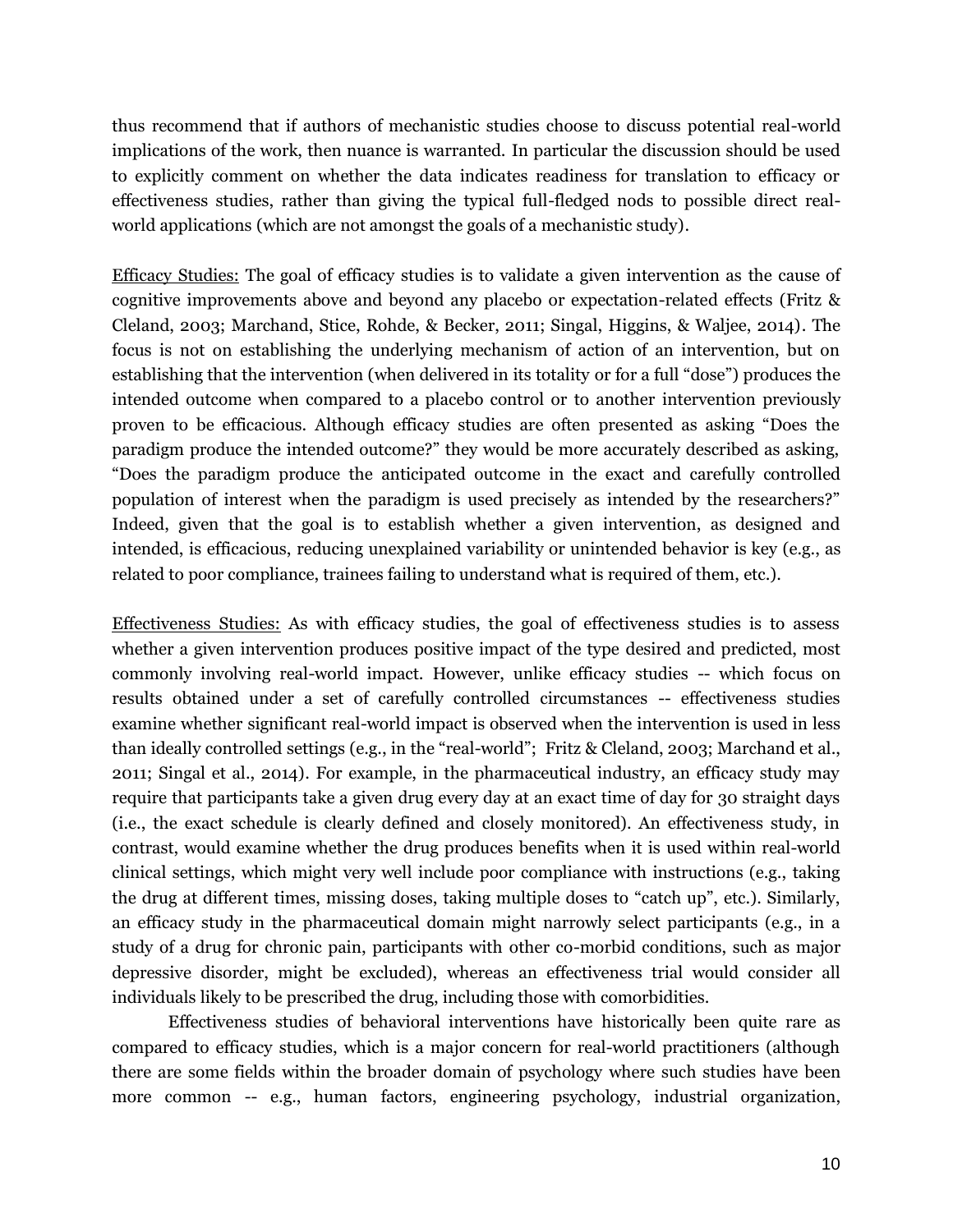thus recommend that if authors of mechanistic studies choose to discuss potential real-world implications of the work, then nuance is warranted. In particular the discussion should be used to explicitly comment on whether the data indicates readiness for translation to efficacy or effectiveness studies, rather than giving the typical full-fledged nods to possible direct real-world applications (which are not amongst the goals of a mechanistic study).

<u>Efficacy Studies:</u> The goal of efficacy studies is to validate a given intervention as the cause of cognitive improvements above and beyond any placebo or expectation-related effects (Fritz & Cleland, 2003; Marchand, Stice, Rohde, & Becker, 2011; Singal, Higgins, & Waljee, 2014). The focus is not on establishing the underlying mechanism of action of an intervention, but on establishing that the intervention (when delivered in its totality or for a full "dose") produces the intended outcome when compared to a placebo control or to another intervention previously proven to be efficacious. Although efficacy studies are often presented as asking "Does the paradigm produce the intended outcome?" they would be more accurately described as asking, "Does the paradigm produce the anticipated outcome in the exact and carefully controlled population of interest when the paradigm is used precisely as intended by the researchers?" Indeed, given that the goal is to establish whether a given intervention, as designed and intended, is efficacious, reducing unexplained variability or unintended behavior is key (e.g., as related to poor compliance, trainees failing to understand what is required of them, etc.).

<u>Effectiveness Studies:</u> As with efficacy studies, the goal of effectiveness studies is to assess whether a given intervention produces positive impact of the type desired and predicted, most commonly involving real-world impact. However, unlike efficacy studies -- which focus on results obtained under a set of carefully controlled circumstances -- effectiveness studies examine whether significant real-world impact is observed when the intervention is used in less than ideally controlled settings (e.g., in the "real-world"; Fritz & Cleland, 2003; Marchand et al., 2011; Singal et al., 2014). For example, in the pharmaceutical industry, an efficacy study may require that participants take a given drug every day at an exact time of day for 30 straight days (i.e., the exact schedule is clearly defined and closely monitored). An effectiveness study, in contrast, would examine whether the drug produces benefits when it is used within real-world clinical settings, which might very well include poor compliance with instructions (e.g., taking the drug at different times, missing doses, taking multiple doses to "catch up", etc.). Similarly, an efficacy study in the pharmaceutical domain might narrowly select participants (e.g., in a study of a drug for chronic pain, participants with other co-morbid conditions, such as major depressive disorder, might be excluded), whereas an effectiveness trial would consider all individuals likely to be prescribed the drug, including those with comorbidities.

Effectiveness studies of behavioral interventions have historically been quite rare as compared to efficacy studies, which is a major concern for real-world practitioners (although there are some fields within the broader domain of psychology where such studies have been more common -- e.g., human factors, engineering psychology, industrial organization,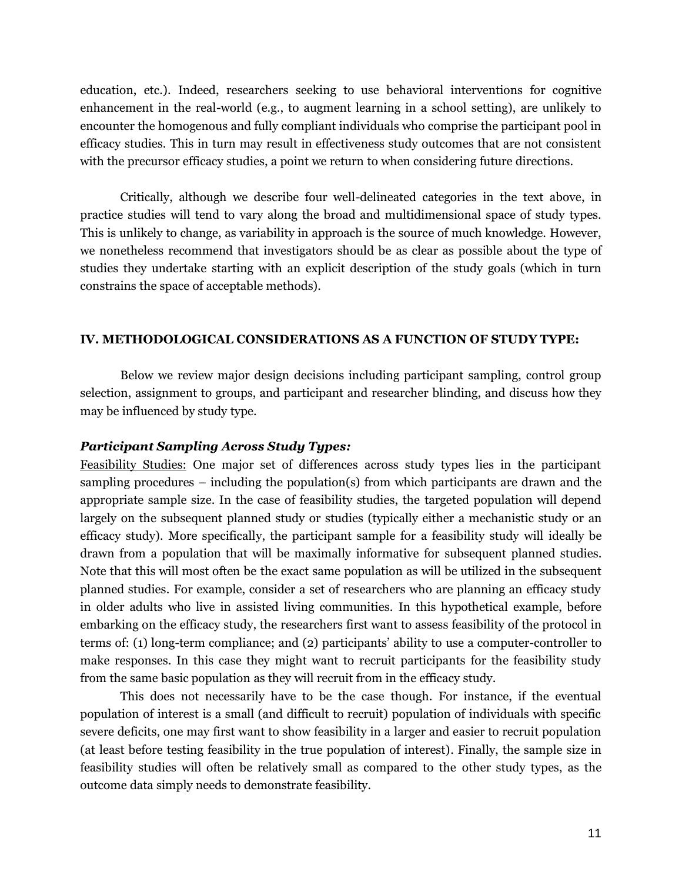education, etc.). Indeed, researchers seeking to use behavioral interventions for cognitive enhancement in the real-world (e.g., to augment learning in a school setting), are unlikely to encounter the homogenous and fully compliant individuals who comprise the participant pool in efficacy studies. This in turn may result in effectiveness study outcomes that are not consistent with the precursor efficacy studies, a point we return to when considering future directions.

Critically, although we describe four well-delineated categories in the text above, in practice studies will tend to vary along the broad and multidimensional space of study types. This is unlikely to change, as variability in approach is the source of much knowledge. However, we nonetheless recommend that investigators should be as clear as possible about the type of studies they undertake starting with an explicit description of the study goals (which in turn constrains the space of acceptable methods).

## IV. METHODOLOGICAL CONSIDERATIONS AS A FUNCTION OF STUDY TYPE:

Below we review major design decisions including participant sampling, control group selection, assignment to groups, and participant and researcher blinding, and discuss how they may be influenced by study type.

### *Participant Sampling Across Study Types:*

<u>Feasibility Studies:</u> One major set of differences across study types lies in the participant sampling procedures – including the population(s) from which participants are drawn and the appropriate sample size. In the case of feasibility studies, the targeted population will depend largely on the subsequent planned study or studies (typically either a mechanistic study or an efficacy study). More specifically, the participant sample for a feasibility study will ideally be drawn from a population that will be maximally informative for subsequent planned studies. Note that this will most often be the exact same population as will be utilized in the subsequent planned studies. For example, consider a set of researchers who are planning an efficacy study in older adults who live in assisted living communities. In this hypothetical example, before embarking on the efficacy study, the researchers first want to assess feasibility of the protocol in terms of: (1) long-term compliance; and (2) participants' ability to use a computer-controller to make responses. In this case they might want to recruit participants for the feasibility study from the same basic population as they will recruit from in the efficacy study.

This does not necessarily have to be the case though. For instance, if the eventual population of interest is a small (and difficult to recruit) population of individuals with specific severe deficits, one may first want to show feasibility in a larger and easier to recruit population (at least before testing feasibility in the true population of interest). Finally, the sample size in feasibility studies will often be relatively small as compared to the other study types, as the outcome data simply needs to demonstrate feasibility.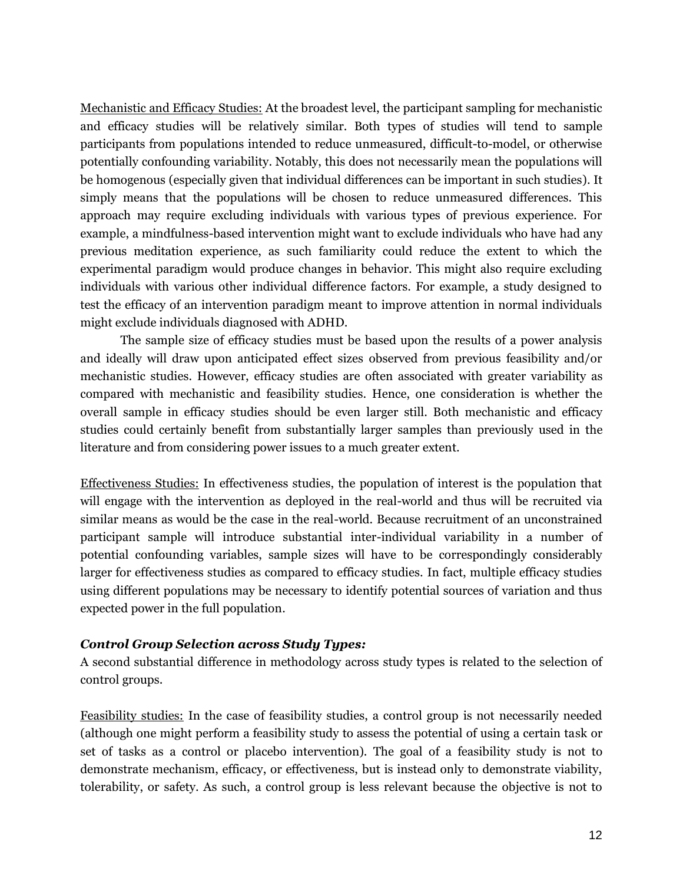<u>Mechanistic and Efficacy Studies:</u> At the broadest level, the participant sampling for mechanistic and efficacy studies will be relatively similar. Both types of studies will tend to sample participants from populations intended to reduce unmeasured, difficult-to-model, or otherwise potentially confounding variability. Notably, this does not necessarily mean the populations will be homogenous (especially given that individual differences can be important in such studies). It simply means that the populations will be chosen to reduce unmeasured differences. This approach may require excluding individuals with various types of previous experience. For example, a mindfulness-based intervention might want to exclude individuals who have had any previous meditation experience, as such familiarity could reduce the extent to which the experimental paradigm would produce changes in behavior. This might also require excluding individuals with various other individual difference factors. For example, a study designed to test the efficacy of an intervention paradigm meant to improve attention in normal individuals might exclude individuals diagnosed with ADHD.

The sample size of efficacy studies must be based upon the results of a power analysis and ideally will draw upon anticipated effect sizes observed from previous feasibility and/or mechanistic studies. However, efficacy studies are often associated with greater variability as compared with mechanistic and feasibility studies. Hence, one consideration is whether the overall sample in efficacy studies should be even larger still. Both mechanistic and efficacy studies could certainly benefit from substantially larger samples than previously used in the literature and from considering power issues to a much greater extent.

<u>Effectiveness Studies:</u> In effectiveness studies, the population of interest is the population that will engage with the intervention as deployed in the real-world and thus will be recruited via similar means as would be the case in the real-world. Because recruitment of an unconstrained participant sample will introduce substantial inter-individual variability in a number of potential confounding variables, sample sizes will have to be correspondingly considerably larger for effectiveness studies as compared to efficacy studies. In fact, multiple efficacy studies using different populations may be necessary to identify potential sources of variation and thus expected power in the full population.

### ***Control Group Selection across Study Types:***

A second substantial difference in methodology across study types is related to the selection of control groups.

<u>Feasibility studies:</u> In the case of feasibility studies, a control group is not necessarily needed (although one might perform a feasibility study to assess the potential of using a certain task or set of tasks as a control or placebo intervention). The goal of a feasibility study is not to demonstrate mechanism, efficacy, or effectiveness, but is instead only to demonstrate viability, tolerability, or safety. As such, a control group is less relevant because the objective is not to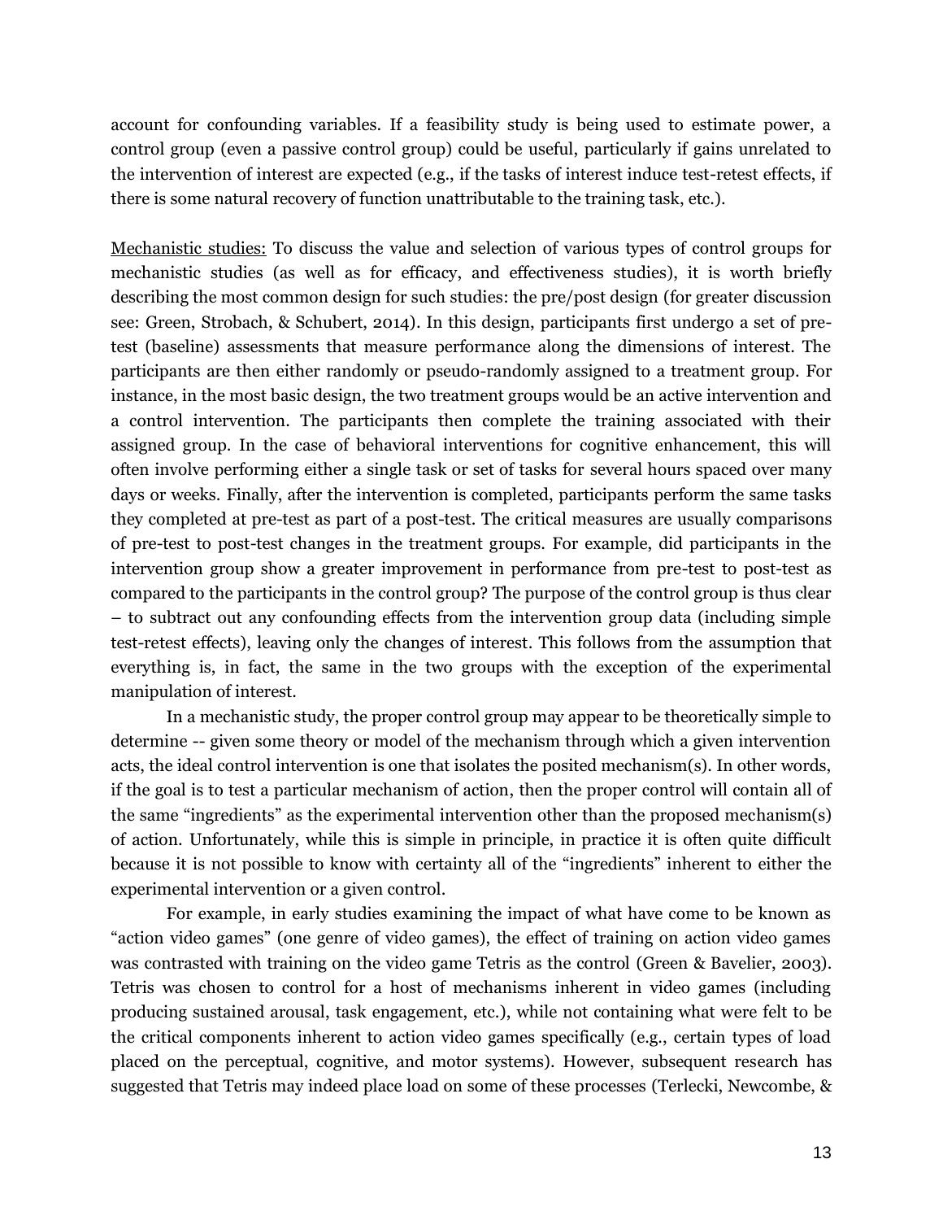account for confounding variables. If a feasibility study is being used to estimate power, a control group (even a passive control group) could be useful, particularly if gains unrelated to the intervention of interest are expected (e.g., if the tasks of interest induce test-retest effects, if there is some natural recovery of function unattributable to the training task, etc.).

Mechanistic studies: To discuss the value and selection of various types of control groups for mechanistic studies (as well as for efficacy, and effectiveness studies), it is worth briefly describing the most common design for such studies: the pre/post design (for greater discussion see: Green, Strobach, & Schubert, 2014). In this design, participants first undergo a set of pre-test (baseline) assessments that measure performance along the dimensions of interest. The participants are then either randomly or pseudo-randomly assigned to a treatment group. For instance, in the most basic design, the two treatment groups would be an active intervention and a control intervention. The participants then complete the training associated with their assigned group. In the case of behavioral interventions for cognitive enhancement, this will often involve performing either a single task or set of tasks for several hours spaced over many days or weeks. Finally, after the intervention is completed, participants perform the same tasks they completed at pre-test as part of a post-test. The critical measures are usually comparisons of pre-test to post-test changes in the treatment groups. For example, did participants in the intervention group show a greater improvement in performance from pre-test to post-test as compared to the participants in the control group? The purpose of the control group is thus clear – to subtract out any confounding effects from the intervention group data (including simple test-retest effects), leaving only the changes of interest. This follows from the assumption that everything is, in fact, the same in the two groups with the exception of the experimental manipulation of interest.

In a mechanistic study, the proper control group may appear to be theoretically simple to determine -- given some theory or model of the mechanism through which a given intervention acts, the ideal control intervention is one that isolates the posited mechanism(s). In other words, if the goal is to test a particular mechanism of action, then the proper control will contain all of the same "ingredients" as the experimental intervention other than the proposed mechanism(s) of action. Unfortunately, while this is simple in principle, in practice it is often quite difficult because it is not possible to know with certainty all of the "ingredients" inherent to either the experimental intervention or a given control.

For example, in early studies examining the impact of what have come to be known as "action video games" (one genre of video games), the effect of training on action video games was contrasted with training on the video game Tetris as the control (Green & Bavelier, 2003). Tetris was chosen to control for a host of mechanisms inherent in video games (including producing sustained arousal, task engagement, etc.), while not containing what were felt to be the critical components inherent to action video games specifically (e.g., certain types of load placed on the perceptual, cognitive, and motor systems). However, subsequent research has suggested that Tetris may indeed place load on some of these processes (Terlecki, Newcombe, &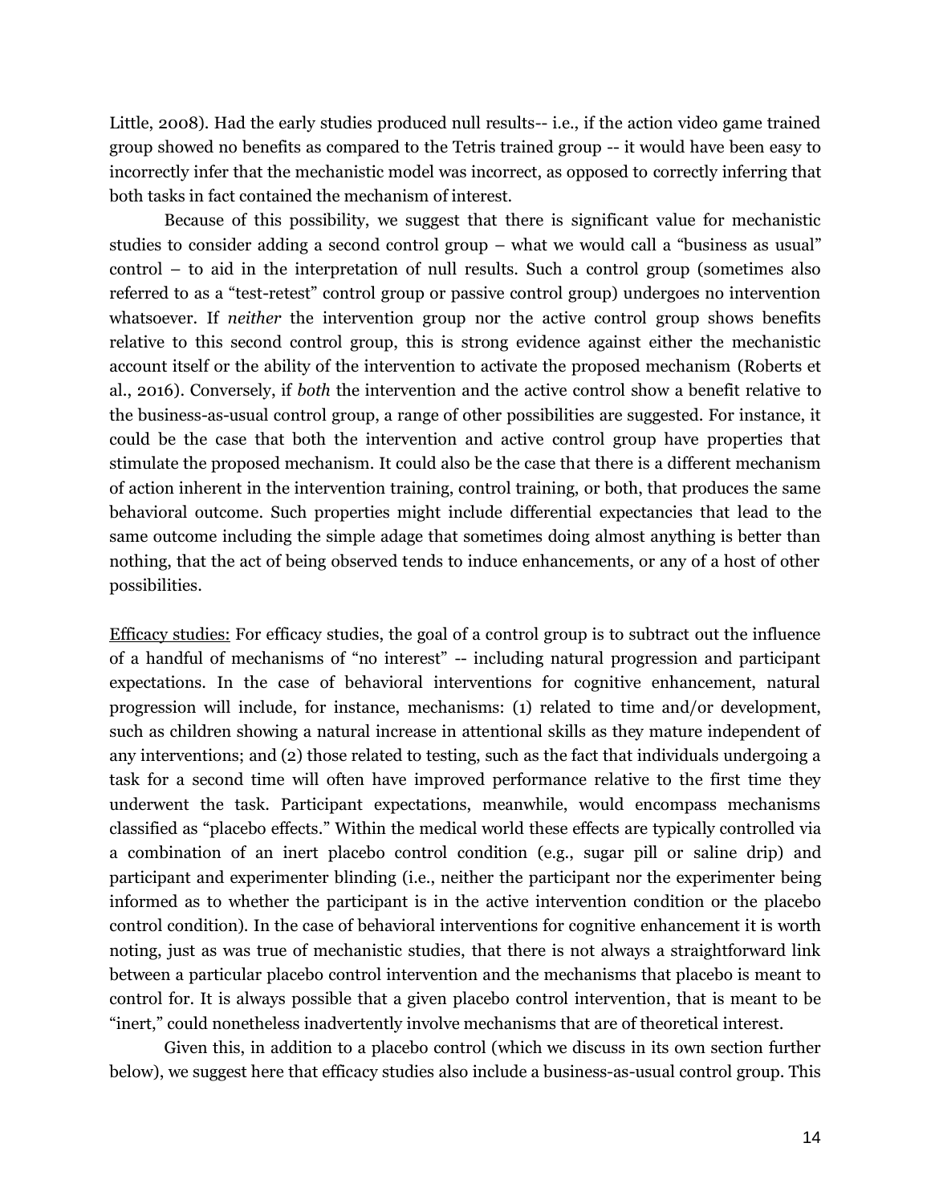Little, 2008). Had the early studies produced null results-- i.e., if the action video game trained group showed no benefits as compared to the Tetris trained group -- it would have been easy to incorrectly infer that the mechanistic model was incorrect, as opposed to correctly inferring that both tasks in fact contained the mechanism of interest.

Because of this possibility, we suggest that there is significant value for mechanistic studies to consider adding a second control group – what we would call a "business as usual" control – to aid in the interpretation of null results. Such a control group (sometimes also referred to as a "test-retest" control group or passive control group) undergoes no intervention whatsoever. If *neither* the intervention group nor the active control group shows benefits relative to this second control group, this is strong evidence against either the mechanistic account itself or the ability of the intervention to activate the proposed mechanism (Roberts et al., 2016). Conversely, if *both* the intervention and the active control show a benefit relative to the business-as-usual control group, a range of other possibilities are suggested. For instance, it could be the case that both the intervention and active control group have properties that stimulate the proposed mechanism. It could also be the case that there is a different mechanism of action inherent in the intervention training, control training, or both, that produces the same behavioral outcome. Such properties might include differential expectancies that lead to the same outcome including the simple adage that sometimes doing almost anything is better than nothing, that the act of being observed tends to induce enhancements, or any of a host of other possibilities.

<u>Efficacy studies:</u> For efficacy studies, the goal of a control group is to subtract out the influence of a handful of mechanisms of "no interest" -- including natural progression and participant expectations. In the case of behavioral interventions for cognitive enhancement, natural progression will include, for instance, mechanisms: (1) related to time and/or development, such as children showing a natural increase in attentional skills as they mature independent of any interventions; and (2) those related to testing, such as the fact that individuals undergoing a task for a second time will often have improved performance relative to the first time they underwent the task. Participant expectations, meanwhile, would encompass mechanisms classified as "placebo effects." Within the medical world these effects are typically controlled via a combination of an inert placebo control condition (e.g., sugar pill or saline drip) and participant and experimenter blinding (i.e., neither the participant nor the experimenter being informed as to whether the participant is in the active intervention condition or the placebo control condition). In the case of behavioral interventions for cognitive enhancement it is worth noting, just as was true of mechanistic studies, that there is not always a straightforward link between a particular placebo control intervention and the mechanisms that placebo is meant to control for. It is always possible that a given placebo control intervention, that is meant to be "inert," could nonetheless inadvertently involve mechanisms that are of theoretical interest.

Given this, in addition to a placebo control (which we discuss in its own section further below), we suggest here that efficacy studies also include a business-as-usual control group. This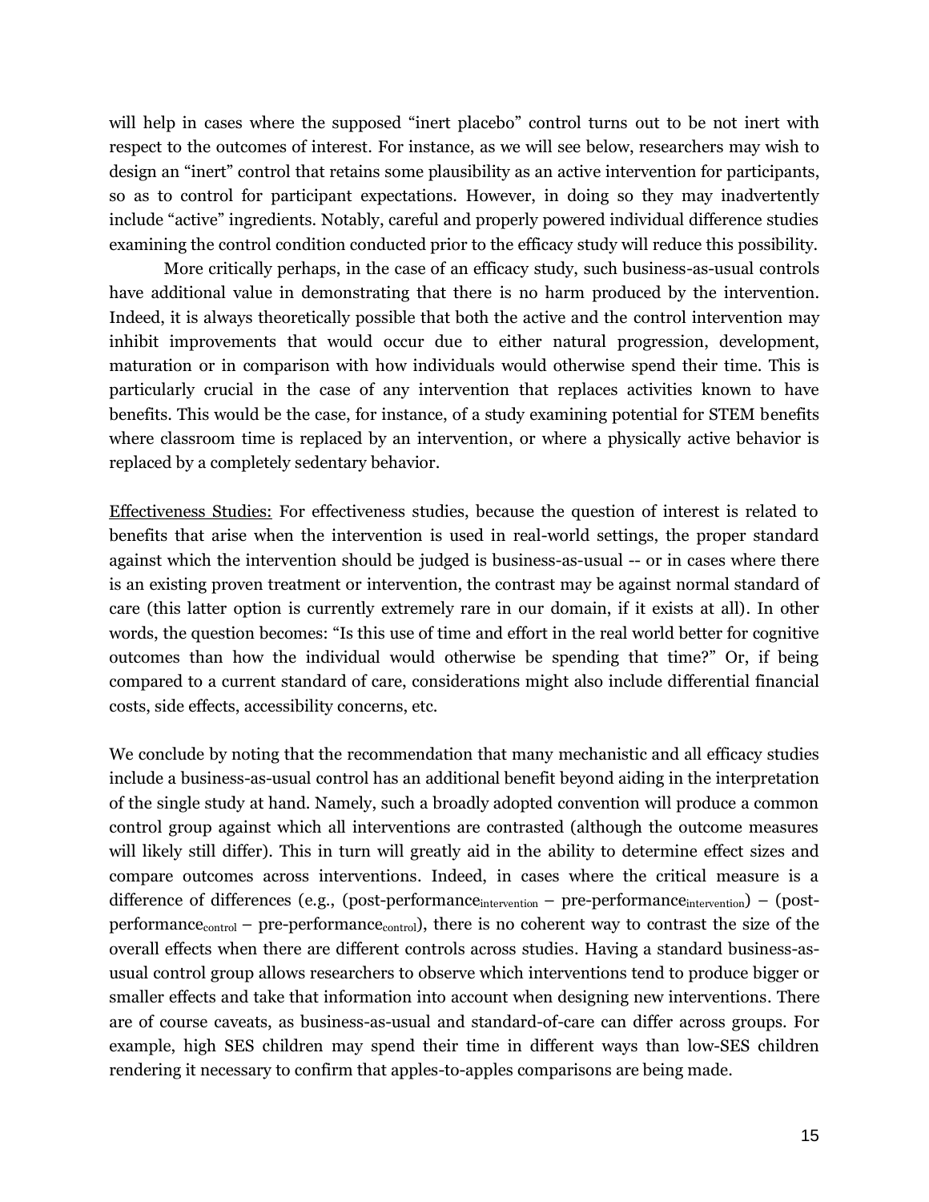will help in cases where the supposed "inert placebo" control turns out to be not inert with respect to the outcomes of interest. For instance, as we will see below, researchers may wish to design an "inert" control that retains some plausibility as an active intervention for participants, so as to control for participant expectations. However, in doing so they may inadvertently include "active" ingredients. Notably, careful and properly powered individual difference studies examining the control condition conducted prior to the efficacy study will reduce this possibility.

More critically perhaps, in the case of an efficacy study, such business-as-usual controls have additional value in demonstrating that there is no harm produced by the intervention. Indeed, it is always theoretically possible that both the active and the control intervention may inhibit improvements that would occur due to either natural progression, development, maturation or in comparison with how individuals would otherwise spend their time. This is particularly crucial in the case of any intervention that replaces activities known to have benefits. This would be the case, for instance, of a study examining potential for STEM benefits where classroom time is replaced by an intervention, or where a physically active behavior is replaced by a completely sedentary behavior.

<u>Effectiveness Studies:</u> For effectiveness studies, because the question of interest is related to benefits that arise when the intervention is used in real-world settings, the proper standard against which the intervention should be judged is business-as-usual -- or in cases where there is an existing proven treatment or intervention, the contrast may be against normal standard of care (this latter option is currently extremely rare in our domain, if it exists at all). In other words, the question becomes: "Is this use of time and effort in the real world better for cognitive outcomes than how the individual would otherwise be spending that time?" Or, if being compared to a current standard of care, considerations might also include differential financial costs, side effects, accessibility concerns, etc.

We conclude by noting that the recommendation that many mechanistic and all efficacy studies include a business-as-usual control has an additional benefit beyond aiding in the interpretation of the single study at hand. Namely, such a broadly adopted convention will produce a common control group against which all interventions are contrasted (although the outcome measures will likely still differ). This in turn will greatly aid in the ability to determine effect sizes and compare outcomes across interventions. Indeed, in cases where the critical measure is a difference of differences (e.g., ($\text{post-performance}_{\text{intervention}} - \text{pre-performance}_{\text{intervention}}$) – ($\text{post-performance}_{\text{control}} - \text{pre-performance}_{\text{control}}$), there is no coherent way to contrast the size of the overall effects when there are different controls across studies. Having a standard business-as-usual control group allows researchers to observe which interventions tend to produce bigger or smaller effects and take that information into account when designing new interventions. There are of course caveats, as business-as-usual and standard-of-care can differ across groups. For example, high SES children may spend their time in different ways than low-SES children rendering it necessary to confirm that apples-to-apples comparisons are being made.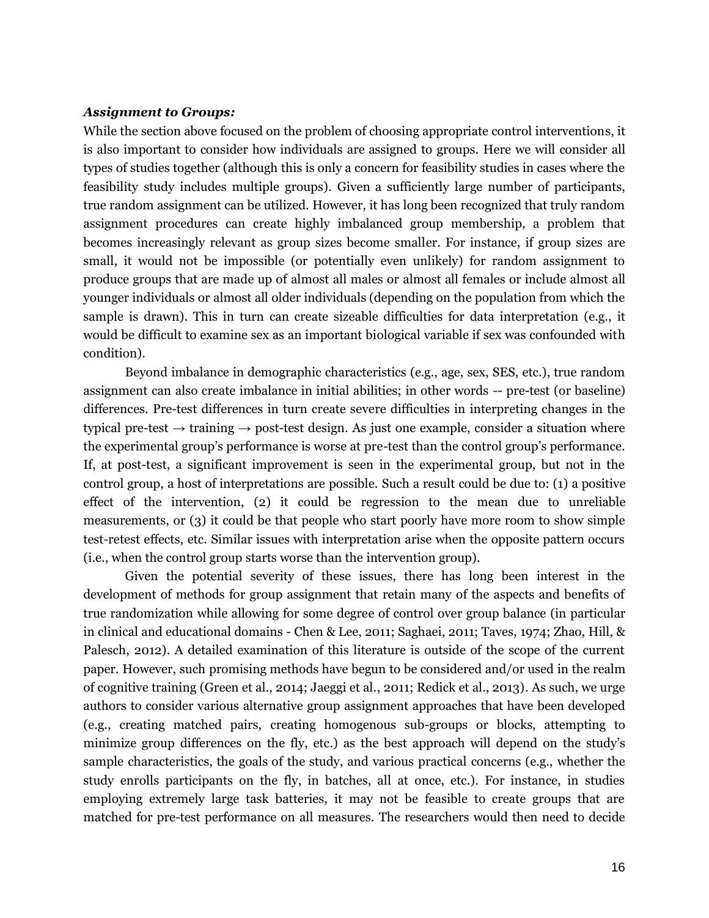***Assignment to Groups:***

While the section above focused on the problem of choosing appropriate control interventions, it is also important to consider how individuals are assigned to groups. Here we will consider all types of studies together (although this is only a concern for feasibility studies in cases where the feasibility study includes multiple groups). Given a sufficiently large number of participants, true random assignment can be utilized. However, it has long been recognized that truly random assignment procedures can create highly imbalanced group membership, a problem that becomes increasingly relevant as group sizes become smaller. For instance, if group sizes are small, it would not be impossible (or potentially even unlikely) for random assignment to produce groups that are made up of almost all males or almost all females or include almost all younger individuals or almost all older individuals (depending on the population from which the sample is drawn). This in turn can create sizeable difficulties for data interpretation (e.g., it would be difficult to examine sex as an important biological variable if sex was confounded with condition).

Beyond imbalance in demographic characteristics (e.g., age, sex, SES, etc.), true random assignment can also create imbalance in initial abilities; in other words -- pre-test (or baseline) differences. Pre-test differences in turn create severe difficulties in interpreting changes in the typical pre-test → training → post-test design. As just one example, consider a situation where the experimental group's performance is worse at pre-test than the control group's performance. If, at post-test, a significant improvement is seen in the experimental group, but not in the control group, a host of interpretations are possible. Such a result could be due to: (1) a positive effect of the intervention, (2) it could be regression to the mean due to unreliable measurements, or (3) it could be that people who start poorly have more room to show simple test-retest effects, etc. Similar issues with interpretation arise when the opposite pattern occurs (i.e., when the control group starts worse than the intervention group).

Given the potential severity of these issues, there has long been interest in the development of methods for group assignment that retain many of the aspects and benefits of true randomization while allowing for some degree of control over group balance (in particular in clinical and educational domains - Chen & Lee, 2011; Saghaei, 2011; Taves, 1974; Zhao, Hill, & Palesch, 2012). A detailed examination of this literature is outside of the scope of the current paper. However, such promising methods have begun to be considered and/or used in the realm of cognitive training (Green et al., 2014; Jaeggi et al., 2011; Redick et al., 2013). As such, we urge authors to consider various alternative group assignment approaches that have been developed (e.g., creating matched pairs, creating homogenous sub-groups or blocks, attempting to minimize group differences on the fly, etc.) as the best approach will depend on the study's sample characteristics, the goals of the study, and various practical concerns (e.g., whether the study enrolls participants on the fly, in batches, all at once, etc.). For instance, in studies employing extremely large task batteries, it may not be feasible to create groups that are matched for pre-test performance on all measures. The researchers would then need to decide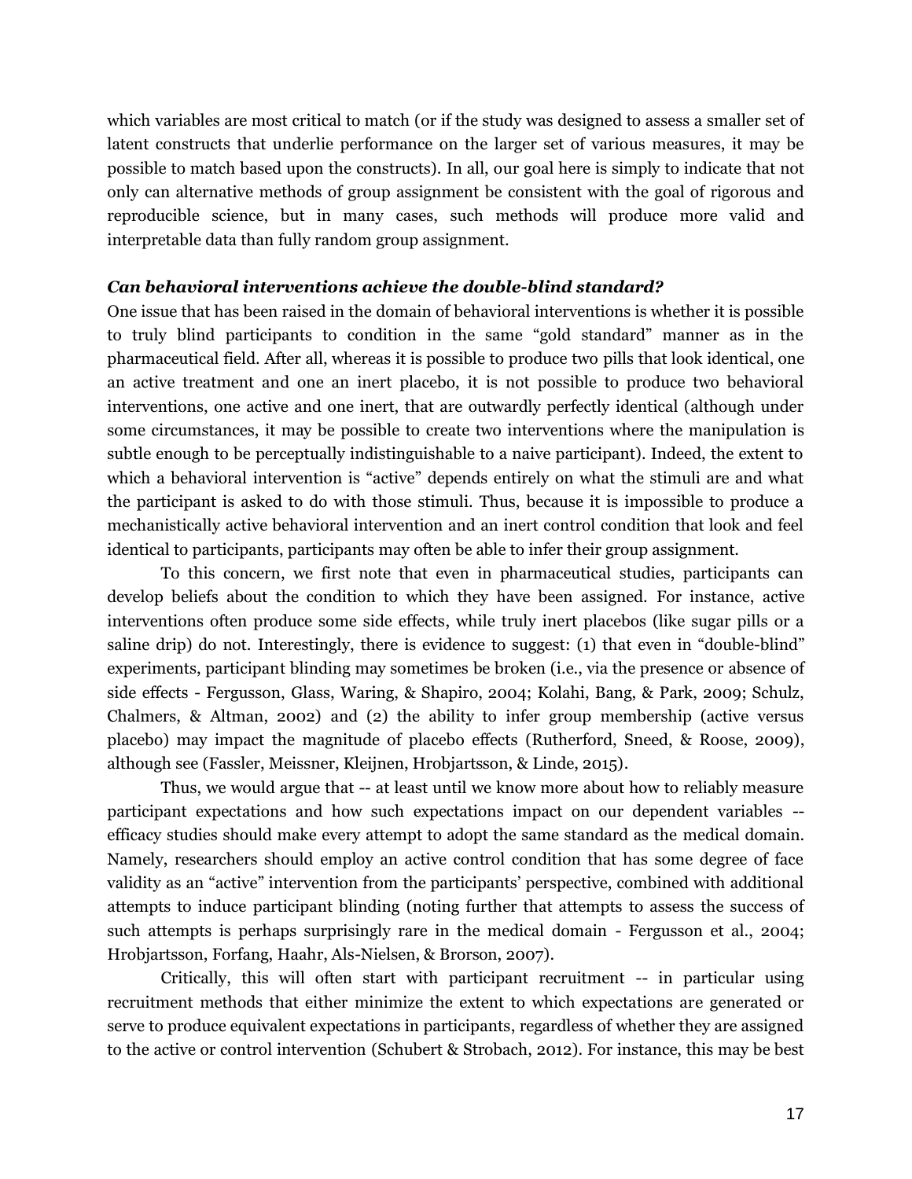which variables are most critical to match (or if the study was designed to assess a smaller set of latent constructs that underlie performance on the larger set of various measures, it may be possible to match based upon the constructs). In all, our goal here is simply to indicate that not only can alternative methods of group assignment be consistent with the goal of rigorous and reproducible science, but in many cases, such methods will produce more valid and interpretable data than fully random group assignment.

### *Can behavioral interventions achieve the double-blind standard?*

One issue that has been raised in the domain of behavioral interventions is whether it is possible to truly blind participants to condition in the same "gold standard" manner as in the pharmaceutical field. After all, whereas it is possible to produce two pills that look identical, one an active treatment and one an inert placebo, it is not possible to produce two behavioral interventions, one active and one inert, that are outwardly perfectly identical (although under some circumstances, it may be possible to create two interventions where the manipulation is subtle enough to be perceptually indistinguishable to a naive participant). Indeed, the extent to which a behavioral intervention is "active" depends entirely on what the stimuli are and what the participant is asked to do with those stimuli. Thus, because it is impossible to produce a mechanistically active behavioral intervention and an inert control condition that look and feel identical to participants, participants may often be able to infer their group assignment.

To this concern, we first note that even in pharmaceutical studies, participants can develop beliefs about the condition to which they have been assigned. For instance, active interventions often produce some side effects, while truly inert placebos (like sugar pills or a saline drip) do not. Interestingly, there is evidence to suggest: (1) that even in "double-blind" experiments, participant blinding may sometimes be broken (i.e., via the presence or absence of side effects - Fergusson, Glass, Waring, & Shapiro, 2004; Kolahi, Bang, & Park, 2009; Schulz, Chalmers, & Altman, 2002) and (2) the ability to infer group membership (active versus placebo) may impact the magnitude of placebo effects (Rutherford, Sneed, & Roose, 2009), although see (Fassler, Meissner, Kleijnen, Hrobjartsson, & Linde, 2015).

Thus, we would argue that -- at least until we know more about how to reliably measure participant expectations and how such expectations impact on our dependent variables -- efficacy studies should make every attempt to adopt the same standard as the medical domain. Namely, researchers should employ an active control condition that has some degree of face validity as an "active" intervention from the participants' perspective, combined with additional attempts to induce participant blinding (noting further that attempts to assess the success of such attempts is perhaps surprisingly rare in the medical domain - Fergusson et al., 2004; Hrobjartsson, Forfang, Haahr, Als-Nielsen, & Brorson, 2007).

Critically, this will often start with participant recruitment -- in particular using recruitment methods that either minimize the extent to which expectations are generated or serve to produce equivalent expectations in participants, regardless of whether they are assigned to the active or control intervention (Schubert & Strobach, 2012). For instance, this may be best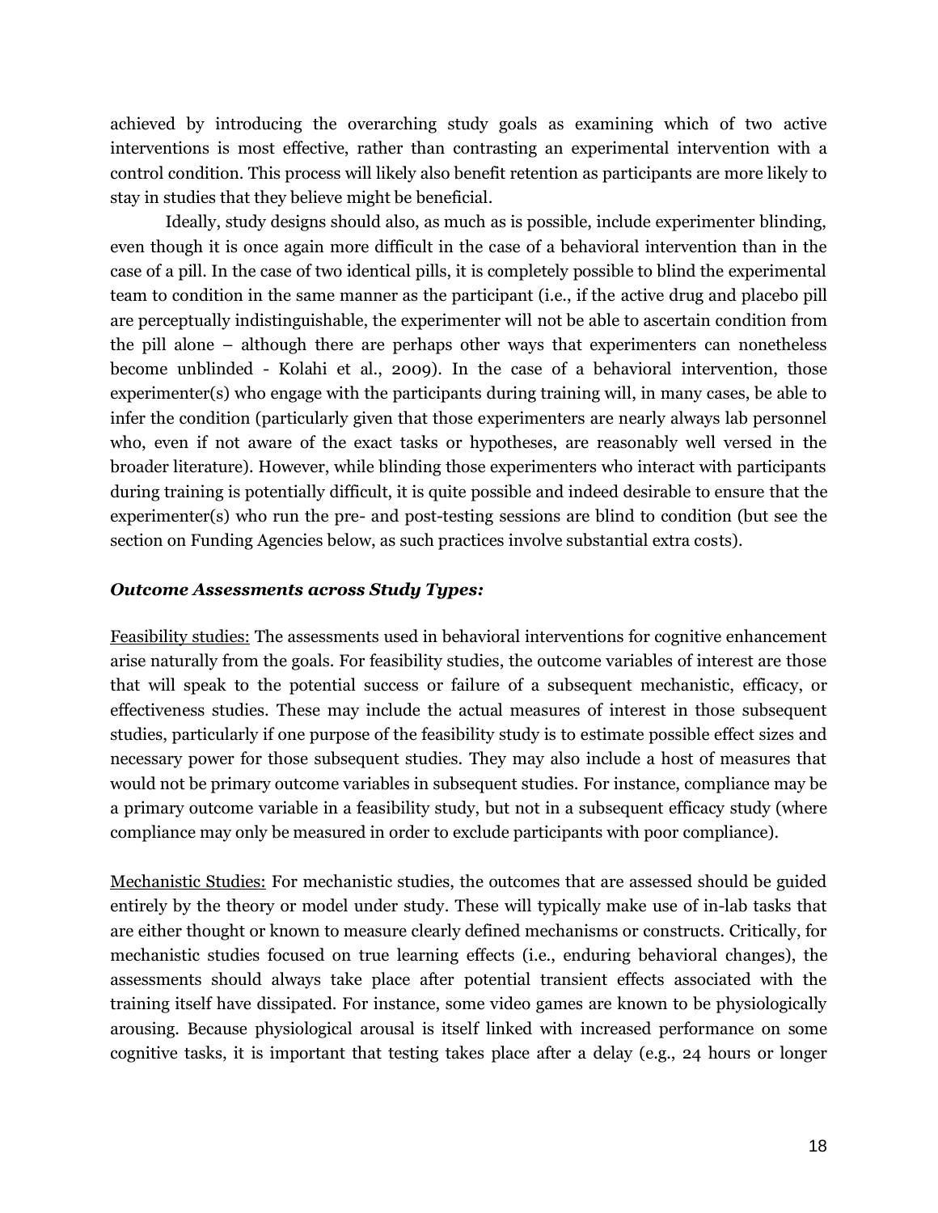achieved by introducing the overarching study goals as examining which of two active interventions is most effective, rather than contrasting an experimental intervention with a control condition. This process will likely also benefit retention as participants are more likely to stay in studies that they believe might be beneficial.

Ideally, study designs should also, as much as is possible, include experimenter blinding, even though it is once again more difficult in the case of a behavioral intervention than in the case of a pill. In the case of two identical pills, it is completely possible to blind the experimental team to condition in the same manner as the participant (i.e., if the active drug and placebo pill are perceptually indistinguishable, the experimenter will not be able to ascertain condition from the pill alone – although there are perhaps other ways that experimenters can nonetheless become unblinded - Kolahi et al., 2009). In the case of a behavioral intervention, those experimenter(s) who engage with the participants during training will, in many cases, be able to infer the condition (particularly given that those experimenters are nearly always lab personnel who, even if not aware of the exact tasks or hypotheses, are reasonably well versed in the broader literature). However, while blinding those experimenters who interact with participants during training is potentially difficult, it is quite possible and indeed desirable to ensure that the experimenter(s) who run the pre- and post-testing sessions are blind to condition (but see the section on Funding Agencies below, as such practices involve substantial extra costs).

***Outcome Assessments across Study Types:***

Feasibility studies: The assessments used in behavioral interventions for cognitive enhancement arise naturally from the goals. For feasibility studies, the outcome variables of interest are those that will speak to the potential success or failure of a subsequent mechanistic, efficacy, or effectiveness studies. These may include the actual measures of interest in those subsequent studies, particularly if one purpose of the feasibility study is to estimate possible effect sizes and necessary power for those subsequent studies. They may also include a host of measures that would not be primary outcome variables in subsequent studies. For instance, compliance may be a primary outcome variable in a feasibility study, but not in a subsequent efficacy study (where compliance may only be measured in order to exclude participants with poor compliance).

Mechanistic Studies: For mechanistic studies, the outcomes that are assessed should be guided entirely by the theory or model under study. These will typically make use of in-lab tasks that are either thought or known to measure clearly defined mechanisms or constructs. Critically, for mechanistic studies focused on true learning effects (i.e., enduring behavioral changes), the assessments should always take place after potential transient effects associated with the training itself have dissipated. For instance, some video games are known to be physiologically arousing. Because physiological arousal is itself linked with increased performance on some cognitive tasks, it is important that testing takes place after a delay (e.g., 24 hours or longer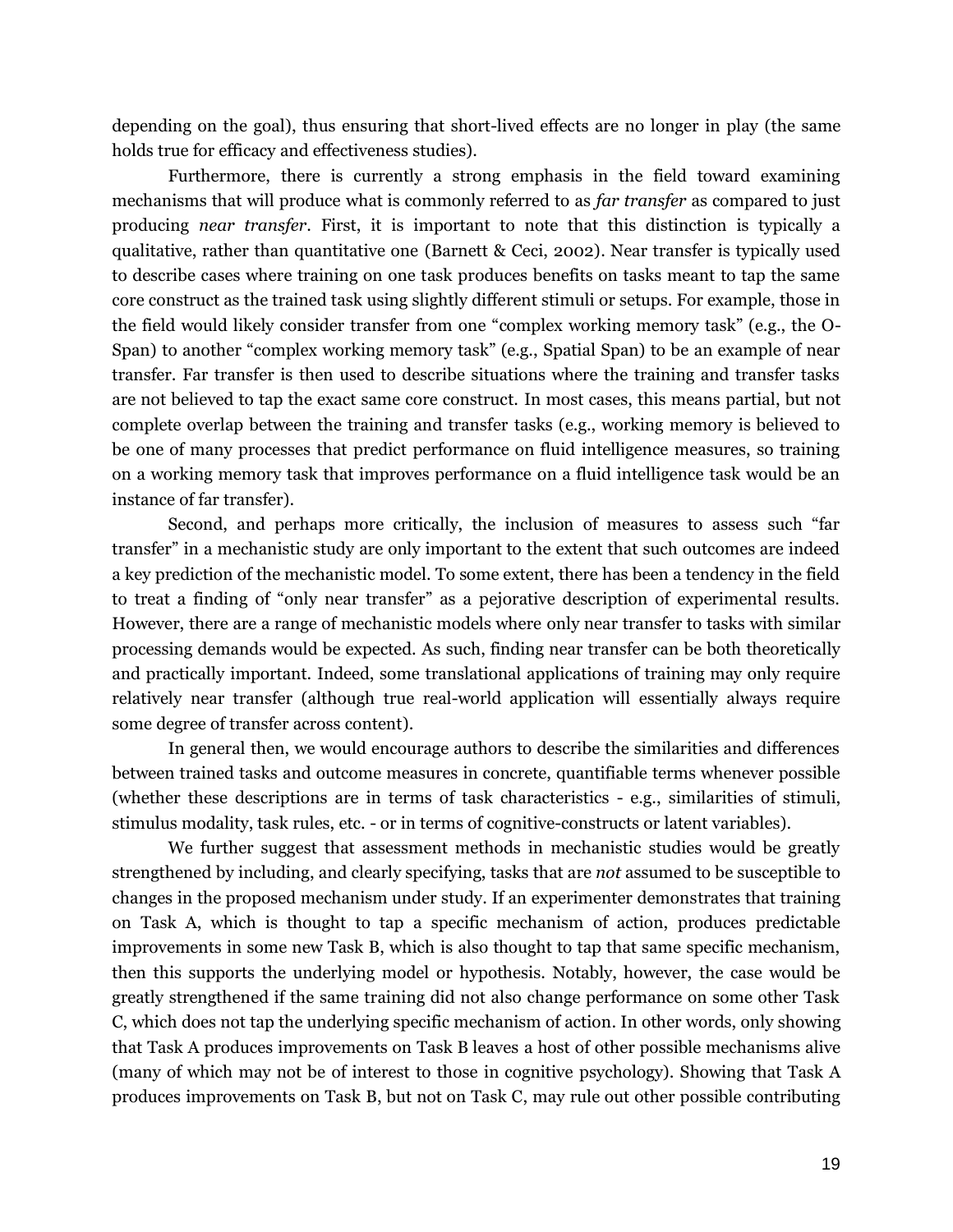depending on the goal), thus ensuring that short-lived effects are no longer in play (the same holds true for efficacy and effectiveness studies).

Furthermore, there is currently a strong emphasis in the field toward examining mechanisms that will produce what is commonly referred to as *far transfer* as compared to just producing *near transfer*. First, it is important to note that this distinction is typically a qualitative, rather than quantitative one (Barnett & Ceci, 2002). Near transfer is typically used to describe cases where training on one task produces benefits on tasks meant to tap the same core construct as the trained task using slightly different stimuli or setups. For example, those in the field would likely consider transfer from one "complex working memory task" (e.g., the O-Span) to another "complex working memory task" (e.g., Spatial Span) to be an example of near transfer. Far transfer is then used to describe situations where the training and transfer tasks are not believed to tap the exact same core construct. In most cases, this means partial, but not complete overlap between the training and transfer tasks (e.g., working memory is believed to be one of many processes that predict performance on fluid intelligence measures, so training on a working memory task that improves performance on a fluid intelligence task would be an instance of far transfer).

Second, and perhaps more critically, the inclusion of measures to assess such "far transfer" in a mechanistic study are only important to the extent that such outcomes are indeed a key prediction of the mechanistic model. To some extent, there has been a tendency in the field to treat a finding of "only near transfer" as a pejorative description of experimental results. However, there are a range of mechanistic models where only near transfer to tasks with similar processing demands would be expected. As such, finding near transfer can be both theoretically and practically important. Indeed, some translational applications of training may only require relatively near transfer (although true real-world application will essentially always require some degree of transfer across content).

In general then, we would encourage authors to describe the similarities and differences between trained tasks and outcome measures in concrete, quantifiable terms whenever possible (whether these descriptions are in terms of task characteristics - e.g., similarities of stimuli, stimulus modality, task rules, etc. - or in terms of cognitive-constructs or latent variables).

We further suggest that assessment methods in mechanistic studies would be greatly strengthened by including, and clearly specifying, tasks that are *not* assumed to be susceptible to changes in the proposed mechanism under study. If an experimenter demonstrates that training on Task A, which is thought to tap a specific mechanism of action, produces predictable improvements in some new Task B, which is also thought to tap that same specific mechanism, then this supports the underlying model or hypothesis. Notably, however, the case would be greatly strengthened if the same training did not also change performance on some other Task C, which does not tap the underlying specific mechanism of action. In other words, only showing that Task A produces improvements on Task B leaves a host of other possible mechanisms alive (many of which may not be of interest to those in cognitive psychology). Showing that Task A produces improvements on Task B, but not on Task C, may rule out other possible contributing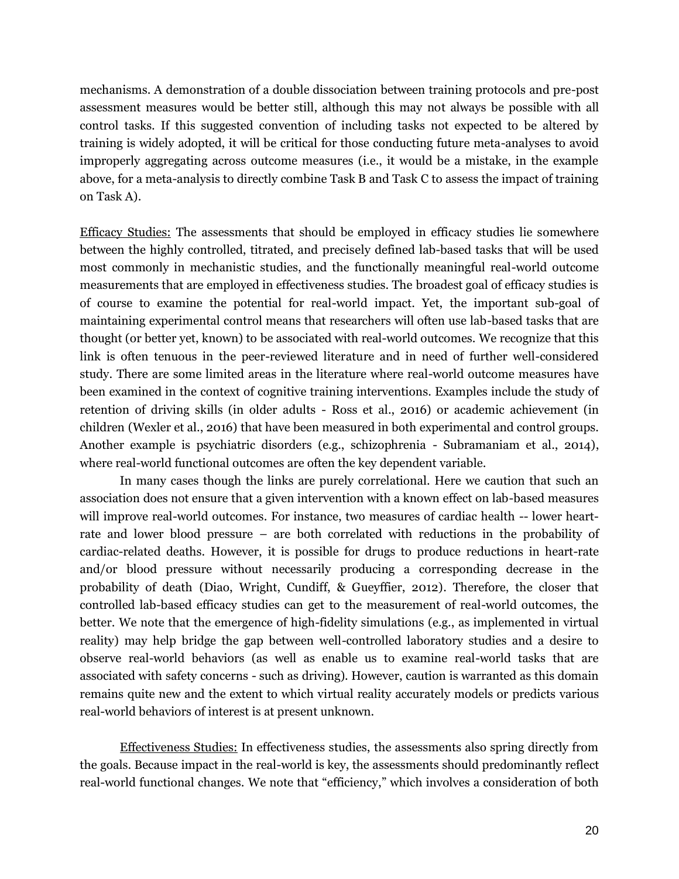mechanisms. A demonstration of a double dissociation between training protocols and pre-post assessment measures would be better still, although this may not always be possible with all control tasks. If this suggested convention of including tasks not expected to be altered by training is widely adopted, it will be critical for those conducting future meta-analyses to avoid improperly aggregating across outcome measures (i.e., it would be a mistake, in the example above, for a meta-analysis to directly combine Task B and Task C to assess the impact of training on Task A).

<u>Efficacy Studies:</u> The assessments that should be employed in efficacy studies lie somewhere between the highly controlled, titrated, and precisely defined lab-based tasks that will be used most commonly in mechanistic studies, and the functionally meaningful real-world outcome measurements that are employed in effectiveness studies. The broadest goal of efficacy studies is of course to examine the potential for real-world impact. Yet, the important sub-goal of maintaining experimental control means that researchers will often use lab-based tasks that are thought (or better yet, known) to be associated with real-world outcomes. We recognize that this link is often tenuous in the peer-reviewed literature and in need of further well-considered study. There are some limited areas in the literature where real-world outcome measures have been examined in the context of cognitive training interventions. Examples include the study of retention of driving skills (in older adults - Ross et al., 2016) or academic achievement (in children (Wexler et al., 2016) that have been measured in both experimental and control groups. Another example is psychiatric disorders (e.g., schizophrenia - Subramaniam et al., 2014), where real-world functional outcomes are often the key dependent variable.

In many cases though the links are purely correlational. Here we caution that such an association does not ensure that a given intervention with a known effect on lab-based measures will improve real-world outcomes. For instance, two measures of cardiac health -- lower heart-rate and lower blood pressure – are both correlated with reductions in the probability of cardiac-related deaths. However, it is possible for drugs to produce reductions in heart-rate and/or blood pressure without necessarily producing a corresponding decrease in the probability of death (Diao, Wright, Cundiff, & Gueyffier, 2012). Therefore, the closer that controlled lab-based efficacy studies can get to the measurement of real-world outcomes, the better. We note that the emergence of high-fidelity simulations (e.g., as implemented in virtual reality) may help bridge the gap between well-controlled laboratory studies and a desire to observe real-world behaviors (as well as enable us to examine real-world tasks that are associated with safety concerns - such as driving). However, caution is warranted as this domain remains quite new and the extent to which virtual reality accurately models or predicts various real-world behaviors of interest is at present unknown.

<u>Effectiveness Studies:</u> In effectiveness studies, the assessments also spring directly from the goals. Because impact in the real-world is key, the assessments should predominantly reflect real-world functional changes. We note that "efficiency," which involves a consideration of both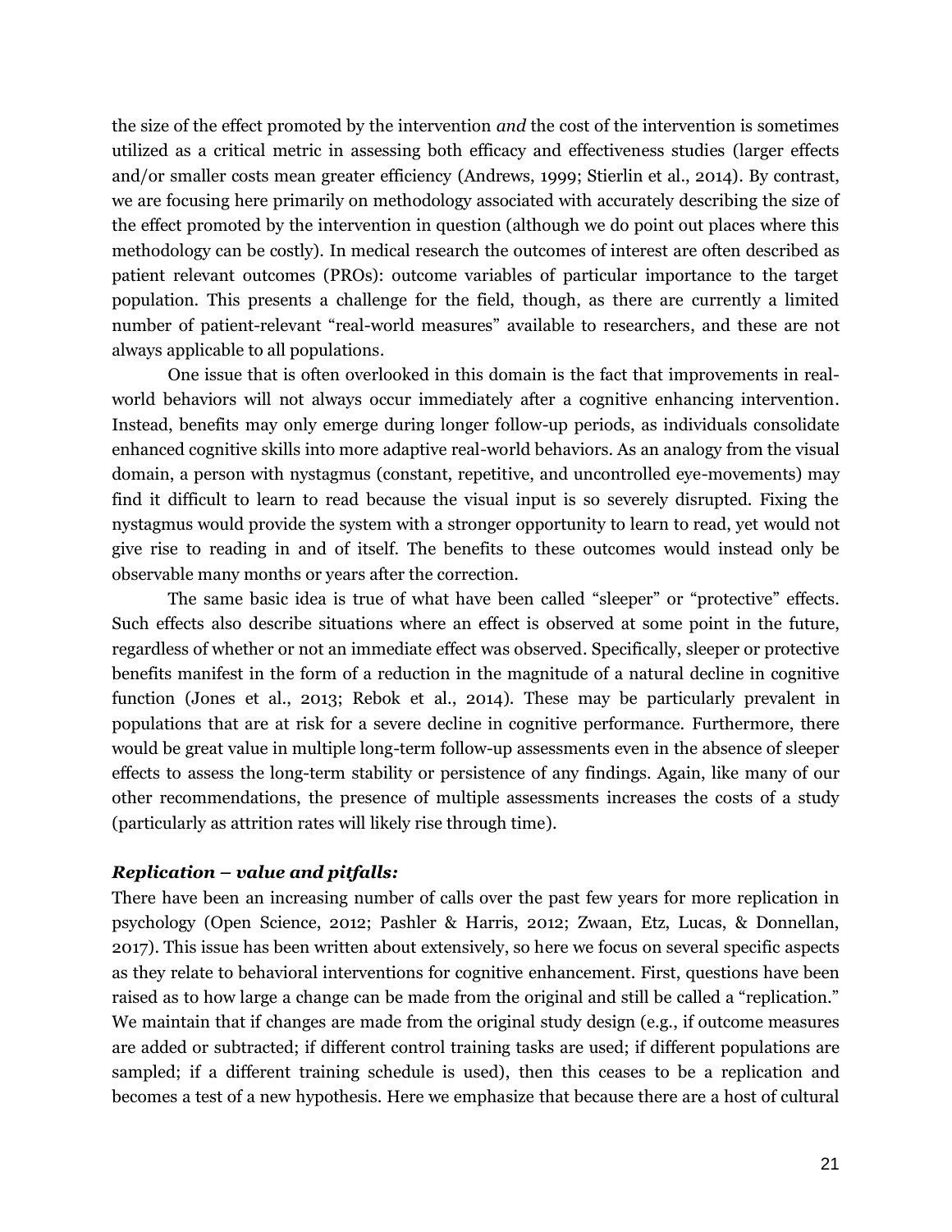the size of the effect promoted by the intervention *and* the cost of the intervention is sometimes utilized as a critical metric in assessing both efficacy and effectiveness studies (larger effects and/or smaller costs mean greater efficiency (Andrews, 1999; Stierlin et al., 2014). By contrast, we are focusing here primarily on methodology associated with accurately describing the size of the effect promoted by the intervention in question (although we do point out places where this methodology can be costly). In medical research the outcomes of interest are often described as patient relevant outcomes (PROs): outcome variables of particular importance to the target population. This presents a challenge for the field, though, as there are currently a limited number of patient-relevant "real-world measures" available to researchers, and these are not always applicable to all populations.

One issue that is often overlooked in this domain is the fact that improvements in real-world behaviors will not always occur immediately after a cognitive enhancing intervention. Instead, benefits may only emerge during longer follow-up periods, as individuals consolidate enhanced cognitive skills into more adaptive real-world behaviors. As an analogy from the visual domain, a person with nystagmus (constant, repetitive, and uncontrolled eye-movements) may find it difficult to learn to read because the visual input is so severely disrupted. Fixing the nystagmus would provide the system with a stronger opportunity to learn to read, yet would not give rise to reading in and of itself. The benefits to these outcomes would instead only be observable many months or years after the correction.

The same basic idea is true of what have been called "sleeper" or "protective" effects. Such effects also describe situations where an effect is observed at some point in the future, regardless of whether or not an immediate effect was observed. Specifically, sleeper or protective benefits manifest in the form of a reduction in the magnitude of a natural decline in cognitive function (Jones et al., 2013; Rebok et al., 2014). These may be particularly prevalent in populations that are at risk for a severe decline in cognitive performance. Furthermore, there would be great value in multiple long-term follow-up assessments even in the absence of sleeper effects to assess the long-term stability or persistence of any findings. Again, like many of our other recommendations, the presence of multiple assessments increases the costs of a study (particularly as attrition rates will likely rise through time).

### *Replication – value and pitfalls:*

There have been an increasing number of calls over the past few years for more replication in psychology (Open Science, 2012; Pashler & Harris, 2012; Zwaan, Etz, Lucas, & Donnellan, 2017). This issue has been written about extensively, so here we focus on several specific aspects as they relate to behavioral interventions for cognitive enhancement. First, questions have been raised as to how large a change can be made from the original and still be called a "replication." We maintain that if changes are made from the original study design (e.g., if outcome measures are added or subtracted; if different control training tasks are used; if different populations are sampled; if a different training schedule is used), then this ceases to be a replication and becomes a test of a new hypothesis. Here we emphasize that because there are a host of cultural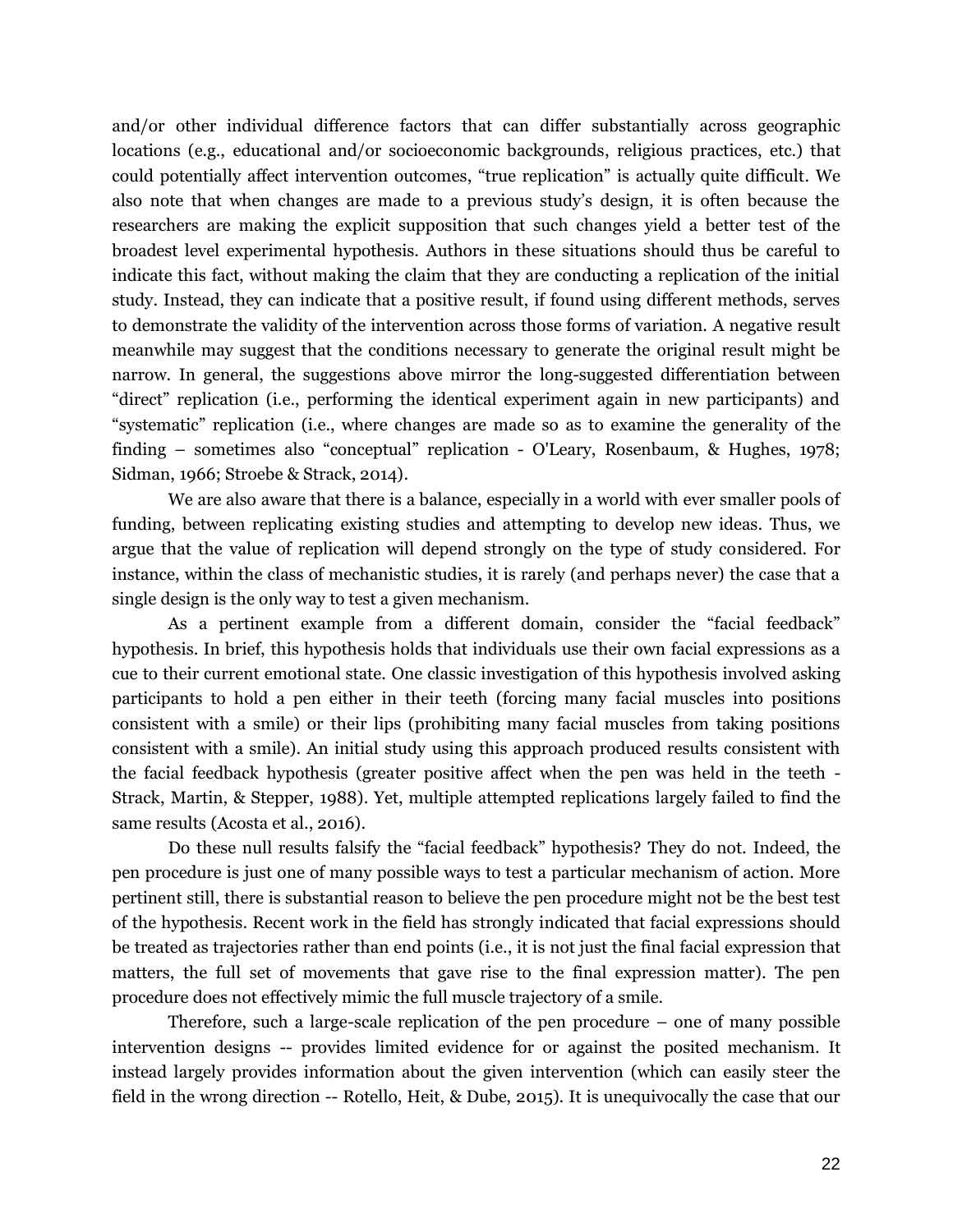and/or other individual difference factors that can differ substantially across geographic locations (e.g., educational and/or socioeconomic backgrounds, religious practices, etc.) that could potentially affect intervention outcomes, "true replication" is actually quite difficult. We also note that when changes are made to a previous study's design, it is often because the researchers are making the explicit supposition that such changes yield a better test of the broadest level experimental hypothesis. Authors in these situations should thus be careful to indicate this fact, without making the claim that they are conducting a replication of the initial study. Instead, they can indicate that a positive result, if found using different methods, serves to demonstrate the validity of the intervention across those forms of variation. A negative result meanwhile may suggest that the conditions necessary to generate the original result might be narrow. In general, the suggestions above mirror the long-suggested differentiation between "direct" replication (i.e., performing the identical experiment again in new participants) and "systematic" replication (i.e., where changes are made so as to examine the generality of the finding – sometimes also "conceptual" replication - O'Leary, Rosenbaum, & Hughes, 1978; Sidman, 1966; Stroebe & Strack, 2014).

We are also aware that there is a balance, especially in a world with ever smaller pools of funding, between replicating existing studies and attempting to develop new ideas. Thus, we argue that the value of replication will depend strongly on the type of study considered. For instance, within the class of mechanistic studies, it is rarely (and perhaps never) the case that a single design is the only way to test a given mechanism.

As a pertinent example from a different domain, consider the "facial feedback" hypothesis. In brief, this hypothesis holds that individuals use their own facial expressions as a cue to their current emotional state. One classic investigation of this hypothesis involved asking participants to hold a pen either in their teeth (forcing many facial muscles into positions consistent with a smile) or their lips (prohibiting many facial muscles from taking positions consistent with a smile). An initial study using this approach produced results consistent with the facial feedback hypothesis (greater positive affect when the pen was held in the teeth - Strack, Martin, & Stepper, 1988). Yet, multiple attempted replications largely failed to find the same results (Acosta et al., 2016).

Do these null results falsify the "facial feedback" hypothesis? They do not. Indeed, the pen procedure is just one of many possible ways to test a particular mechanism of action. More pertinent still, there is substantial reason to believe the pen procedure might not be the best test of the hypothesis. Recent work in the field has strongly indicated that facial expressions should be treated as trajectories rather than end points (i.e., it is not just the final facial expression that matters, the full set of movements that gave rise to the final expression matter). The pen procedure does not effectively mimic the full muscle trajectory of a smile.

Therefore, such a large-scale replication of the pen procedure – one of many possible intervention designs -- provides limited evidence for or against the posited mechanism. It instead largely provides information about the given intervention (which can easily steer the field in the wrong direction -- Rotello, Heit, & Dube, 2015). It is unequivocally the case that our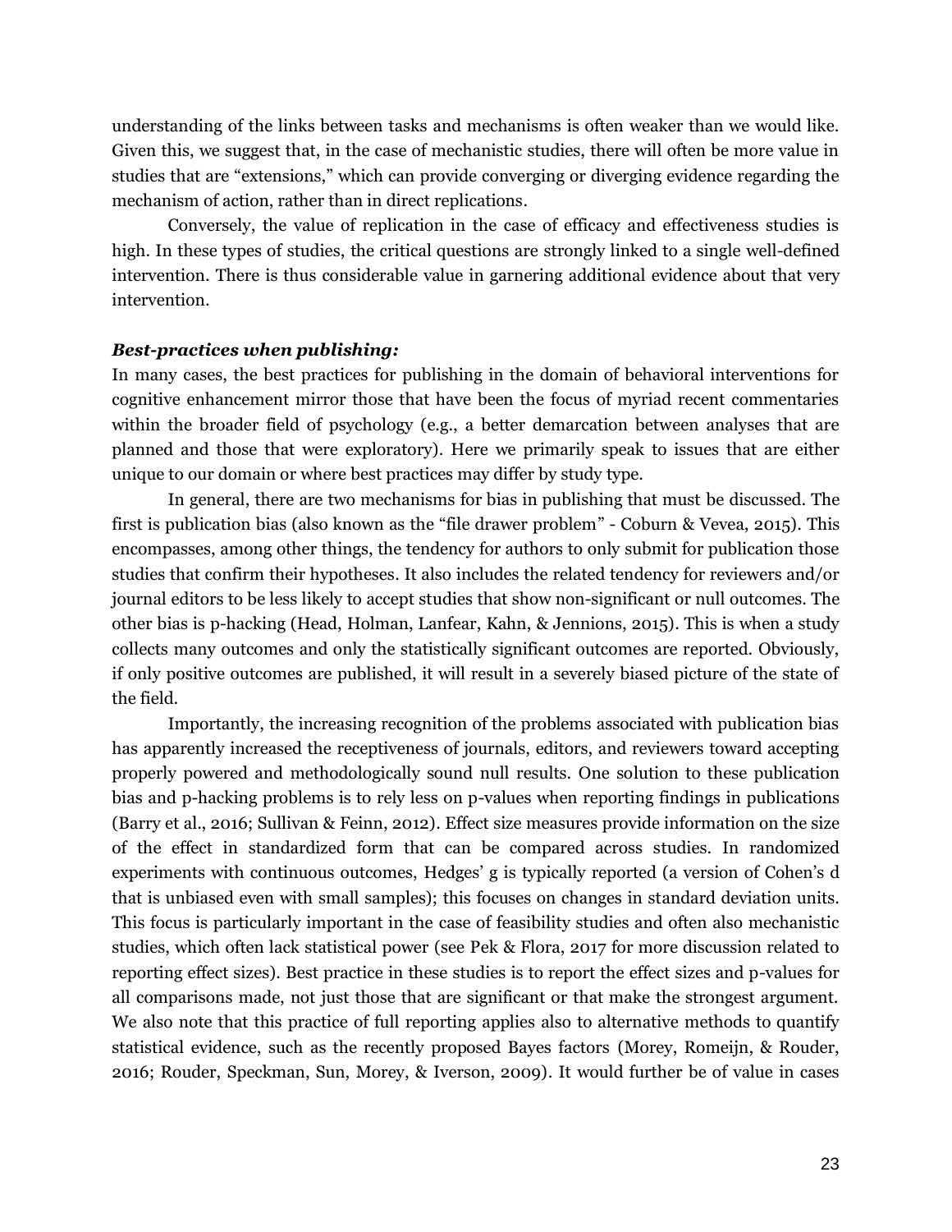understanding of the links between tasks and mechanisms is often weaker than we would like. Given this, we suggest that, in the case of mechanistic studies, there will often be more value in studies that are "extensions," which can provide converging or diverging evidence regarding the mechanism of action, rather than in direct replications.

Conversely, the value of replication in the case of efficacy and effectiveness studies is high. In these types of studies, the critical questions are strongly linked to a single well-defined intervention. There is thus considerable value in garnering additional evidence about that very intervention.

***Best-practices when publishing:***

In many cases, the best practices for publishing in the domain of behavioral interventions for cognitive enhancement mirror those that have been the focus of myriad recent commentaries within the broader field of psychology (e.g., a better demarcation between analyses that are planned and those that were exploratory). Here we primarily speak to issues that are either unique to our domain or where best practices may differ by study type.

In general, there are two mechanisms for bias in publishing that must be discussed. The first is publication bias (also known as the "file drawer problem" - Coburn & Vevea, 2015). This encompasses, among other things, the tendency for authors to only submit for publication those studies that confirm their hypotheses. It also includes the related tendency for reviewers and/or journal editors to be less likely to accept studies that show non-significant or null outcomes. The other bias is p-hacking (Head, Holman, Lanfear, Kahn, & Jennions, 2015). This is when a study collects many outcomes and only the statistically significant outcomes are reported. Obviously, if only positive outcomes are published, it will result in a severely biased picture of the state of the field.

Importantly, the increasing recognition of the problems associated with publication bias has apparently increased the receptiveness of journals, editors, and reviewers toward accepting properly powered and methodologically sound null results. One solution to these publication bias and p-hacking problems is to rely less on p-values when reporting findings in publications (Barry et al., 2016; Sullivan & Feinn, 2012). Effect size measures provide information on the size of the effect in standardized form that can be compared across studies. In randomized experiments with continuous outcomes, Hedges' g is typically reported (a version of Cohen's d that is unbiased even with small samples); this focuses on changes in standard deviation units. This focus is particularly important in the case of feasibility studies and often also mechanistic studies, which often lack statistical power (see Pek & Flora, 2017 for more discussion related to reporting effect sizes). Best practice in these studies is to report the effect sizes and p-values for all comparisons made, not just those that are significant or that make the strongest argument. We also note that this practice of full reporting applies also to alternative methods to quantify statistical evidence, such as the recently proposed Bayes factors (Morey, Romeijn, & Rouder, 2016; Rouder, Speckman, Sun, Morey, & Iverson, 2009). It would further be of value in cases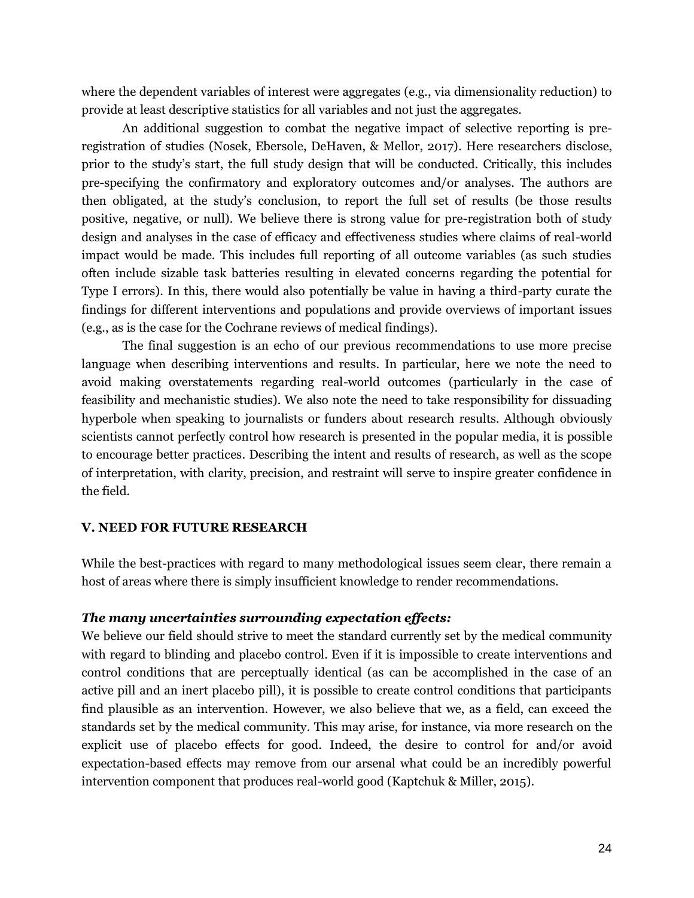where the dependent variables of interest were aggregates (e.g., via dimensionality reduction) to provide at least descriptive statistics for all variables and not just the aggregates.

An additional suggestion to combat the negative impact of selective reporting is pre-registration of studies (Nosek, Ebersole, DeHaven, & Mellor, 2017). Here researchers disclose, prior to the study's start, the full study design that will be conducted. Critically, this includes pre-specifying the confirmatory and exploratory outcomes and/or analyses. The authors are then obligated, at the study's conclusion, to report the full set of results (be those results positive, negative, or null). We believe there is strong value for pre-registration both of study design and analyses in the case of efficacy and effectiveness studies where claims of real-world impact would be made. This includes full reporting of all outcome variables (as such studies often include sizable task batteries resulting in elevated concerns regarding the potential for Type I errors). In this, there would also potentially be value in having a third-party curate the findings for different interventions and populations and provide overviews of important issues (e.g., as is the case for the Cochrane reviews of medical findings).

The final suggestion is an echo of our previous recommendations to use more precise language when describing interventions and results. In particular, here we note the need to avoid making overstatements regarding real-world outcomes (particularly in the case of feasibility and mechanistic studies). We also note the need to take responsibility for dissuading hyperbole when speaking to journalists or funders about research results. Although obviously scientists cannot perfectly control how research is presented in the popular media, it is possible to encourage better practices. Describing the intent and results of research, as well as the scope of interpretation, with clarity, precision, and restraint will serve to inspire greater confidence in the field.

## V. NEED FOR FUTURE RESEARCH

While the best-practices with regard to many methodological issues seem clear, there remain a host of areas where there is simply insufficient knowledge to render recommendations.

### *The many uncertainties surrounding expectation effects:*

We believe our field should strive to meet the standard currently set by the medical community with regard to blinding and placebo control. Even if it is impossible to create interventions and control conditions that are perceptually identical (as can be accomplished in the case of an active pill and an inert placebo pill), it is possible to create control conditions that participants find plausible as an intervention. However, we also believe that we, as a field, can exceed the standards set by the medical community. This may arise, for instance, via more research on the explicit use of placebo effects for good. Indeed, the desire to control for and/or avoid expectation-based effects may remove from our arsenal what could be an incredibly powerful intervention component that produces real-world good (Kaptchuk & Miller, 2015).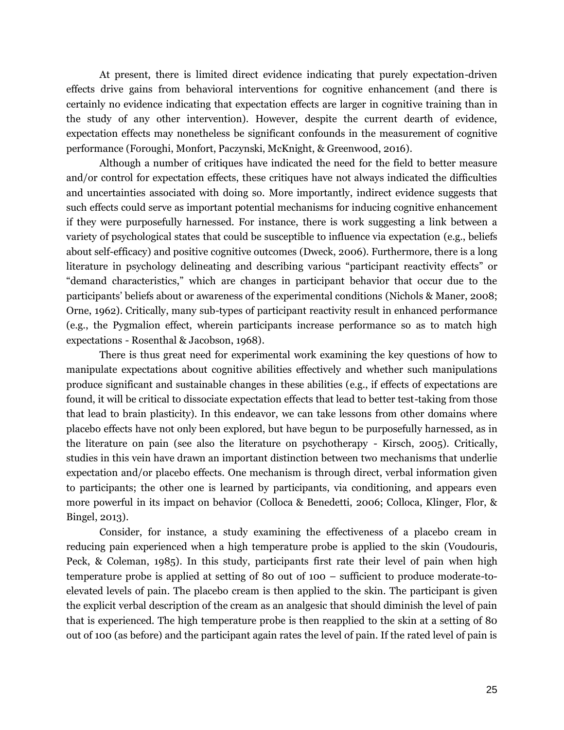At present, there is limited direct evidence indicating that purely expectation-driven effects drive gains from behavioral interventions for cognitive enhancement (and there is certainly no evidence indicating that expectation effects are larger in cognitive training than in the study of any other intervention). However, despite the current dearth of evidence, expectation effects may nonetheless be significant confounds in the measurement of cognitive performance (Foroughi, Monfort, Paczynski, McKnight, & Greenwood, 2016).

Although a number of critiques have indicated the need for the field to better measure and/or control for expectation effects, these critiques have not always indicated the difficulties and uncertainties associated with doing so. More importantly, indirect evidence suggests that such effects could serve as important potential mechanisms for inducing cognitive enhancement if they were purposefully harnessed. For instance, there is work suggesting a link between a variety of psychological states that could be susceptible to influence via expectation (e.g., beliefs about self-efficacy) and positive cognitive outcomes (Dweck, 2006). Furthermore, there is a long literature in psychology delineating and describing various "participant reactivity effects" or "demand characteristics," which are changes in participant behavior that occur due to the participants' beliefs about or awareness of the experimental conditions (Nichols & Maner, 2008; Orne, 1962). Critically, many sub-types of participant reactivity result in enhanced performance (e.g., the Pygmalion effect, wherein participants increase performance so as to match high expectations - Rosenthal & Jacobson, 1968).

There is thus great need for experimental work examining the key questions of how to manipulate expectations about cognitive abilities effectively and whether such manipulations produce significant and sustainable changes in these abilities (e.g., if effects of expectations are found, it will be critical to dissociate expectation effects that lead to better test-taking from those that lead to brain plasticity). In this endeavor, we can take lessons from other domains where placebo effects have not only been explored, but have begun to be purposefully harnessed, as in the literature on pain (see also the literature on psychotherapy - Kirsch, 2005). Critically, studies in this vein have drawn an important distinction between two mechanisms that underlie expectation and/or placebo effects. One mechanism is through direct, verbal information given to participants; the other one is learned by participants, via conditioning, and appears even more powerful in its impact on behavior (Colloca & Benedetti, 2006; Colloca, Klinger, Flor, & Bingel, 2013).

Consider, for instance, a study examining the effectiveness of a placebo cream in reducing pain experienced when a high temperature probe is applied to the skin (Voudouris, Peck, & Coleman, 1985). In this study, participants first rate their level of pain when high temperature probe is applied at setting of 80 out of 100 – sufficient to produce moderate-to-elevated levels of pain. The placebo cream is then applied to the skin. The participant is given the explicit verbal description of the cream as an analgesic that should diminish the level of pain that is experienced. The high temperature probe is then reapplied to the skin at a setting of 80 out of 100 (as before) and the participant again rates the level of pain. If the rated level of pain is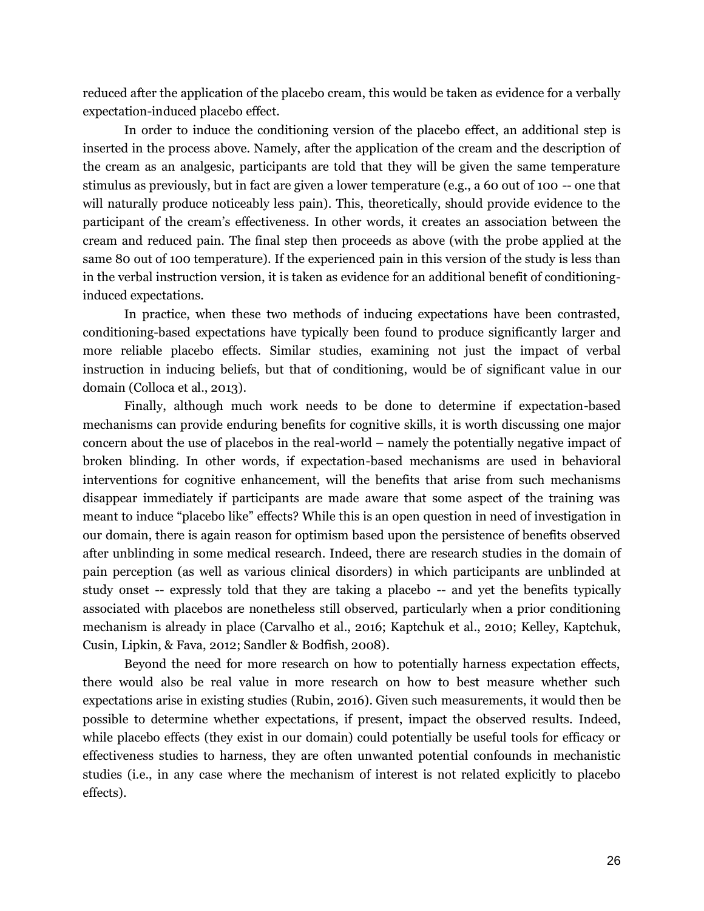reduced after the application of the placebo cream, this would be taken as evidence for a verbally expectation-induced placebo effect.

In order to induce the conditioning version of the placebo effect, an additional step is inserted in the process above. Namely, after the application of the cream and the description of the cream as an analgesic, participants are told that they will be given the same temperature stimulus as previously, but in fact are given a lower temperature (e.g., a 60 out of 100 -- one that will naturally produce noticeably less pain). This, theoretically, should provide evidence to the participant of the cream's effectiveness. In other words, it creates an association between the cream and reduced pain. The final step then proceeds as above (with the probe applied at the same 80 out of 100 temperature). If the experienced pain in this version of the study is less than in the verbal instruction version, it is taken as evidence for an additional benefit of conditioning-induced expectations.

In practice, when these two methods of inducing expectations have been contrasted, conditioning-based expectations have typically been found to produce significantly larger and more reliable placebo effects. Similar studies, examining not just the impact of verbal instruction in inducing beliefs, but that of conditioning, would be of significant value in our domain (Colloca et al., 2013).

Finally, although much work needs to be done to determine if expectation-based mechanisms can provide enduring benefits for cognitive skills, it is worth discussing one major concern about the use of placebos in the real-world – namely the potentially negative impact of broken blinding. In other words, if expectation-based mechanisms are used in behavioral interventions for cognitive enhancement, will the benefits that arise from such mechanisms disappear immediately if participants are made aware that some aspect of the training was meant to induce "placebo like" effects? While this is an open question in need of investigation in our domain, there is again reason for optimism based upon the persistence of benefits observed after unblinding in some medical research. Indeed, there are research studies in the domain of pain perception (as well as various clinical disorders) in which participants are unblinded at study onset -- expressly told that they are taking a placebo -- and yet the benefits typically associated with placebos are nonetheless still observed, particularly when a prior conditioning mechanism is already in place (Carvalho et al., 2016; Kaptchuk et al., 2010; Kelley, Kaptchuk, Cusin, Lipkin, & Fava, 2012; Sandler & Bodfish, 2008).

Beyond the need for more research on how to potentially harness expectation effects, there would also be real value in more research on how to best measure whether such expectations arise in existing studies (Rubin, 2016). Given such measurements, it would then be possible to determine whether expectations, if present, impact the observed results. Indeed, while placebo effects (they exist in our domain) could potentially be useful tools for efficacy or effectiveness studies to harness, they are often unwanted potential confounds in mechanistic studies (i.e., in any case where the mechanism of interest is not related explicitly to placebo effects).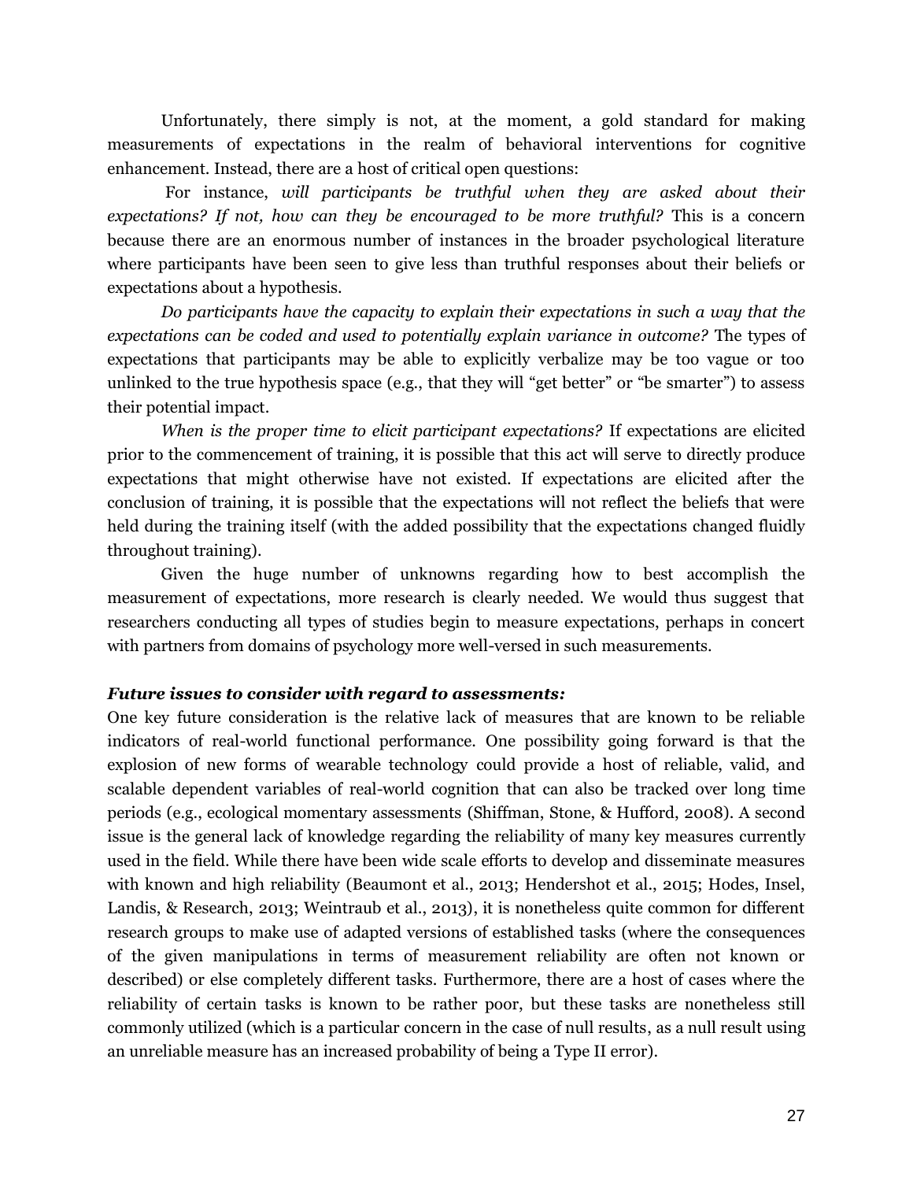Unfortunately, there simply is not, at the moment, a gold standard for making measurements of expectations in the realm of behavioral interventions for cognitive enhancement. Instead, there are a host of critical open questions:

For instance, *will participants be truthful when they are asked about their expectations? If not, how can they be encouraged to be more truthful?* This is a concern because there are an enormous number of instances in the broader psychological literature where participants have been seen to give less than truthful responses about their beliefs or expectations about a hypothesis.

*Do participants have the capacity to explain their expectations in such a way that the expectations can be coded and used to potentially explain variance in outcome?* The types of expectations that participants may be able to explicitly verbalize may be too vague or too unlinked to the true hypothesis space (e.g., that they will "get better" or "be smarter") to assess their potential impact.

*When is the proper time to elicit participant expectations?* If expectations are elicited prior to the commencement of training, it is possible that this act will serve to directly produce expectations that might otherwise have not existed. If expectations are elicited after the conclusion of training, it is possible that the expectations will not reflect the beliefs that were held during the training itself (with the added possibility that the expectations changed fluidly throughout training).

Given the huge number of unknowns regarding how to best accomplish the measurement of expectations, more research is clearly needed. We would thus suggest that researchers conducting all types of studies begin to measure expectations, perhaps in concert with partners from domains of psychology more well-versed in such measurements.

***Future issues to consider with regard to assessments:***

One key future consideration is the relative lack of measures that are known to be reliable indicators of real-world functional performance. One possibility going forward is that the explosion of new forms of wearable technology could provide a host of reliable, valid, and scalable dependent variables of real-world cognition that can also be tracked over long time periods (e.g., ecological momentary assessments (Shiffman, Stone, & Hufford, 2008). A second issue is the general lack of knowledge regarding the reliability of many key measures currently used in the field. While there have been wide scale efforts to develop and disseminate measures with known and high reliability (Beaumont et al., 2013; Hendershot et al., 2015; Hodes, Insel, Landis, & Research, 2013; Weintraub et al., 2013), it is nonetheless quite common for different research groups to make use of adapted versions of established tasks (where the consequences of the given manipulations in terms of measurement reliability are often not known or described) or else completely different tasks. Furthermore, there are a host of cases where the reliability of certain tasks is known to be rather poor, but these tasks are nonetheless still commonly utilized (which is a particular concern in the case of null results, as a null result using an unreliable measure has an increased probability of being a Type II error).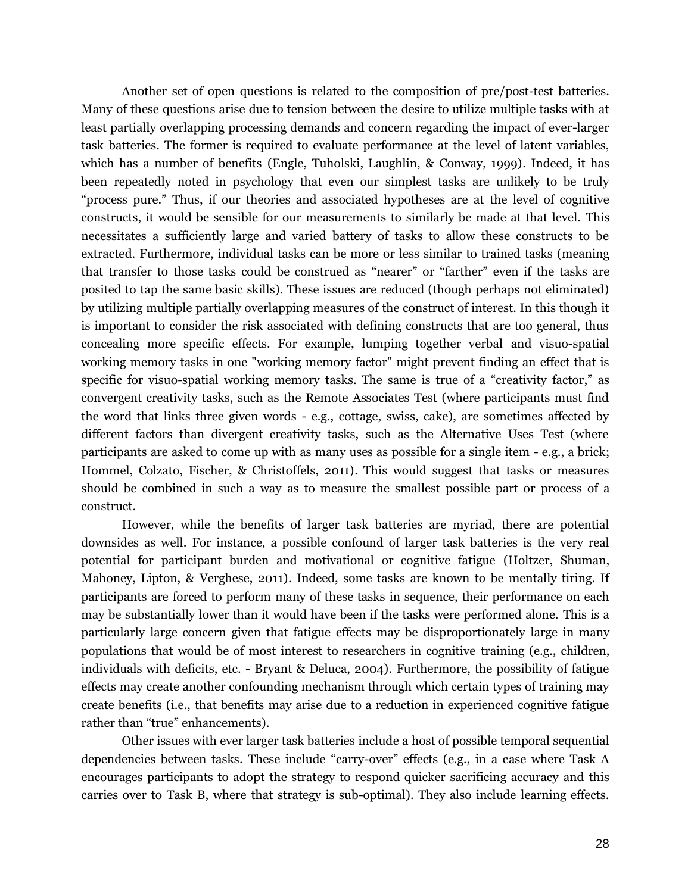Another set of open questions is related to the composition of pre/post-test batteries. Many of these questions arise due to tension between the desire to utilize multiple tasks with at least partially overlapping processing demands and concern regarding the impact of ever-larger task batteries. The former is required to evaluate performance at the level of latent variables, which has a number of benefits (Engle, Tuholski, Laughlin, & Conway, 1999). Indeed, it has been repeatedly noted in psychology that even our simplest tasks are unlikely to be truly "process pure." Thus, if our theories and associated hypotheses are at the level of cognitive constructs, it would be sensible for our measurements to similarly be made at that level. This necessitates a sufficiently large and varied battery of tasks to allow these constructs to be extracted. Furthermore, individual tasks can be more or less similar to trained tasks (meaning that transfer to those tasks could be construed as "nearer" or "farther" even if the tasks are posited to tap the same basic skills). These issues are reduced (though perhaps not eliminated) by utilizing multiple partially overlapping measures of the construct of interest. In this though it is important to consider the risk associated with defining constructs that are too general, thus concealing more specific effects. For example, lumping together verbal and visuo-spatial working memory tasks in one "working memory factor" might prevent finding an effect that is specific for visuo-spatial working memory tasks. The same is true of a "creativity factor," as convergent creativity tasks, such as the Remote Associates Test (where participants must find the word that links three given words - e.g., cottage, swiss, cake), are sometimes affected by different factors than divergent creativity tasks, such as the Alternative Uses Test (where participants are asked to come up with as many uses as possible for a single item - e.g., a brick; Hommel, Colzato, Fischer, & Christoffels, 2011). This would suggest that tasks or measures should be combined in such a way as to measure the smallest possible part or process of a construct.

However, while the benefits of larger task batteries are myriad, there are potential downsides as well. For instance, a possible confound of larger task batteries is the very real potential for participant burden and motivational or cognitive fatigue (Holtzer, Shuman, Mahoney, Lipton, & Verghese, 2011). Indeed, some tasks are known to be mentally tiring. If participants are forced to perform many of these tasks in sequence, their performance on each may be substantially lower than it would have been if the tasks were performed alone. This is a particularly large concern given that fatigue effects may be disproportionately large in many populations that would be of most interest to researchers in cognitive training (e.g., children, individuals with deficits, etc. - Bryant & Deluca, 2004). Furthermore, the possibility of fatigue effects may create another confounding mechanism through which certain types of training may create benefits (i.e., that benefits may arise due to a reduction in experienced cognitive fatigue rather than "true" enhancements).

Other issues with ever larger task batteries include a host of possible temporal sequential dependencies between tasks. These include "carry-over" effects (e.g., in a case where Task A encourages participants to adopt the strategy to respond quicker sacrificing accuracy and this carries over to Task B, where that strategy is sub-optimal). They also include learning effects.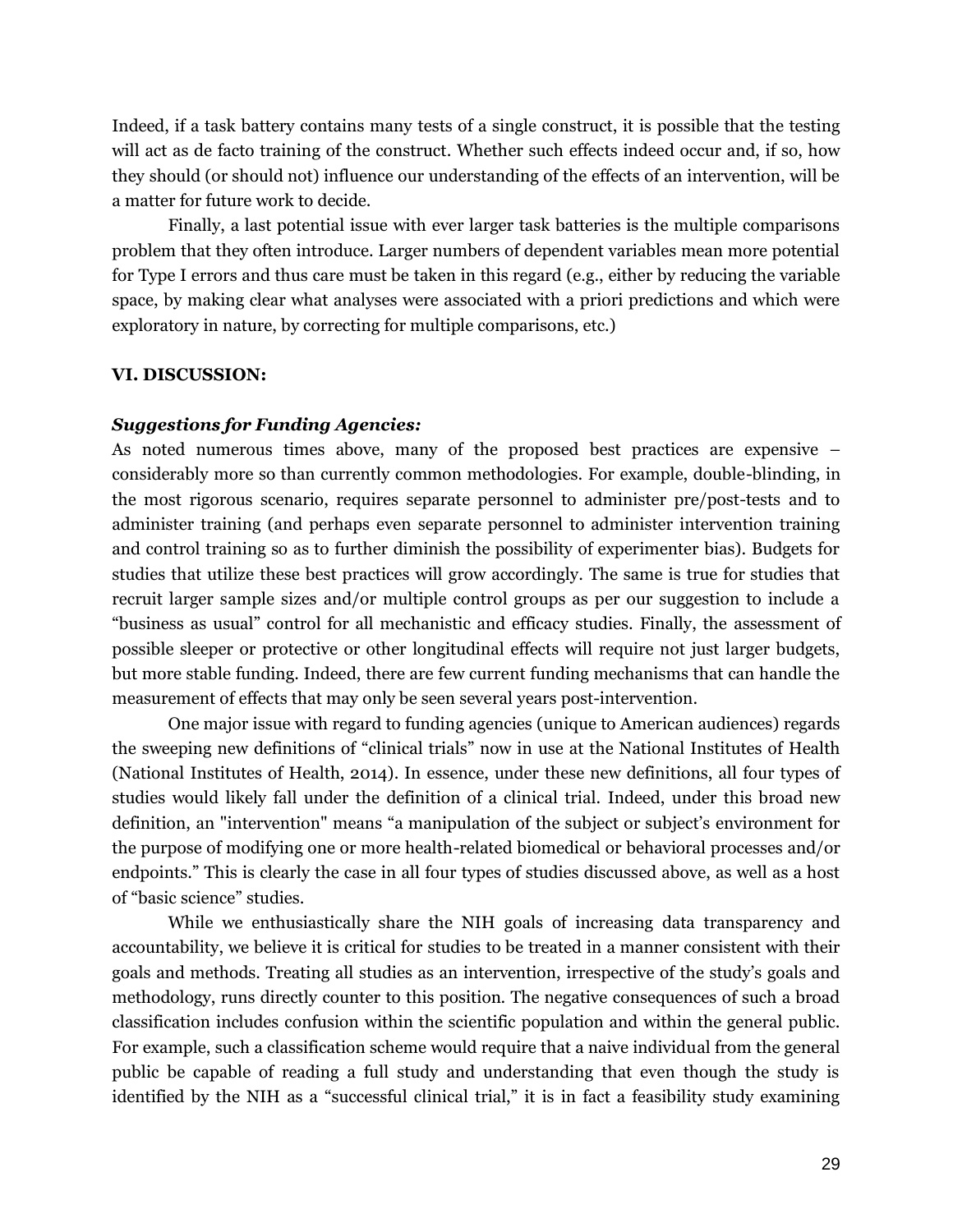Indeed, if a task battery contains many tests of a single construct, it is possible that the testing will act as de facto training of the construct. Whether such effects indeed occur and, if so, how they should (or should not) influence our understanding of the effects of an intervention, will be a matter for future work to decide.

Finally, a last potential issue with ever larger task batteries is the multiple comparisons problem that they often introduce. Larger numbers of dependent variables mean more potential for Type I errors and thus care must be taken in this regard (e.g., either by reducing the variable space, by making clear what analyses were associated with a priori predictions and which were exploratory in nature, by correcting for multiple comparisons, etc.)

## VI. DISCUSSION:

### *Suggestions for Funding Agencies:*

As noted numerous times above, many of the proposed best practices are expensive – considerably more so than currently common methodologies. For example, double-blinding, in the most rigorous scenario, requires separate personnel to administer pre/post-tests and to administer training (and perhaps even separate personnel to administer intervention training and control training so as to further diminish the possibility of experimenter bias). Budgets for studies that utilize these best practices will grow accordingly. The same is true for studies that recruit larger sample sizes and/or multiple control groups as per our suggestion to include a "business as usual" control for all mechanistic and efficacy studies. Finally, the assessment of possible sleeper or protective or other longitudinal effects will require not just larger budgets, but more stable funding. Indeed, there are few current funding mechanisms that can handle the measurement of effects that may only be seen several years post-intervention.

One major issue with regard to funding agencies (unique to American audiences) regards the sweeping new definitions of "clinical trials" now in use at the National Institutes of Health (National Institutes of Health, 2014). In essence, under these new definitions, all four types of studies would likely fall under the definition of a clinical trial. Indeed, under this broad new definition, an "intervention" means "a manipulation of the subject or subject's environment for the purpose of modifying one or more health-related biomedical or behavioral processes and/or endpoints." This is clearly the case in all four types of studies discussed above, as well as a host of "basic science" studies.

While we enthusiastically share the NIH goals of increasing data transparency and accountability, we believe it is critical for studies to be treated in a manner consistent with their goals and methods. Treating all studies as an intervention, irrespective of the study's goals and methodology, runs directly counter to this position. The negative consequences of such a broad classification includes confusion within the scientific population and within the general public. For example, such a classification scheme would require that a naive individual from the general public be capable of reading a full study and understanding that even though the study is identified by the NIH as a "successful clinical trial," it is in fact a feasibility study examining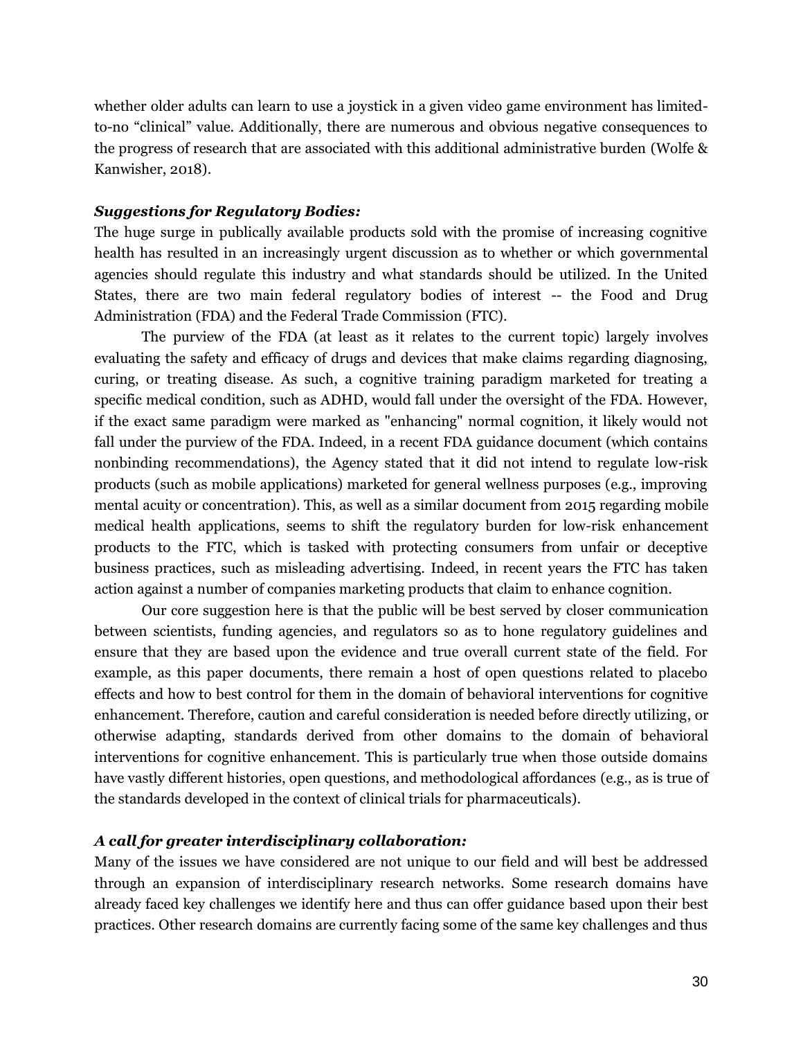whether older adults can learn to use a joystick in a given video game environment has limited-to-no "clinical" value. Additionally, there are numerous and obvious negative consequences to the progress of research that are associated with this additional administrative burden (Wolfe & Kanwisher, 2018).

### *Suggestions for Regulatory Bodies:*

The huge surge in publically available products sold with the promise of increasing cognitive health has resulted in an increasingly urgent discussion as to whether or which governmental agencies should regulate this industry and what standards should be utilized. In the United States, there are two main federal regulatory bodies of interest -- the Food and Drug Administration (FDA) and the Federal Trade Commission (FTC).

The purview of the FDA (at least as it relates to the current topic) largely involves evaluating the safety and efficacy of drugs and devices that make claims regarding diagnosing, curing, or treating disease. As such, a cognitive training paradigm marketed for treating a specific medical condition, such as ADHD, would fall under the oversight of the FDA. However, if the exact same paradigm were marked as "enhancing" normal cognition, it likely would not fall under the purview of the FDA. Indeed, in a recent FDA guidance document (which contains nonbinding recommendations), the Agency stated that it did not intend to regulate low-risk products (such as mobile applications) marketed for general wellness purposes (e.g., improving mental acuity or concentration). This, as well as a similar document from 2015 regarding mobile medical health applications, seems to shift the regulatory burden for low-risk enhancement products to the FTC, which is tasked with protecting consumers from unfair or deceptive business practices, such as misleading advertising. Indeed, in recent years the FTC has taken action against a number of companies marketing products that claim to enhance cognition.

Our core suggestion here is that the public will be best served by closer communication between scientists, funding agencies, and regulators so as to hone regulatory guidelines and ensure that they are based upon the evidence and true overall current state of the field. For example, as this paper documents, there remain a host of open questions related to placebo effects and how to best control for them in the domain of behavioral interventions for cognitive enhancement. Therefore, caution and careful consideration is needed before directly utilizing, or otherwise adapting, standards derived from other domains to the domain of behavioral interventions for cognitive enhancement. This is particularly true when those outside domains have vastly different histories, open questions, and methodological affordances (e.g., as is true of the standards developed in the context of clinical trials for pharmaceuticals).

### *A call for greater interdisciplinary collaboration:*

Many of the issues we have considered are not unique to our field and will best be addressed through an expansion of interdisciplinary research networks. Some research domains have already faced key challenges we identify here and thus can offer guidance based upon their best practices. Other research domains are currently facing some of the same key challenges and thus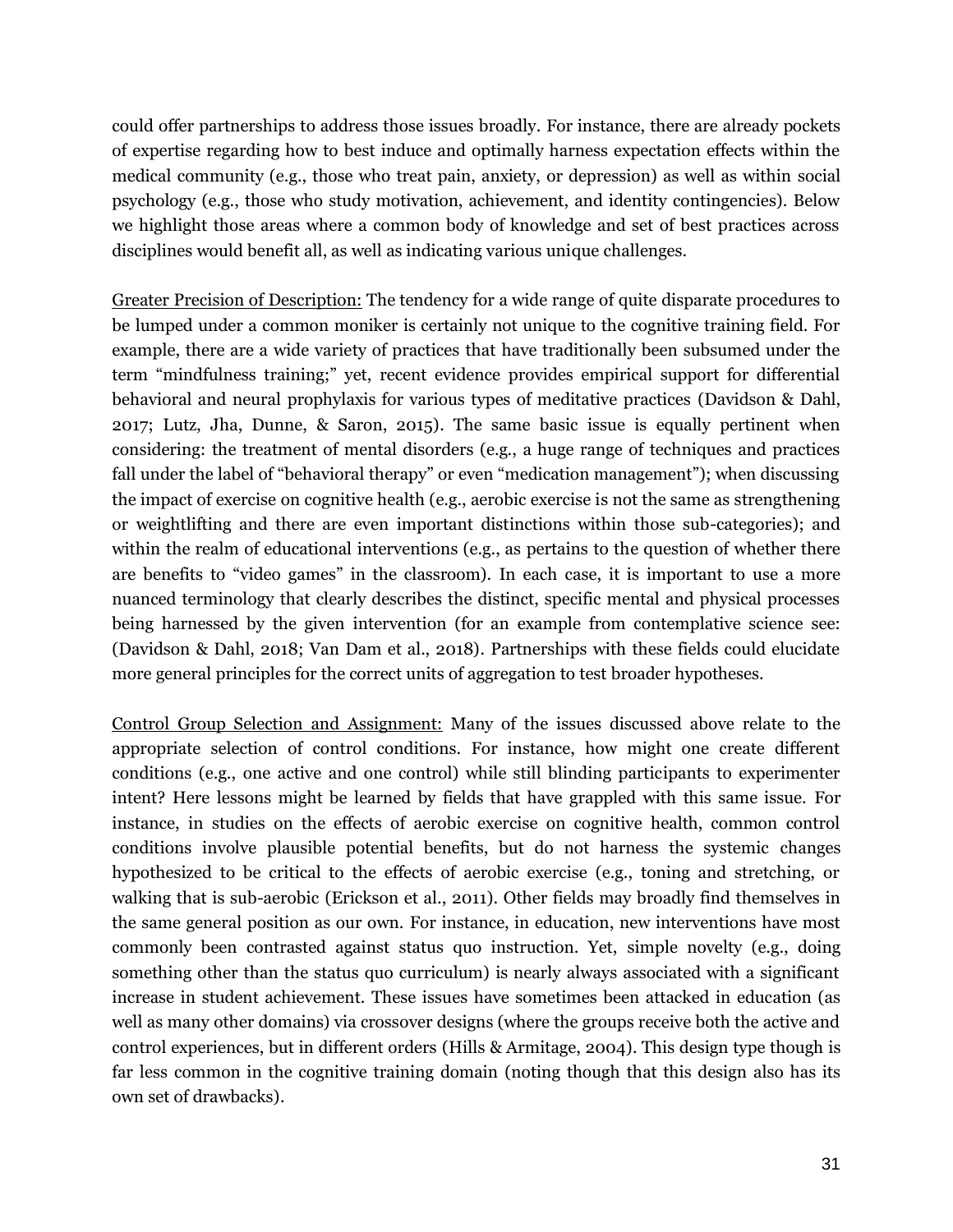could offer partnerships to address those issues broadly. For instance, there are already pockets of expertise regarding how to best induce and optimally harness expectation effects within the medical community (e.g., those who treat pain, anxiety, or depression) as well as within social psychology (e.g., those who study motivation, achievement, and identity contingencies). Below we highlight those areas where a common body of knowledge and set of best practices across disciplines would benefit all, as well as indicating various unique challenges.

<u>Greater Precision of Description:</u> The tendency for a wide range of quite disparate procedures to be lumped under a common moniker is certainly not unique to the cognitive training field. For example, there are a wide variety of practices that have traditionally been subsumed under the term "mindfulness training;" yet, recent evidence provides empirical support for differential behavioral and neural prophylaxis for various types of meditative practices (Davidson & Dahl, 2017; Lutz, Jha, Dunne, & Saron, 2015). The same basic issue is equally pertinent when considering: the treatment of mental disorders (e.g., a huge range of techniques and practices fall under the label of "behavioral therapy" or even "medication management"); when discussing the impact of exercise on cognitive health (e.g., aerobic exercise is not the same as strengthening or weightlifting and there are even important distinctions within those sub-categories); and within the realm of educational interventions (e.g., as pertains to the question of whether there are benefits to "video games" in the classroom). In each case, it is important to use a more nuanced terminology that clearly describes the distinct, specific mental and physical processes being harnessed by the given intervention (for an example from contemplative science see: (Davidson & Dahl, 2018; Van Dam et al., 2018). Partnerships with these fields could elucidate more general principles for the correct units of aggregation to test broader hypotheses.

<u>Control Group Selection and Assignment:</u> Many of the issues discussed above relate to the appropriate selection of control conditions. For instance, how might one create different conditions (e.g., one active and one control) while still blinding participants to experimenter intent? Here lessons might be learned by fields that have grappled with this same issue. For instance, in studies on the effects of aerobic exercise on cognitive health, common control conditions involve plausible potential benefits, but do not harness the systemic changes hypothesized to be critical to the effects of aerobic exercise (e.g., toning and stretching, or walking that is sub-aerobic (Erickson et al., 2011). Other fields may broadly find themselves in the same general position as our own. For instance, in education, new interventions have most commonly been contrasted against status quo instruction. Yet, simple novelty (e.g., doing something other than the status quo curriculum) is nearly always associated with a significant increase in student achievement. These issues have sometimes been attacked in education (as well as many other domains) via crossover designs (where the groups receive both the active and control experiences, but in different orders (Hills & Armitage, 2004). This design type though is far less common in the cognitive training domain (noting though that this design also has its own set of drawbacks).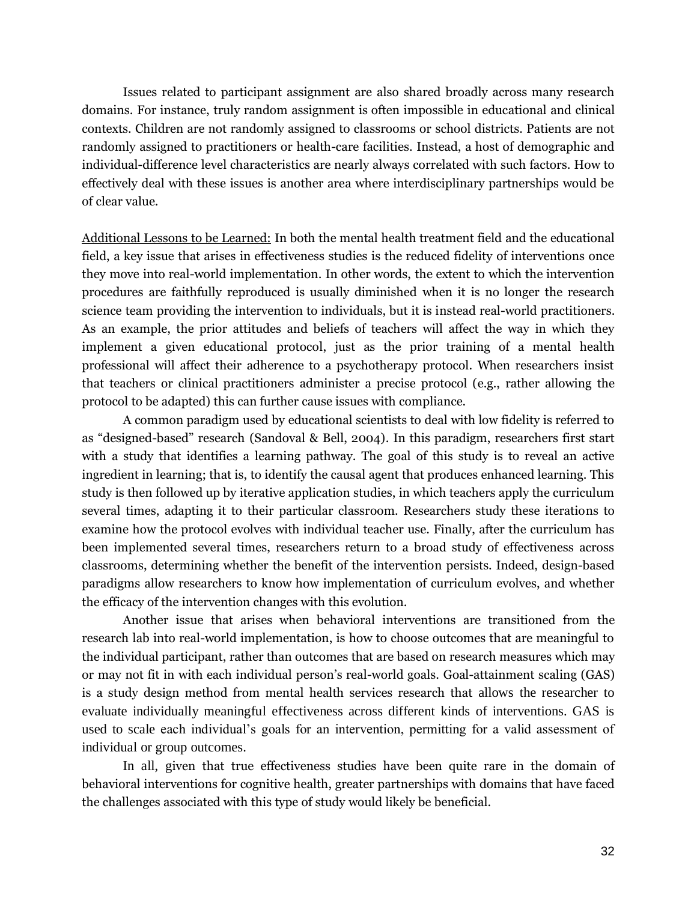Issues related to participant assignment are also shared broadly across many research domains. For instance, truly random assignment is often impossible in educational and clinical contexts. Children are not randomly assigned to classrooms or school districts. Patients are not randomly assigned to practitioners or health-care facilities. Instead, a host of demographic and individual-difference level characteristics are nearly always correlated with such factors. How to effectively deal with these issues is another area where interdisciplinary partnerships would be of clear value.

<u>Additional Lessons to be Learned:</u> In both the mental health treatment field and the educational field, a key issue that arises in effectiveness studies is the reduced fidelity of interventions once they move into real-world implementation. In other words, the extent to which the intervention procedures are faithfully reproduced is usually diminished when it is no longer the research science team providing the intervention to individuals, but it is instead real-world practitioners. As an example, the prior attitudes and beliefs of teachers will affect the way in which they implement a given educational protocol, just as the prior training of a mental health professional will affect their adherence to a psychotherapy protocol. When researchers insist that teachers or clinical practitioners administer a precise protocol (e.g., rather allowing the protocol to be adapted) this can further cause issues with compliance.

A common paradigm used by educational scientists to deal with low fidelity is referred to as "designed-based" research (Sandoval & Bell, 2004). In this paradigm, researchers first start with a study that identifies a learning pathway. The goal of this study is to reveal an active ingredient in learning; that is, to identify the causal agent that produces enhanced learning. This study is then followed up by iterative application studies, in which teachers apply the curriculum several times, adapting it to their particular classroom. Researchers study these iterations to examine how the protocol evolves with individual teacher use. Finally, after the curriculum has been implemented several times, researchers return to a broad study of effectiveness across classrooms, determining whether the benefit of the intervention persists. Indeed, design-based paradigms allow researchers to know how implementation of curriculum evolves, and whether the efficacy of the intervention changes with this evolution.

Another issue that arises when behavioral interventions are transitioned from the research lab into real-world implementation, is how to choose outcomes that are meaningful to the individual participant, rather than outcomes that are based on research measures which may or may not fit in with each individual person's real-world goals. Goal-attainment scaling (GAS) is a study design method from mental health services research that allows the researcher to evaluate individually meaningful effectiveness across different kinds of interventions. GAS is used to scale each individual's goals for an intervention, permitting for a valid assessment of individual or group outcomes.

In all, given that true effectiveness studies have been quite rare in the domain of behavioral interventions for cognitive health, greater partnerships with domains that have faced the challenges associated with this type of study would likely be beneficial.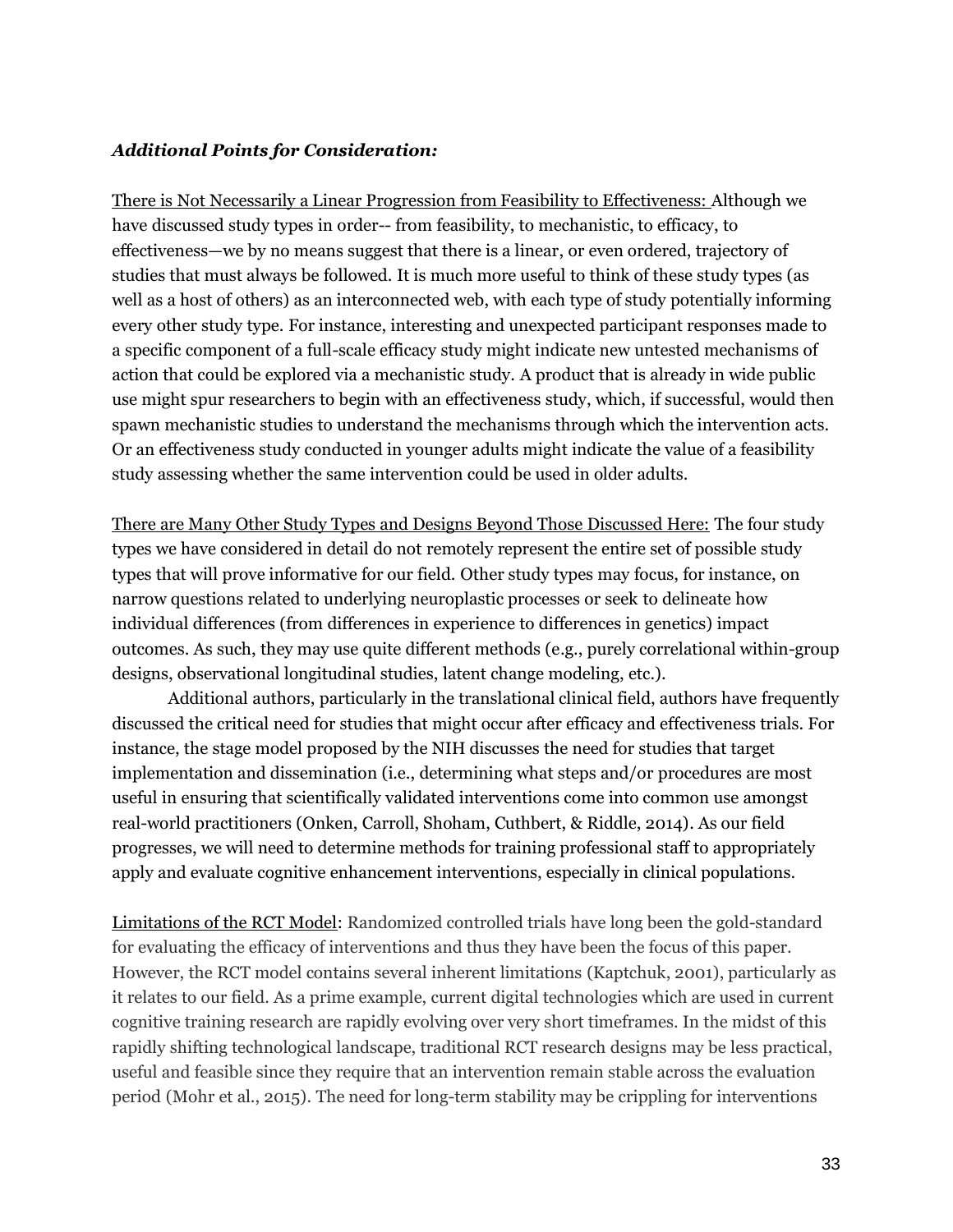***Additional Points for Consideration:***

There is Not Necessarily a Linear Progression from Feasibility to Effectiveness: Although we have discussed study types in order-- from feasibility, to mechanistic, to efficacy, to effectiveness—we by no means suggest that there is a linear, or even ordered, trajectory of studies that must always be followed. It is much more useful to think of these study types (as well as a host of others) as an interconnected web, with each type of study potentially informing every other study type. For instance, interesting and unexpected participant responses made to a specific component of a full-scale efficacy study might indicate new untested mechanisms of action that could be explored via a mechanistic study. A product that is already in wide public use might spur researchers to begin with an effectiveness study, which, if successful, would then spawn mechanistic studies to understand the mechanisms through which the intervention acts. Or an effectiveness study conducted in younger adults might indicate the value of a feasibility study assessing whether the same intervention could be used in older adults.

There are Many Other Study Types and Designs Beyond Those Discussed Here: The four study types we have considered in detail do not remotely represent the entire set of possible study types that will prove informative for our field. Other study types may focus, for instance, on narrow questions related to underlying neuroplastic processes or seek to delineate how individual differences (from differences in experience to differences in genetics) impact outcomes. As such, they may use quite different methods (e.g., purely correlational within-group designs, observational longitudinal studies, latent change modeling, etc.).

Additional authors, particularly in the translational clinical field, authors have frequently discussed the critical need for studies that might occur after efficacy and effectiveness trials. For instance, the stage model proposed by the NIH discusses the need for studies that target implementation and dissemination (i.e., determining what steps and/or procedures are most useful in ensuring that scientifically validated interventions come into common use amongst real-world practitioners (Onken, Carroll, Shoham, Cuthbert, & Riddle, 2014). As our field progresses, we will need to determine methods for training professional staff to appropriately apply and evaluate cognitive enhancement interventions, especially in clinical populations.

Limitations of the RCT Model: Randomized controlled trials have long been the gold-standard for evaluating the efficacy of interventions and thus they have been the focus of this paper. However, the RCT model contains several inherent limitations (Kaptchuk, 2001), particularly as it relates to our field. As a prime example, current digital technologies which are used in current cognitive training research are rapidly evolving over very short timeframes. In the midst of this rapidly shifting technological landscape, traditional RCT research designs may be less practical, useful and feasible since they require that an intervention remain stable across the evaluation period (Mohr et al., 2015). The need for long-term stability may be crippling for interventions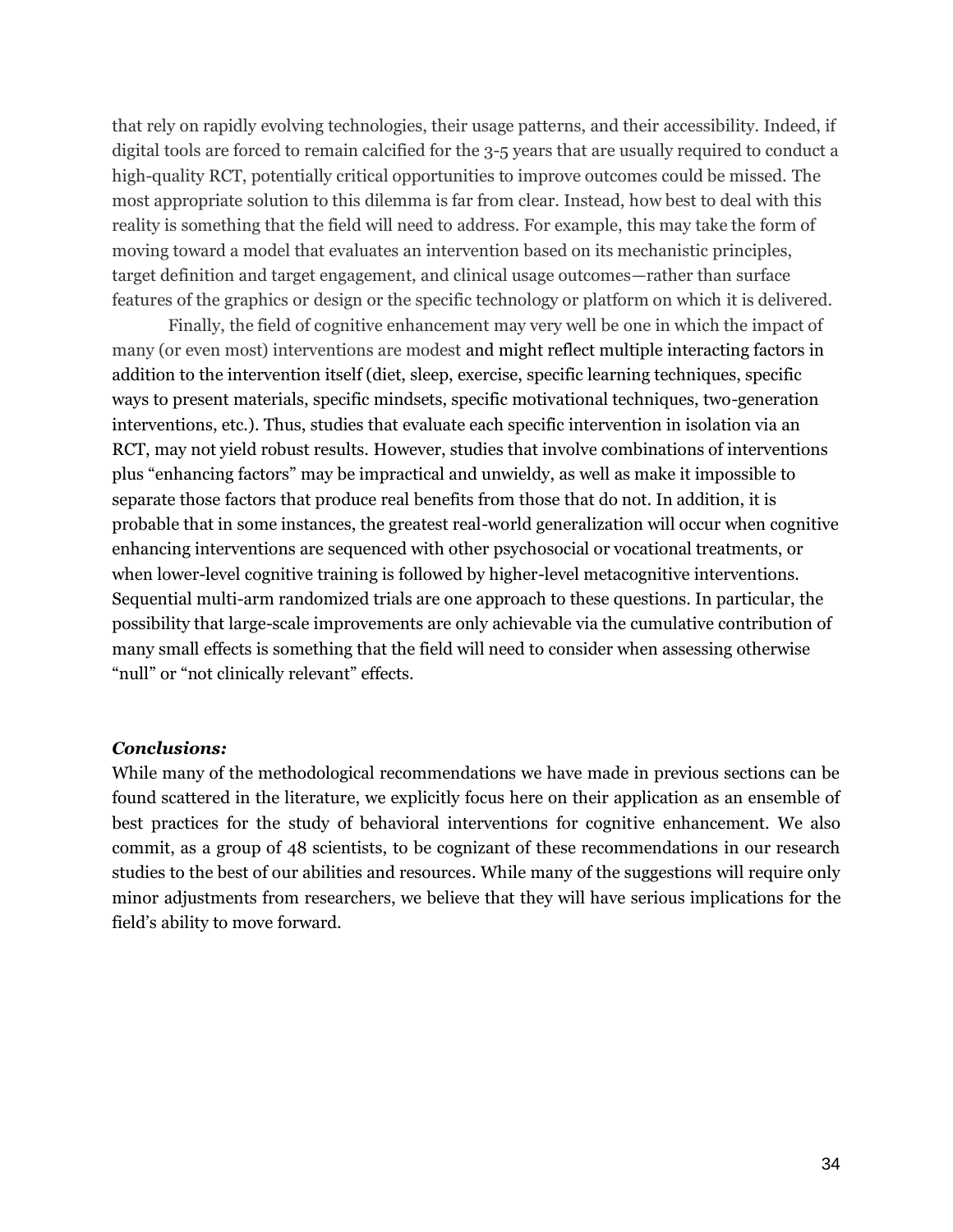that rely on rapidly evolving technologies, their usage patterns, and their accessibility. Indeed, if digital tools are forced to remain calcified for the 3-5 years that are usually required to conduct a high-quality RCT, potentially critical opportunities to improve outcomes could be missed. The most appropriate solution to this dilemma is far from clear. Instead, how best to deal with this reality is something that the field will need to address. For example, this may take the form of moving toward a model that evaluates an intervention based on its mechanistic principles, target definition and target engagement, and clinical usage outcomes—rather than surface features of the graphics or design or the specific technology or platform on which it is delivered.

Finally, the field of cognitive enhancement may very well be one in which the impact of many (or even most) interventions are modest and might reflect multiple interacting factors in addition to the intervention itself (diet, sleep, exercise, specific learning techniques, specific ways to present materials, specific mindsets, specific motivational techniques, two-generation interventions, etc.). Thus, studies that evaluate each specific intervention in isolation via an RCT, may not yield robust results. However, studies that involve combinations of interventions plus "enhancing factors" may be impractical and unwieldy, as well as make it impossible to separate those factors that produce real benefits from those that do not. In addition, it is probable that in some instances, the greatest real-world generalization will occur when cognitive enhancing interventions are sequenced with other psychosocial or vocational treatments, or when lower-level cognitive training is followed by higher-level metacognitive interventions. Sequential multi-arm randomized trials are one approach to these questions. In particular, the possibility that large-scale improvements are only achievable via the cumulative contribution of many small effects is something that the field will need to consider when assessing otherwise "null" or "not clinically relevant" effects.

### *Conclusions:*

While many of the methodological recommendations we have made in previous sections can be found scattered in the literature, we explicitly focus here on their application as an ensemble of best practices for the study of behavioral interventions for cognitive enhancement. We also commit, as a group of 48 scientists, to be cognizant of these recommendations in our research studies to the best of our abilities and resources. While many of the suggestions will require only minor adjustments from researchers, we believe that they will have serious implications for the field's ability to move forward.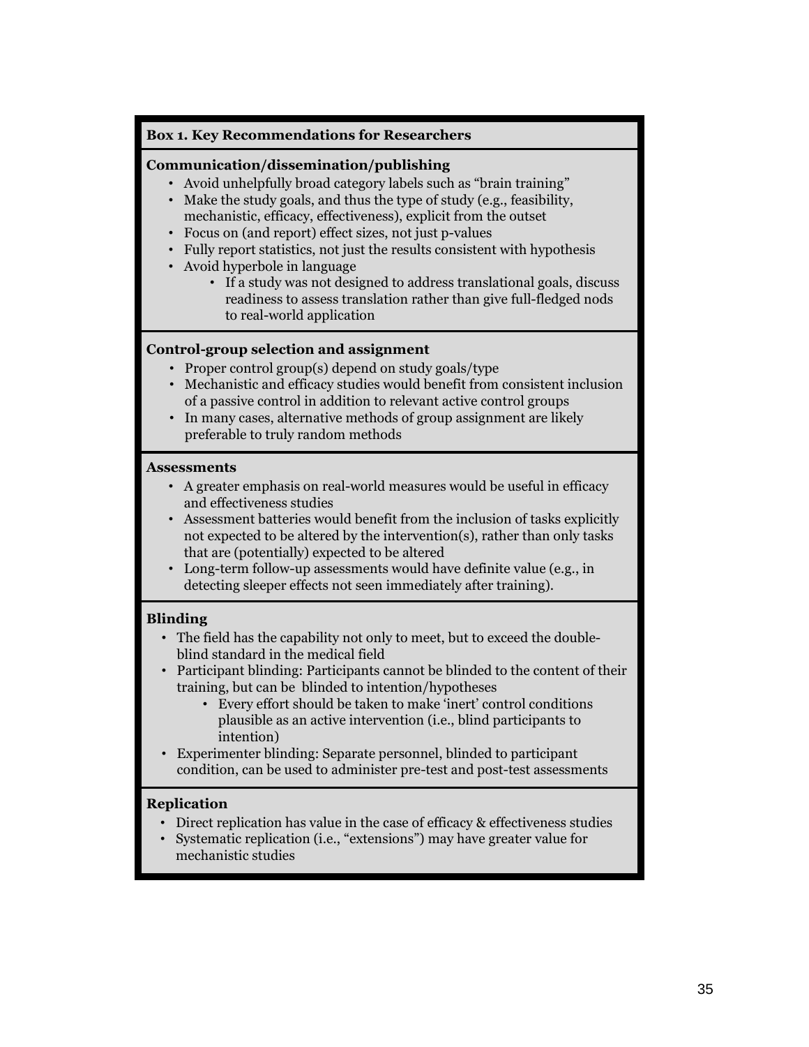**Box 1. Key Recommendations for Researchers**

**Communication/dissemination/publishing**

- Avoid unhelpfully broad category labels such as "brain training"
- Make the study goals, and thus the type of study (e.g., feasibility, mechanistic, efficacy, effectiveness), explicit from the outset
- Focus on (and report) effect sizes, not just p-values
- Fully report statistics, not just the results consistent with hypothesis
- Avoid hyperbole in language
    - If a study was not designed to address translational goals, discuss readiness to assess translation rather than give full-fledged nods to real-world application

**Control-group selection and assignment**

- Proper control group(s) depend on study goals/type
- Mechanistic and efficacy studies would benefit from consistent inclusion of a passive control in addition to relevant active control groups
- In many cases, alternative methods of group assignment are likely preferable to truly random methods

**Assessments**

- A greater emphasis on real-world measures would be useful in efficacy and effectiveness studies
- Assessment batteries would benefit from the inclusion of tasks explicitly not expected to be altered by the intervention(s), rather than only tasks that are (potentially) expected to be altered
- Long-term follow-up assessments would have definite value (e.g., in detecting sleeper effects not seen immediately after training).

**Blinding**

- The field has the capability not only to meet, but to exceed the double-blind standard in the medical field
- Participant blinding: Participants cannot be blinded to the content of their training, but can be blinded to intention/hypotheses
    - Every effort should be taken to make 'inert' control conditions plausible as an active intervention (i.e., blind participants to intention)
- Experimenter blinding: Separate personnel, blinded to participant condition, can be used to administer pre-test and post-test assessments

**Replication**

- Direct replication has value in the case of efficacy & effectiveness studies
- Systematic replication (i.e., "extensions") may have greater value for mechanistic studies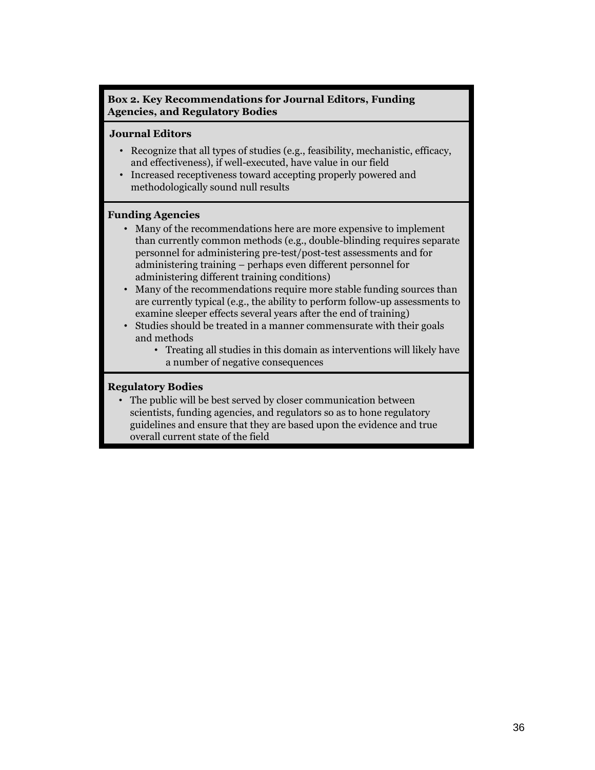**Box 2. Key Recommendations for Journal Editors, Funding Agencies, and Regulatory Bodies**

**Journal Editors**

- Recognize that all types of studies (e.g., feasibility, mechanistic, efficacy, and effectiveness), if well-executed, have value in our field
- Increased receptiveness toward accepting properly powered and methodologically sound null results

**Funding Agencies**

- Many of the recommendations here are more expensive to implement than currently common methods (e.g., double-blinding requires separate personnel for administering pre-test/post-test assessments and for administering training – perhaps even different personnel for administering different training conditions)
- Many of the recommendations require more stable funding sources than are currently typical (e.g., the ability to perform follow-up assessments to examine sleeper effects several years after the end of training)
- Studies should be treated in a manner commensurate with their goals and methods
    - Treating all studies in this domain as interventions will likely have a number of negative consequences

**Regulatory Bodies**

- The public will be best served by closer communication between scientists, funding agencies, and regulators so as to hone regulatory guidelines and ensure that they are based upon the evidence and true overall current state of the field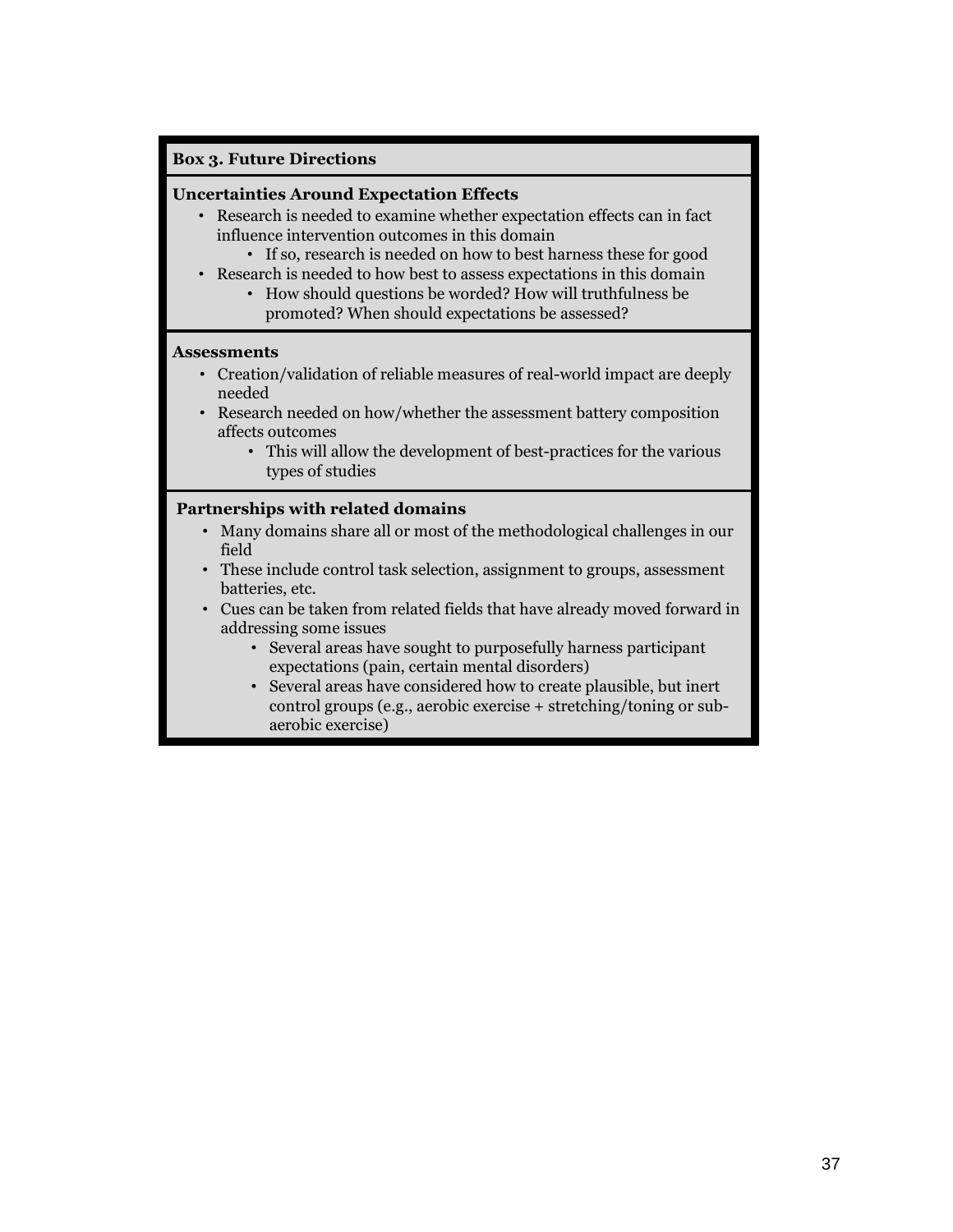**Box 3. Future Directions**

**Uncertainties Around Expectation Effects**

- Research is needed to examine whether expectation effects can in fact influence intervention outcomes in this domain
    - If so, research is needed on how to best harness these for good
- Research is needed to how best to assess expectations in this domain
    - How should questions be worded? How will truthfulness be promoted? When should expectations be assessed?

**Assessments**

- Creation/validation of reliable measures of real-world impact are deeply needed
- Research needed on how/whether the assessment battery composition affects outcomes
    - This will allow the development of best-practices for the various types of studies

**Partnerships with related domains**

- Many domains share all or most of the methodological challenges in our field
- These include control task selection, assignment to groups, assessment batteries, etc.
- Cues can be taken from related fields that have already moved forward in addressing some issues
    - Several areas have sought to purposefully harness participant expectations (pain, certain mental disorders)
    - Several areas have considered how to create plausible, but inert control groups (e.g., aerobic exercise + stretching/toning or sub-aerobic exercise)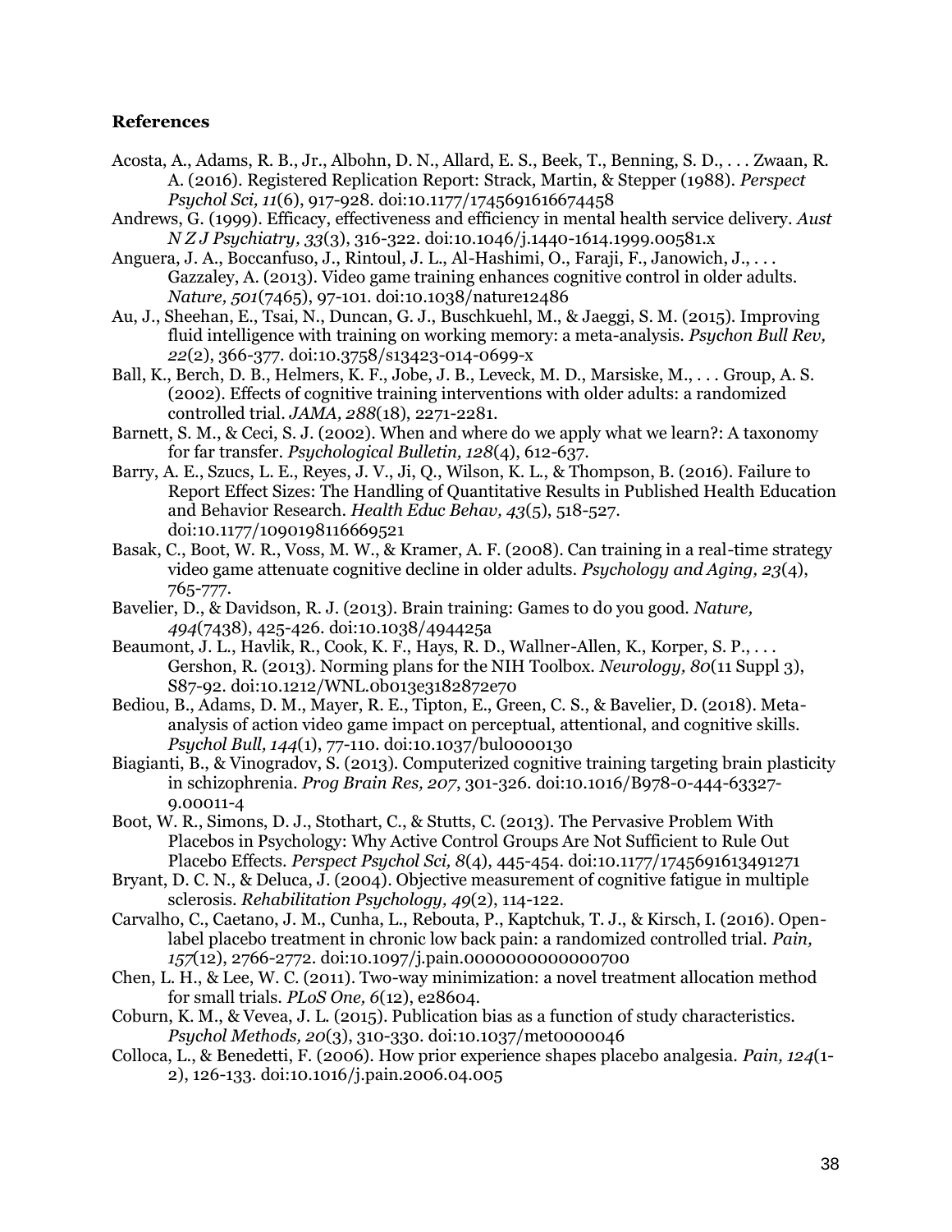**References**

Acosta, A., Adams, R. B., Jr., Albohn, D. N., Allard, E. S., Beek, T., Benning, S. D., . . . Zwaan, R. A. (2016). Registered Replication Report: Strack, Martin, & Stepper (1988). *Perspect Psychol Sci, 11*(6), 917-928. doi:10.1177/1745691616674458

Andrews, G. (1999). Efficacy, effectiveness and efficiency in mental health service delivery. *Aust N Z J Psychiatry, 33*(3), 316-322. doi:10.1046/j.1440-1614.1999.00581.x

Anguera, J. A., Boccanfuso, J., Rintoul, J. L., Al-Hashimi, O., Faraji, F., Janowich, J., . . . Gazzaley, A. (2013). Video game training enhances cognitive control in older adults. *Nature, 501*(7465), 97-101. doi:10.1038/nature12486

Au, J., Sheehan, E., Tsai, N., Duncan, G. J., Buschkuehl, M., & Jaeggi, S. M. (2015). Improving fluid intelligence with training on working memory: a meta-analysis. *Psychon Bull Rev, 22*(2), 366-377. doi:10.3758/s13423-014-0699-x

Ball, K., Berch, D. B., Helmers, K. F., Jobe, J. B., Leveck, M. D., Marsiske, M., . . . Group, A. S. (2002). Effects of cognitive training interventions with older adults: a randomized controlled trial. *JAMA, 288*(18), 2271-2281.

Barnett, S. M., & Ceci, S. J. (2002). When and where do we apply what we learn?: A taxonomy for far transfer. *Psychological Bulletin, 128*(4), 612-637.

Barry, A. E., Szucs, L. E., Reyes, J. V., Ji, Q., Wilson, K. L., & Thompson, B. (2016). Failure to Report Effect Sizes: The Handling of Quantitative Results in Published Health Education and Behavior Research. *Health Educ Behav, 43*(5), 518-527. doi:10.1177/1090198116669521

Basak, C., Boot, W. R., Voss, M. W., & Kramer, A. F. (2008). Can training in a real-time strategy video game attenuate cognitive decline in older adults. *Psychology and Aging, 23*(4), 765-777.

Bavelier, D., & Davidson, R. J. (2013). Brain training: Games to do you good. *Nature, 494*(7438), 425-426. doi:10.1038/494425a

Beaumont, J. L., Havlik, R., Cook, K. F., Hays, R. D., Wallner-Allen, K., Korper, S. P., . . . Gershon, R. (2013). Norming plans for the NIH Toolbox. *Neurology, 80*(11 Suppl 3), S87-92. doi:10.1212/WNL.0b013e3182872e70

Bediou, B., Adams, D. M., Mayer, R. E., Tipton, E., Green, C. S., & Bavelier, D. (2018). Meta-analysis of action video game impact on perceptual, attentional, and cognitive skills. *Psychol Bull, 144*(1), 77-110. doi:10.1037/bul0000130

Biagianti, B., & Vinogradov, S. (2013). Computerized cognitive training targeting brain plasticity in schizophrenia. *Prog Brain Res, 207*, 301-326. doi:10.1016/B978-0-444-63327-9.00011-4

Boot, W. R., Simons, D. J., Stothart, C., & Stutts, C. (2013). The Pervasive Problem With Placebos in Psychology: Why Active Control Groups Are Not Sufficient to Rule Out Placebo Effects. *Perspect Psychol Sci, 8*(4), 445-454. doi:10.1177/1745691613491271

Bryant, D. C. N., & Deluca, J. (2004). Objective measurement of cognitive fatigue in multiple sclerosis. *Rehabilitation Psychology, 49*(2), 114-122.

Carvalho, C., Caetano, J. M., Cunha, L., Rebouta, P., Kaptchuk, T. J., & Kirsch, I. (2016). Open-label placebo treatment in chronic low back pain: a randomized controlled trial. *Pain, 157*(12), 2766-2772. doi:10.1097/j.pain.0000000000000700

Chen, L. H., & Lee, W. C. (2011). Two-way minimization: a novel treatment allocation method for small trials. *PLoS One, 6*(12), e28604.

Coburn, K. M., & Vevea, J. L. (2015). Publication bias as a function of study characteristics. *Psychol Methods, 20*(3), 310-330. doi:10.1037/met0000046

Colloca, L., & Benedetti, F. (2006). How prior experience shapes placebo analgesia. *Pain, 124*(1-2), 126-133. doi:10.1016/j.pain.2006.04.005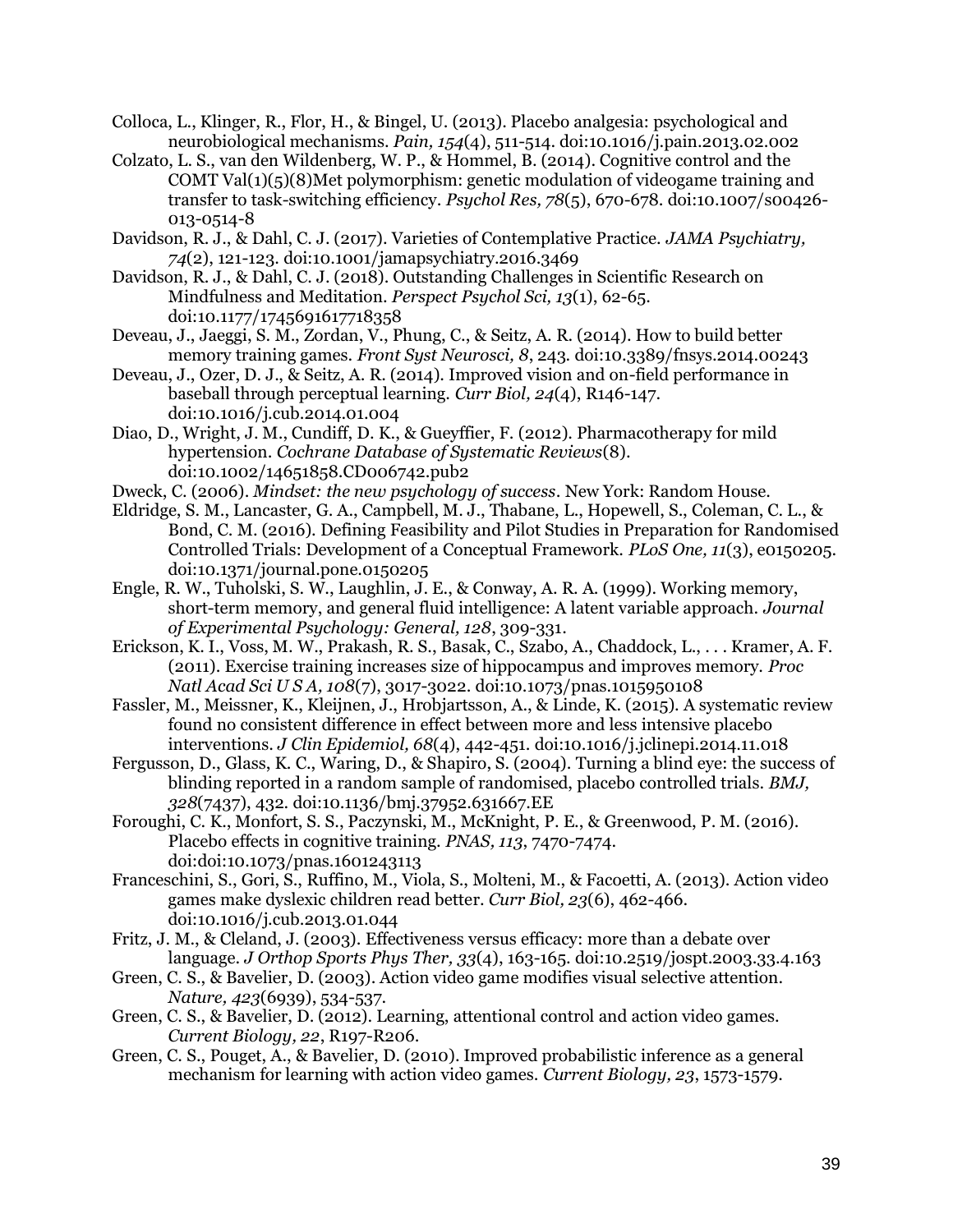Colloca, L., Klinger, R., Flor, H., & Bingel, U. (2013). Placebo analgesia: psychological and neurobiological mechanisms. *Pain, 154*(4), 511-514. doi:10.1016/j.pain.2013.02.002

Colzato, L. S., van den Wildenberg, W. P., & Hommel, B. (2014). Cognitive control and the COMT Val(1)(5)(8)Met polymorphism: genetic modulation of videogame training and transfer to task-switching efficiency. *Psychol Res, 78*(5), 670-678. doi:10.1007/s00426-013-0514-8

Davidson, R. J., & Dahl, C. J. (2017). Varieties of Contemplative Practice. *JAMA Psychiatry, 74*(2), 121-123. doi:10.1001/jamapsychiatry.2016.3469

Davidson, R. J., & Dahl, C. J. (2018). Outstanding Challenges in Scientific Research on Mindfulness and Meditation. *Perspect Psychol Sci, 13*(1), 62-65. doi:10.1177/1745691617718358

Deveau, J., Jaeggi, S. M., Zordan, V., Phung, C., & Seitz, A. R. (2014). How to build better memory training games. *Front Syst Neurosci, 8*, 243. doi:10.3389/fnsys.2014.00243

Deveau, J., Ozer, D. J., & Seitz, A. R. (2014). Improved vision and on-field performance in baseball through perceptual learning. *Curr Biol, 24*(4), R146-147. doi:10.1016/j.cub.2014.01.004

Diao, D., Wright, J. M., Cundiff, D. K., & Gueyffier, F. (2012). Pharmacotherapy for mild hypertension. *Cochrane Database of Systematic Reviews*(8). doi:10.1002/14651858.CD006742.pub2

Dweck, C. (2006). *Mindset: the new psychology of success*. New York: Random House.

Eldridge, S. M., Lancaster, G. A., Campbell, M. J., Thabane, L., Hopewell, S., Coleman, C. L., & Bond, C. M. (2016). Defining Feasibility and Pilot Studies in Preparation for Randomised Controlled Trials: Development of a Conceptual Framework. *PLoS One, 11*(3), e0150205. doi:10.1371/journal.pone.0150205

Engle, R. W., Tuholski, S. W., Laughlin, J. E., & Conway, A. R. A. (1999). Working memory, short-term memory, and general fluid intelligence: A latent variable approach. *Journal of Experimental Psychology: General, 128*, 309-331.

Erickson, K. I., Voss, M. W., Prakash, R. S., Basak, C., Szabo, A., Chaddock, L., . . . Kramer, A. F. (2011). Exercise training increases size of hippocampus and improves memory. *Proc Natl Acad Sci U S A, 108*(7), 3017-3022. doi:10.1073/pnas.1015950108

Fassler, M., Meissner, K., Kleijnen, J., Hrobjartsson, A., & Linde, K. (2015). A systematic review found no consistent difference in effect between more and less intensive placebo interventions. *J Clin Epidemiol, 68*(4), 442-451. doi:10.1016/j.jclinepi.2014.11.018

Fergusson, D., Glass, K. C., Waring, D., & Shapiro, S. (2004). Turning a blind eye: the success of blinding reported in a random sample of randomised, placebo controlled trials. *BMJ, 328*(7437), 432. doi:10.1136/bmj.37952.631667.EE

Foroughi, C. K., Monfort, S. S., Paczynski, M., McKnight, P. E., & Greenwood, P. M. (2016). Placebo effects in cognitive training. *PNAS, 113*, 7470-7474. doi:doi:10.1073/pnas.1601243113

Franceschini, S., Gori, S., Ruffino, M., Viola, S., Molteni, M., & Facoetti, A. (2013). Action video games make dyslexic children read better. *Curr Biol, 23*(6), 462-466. doi:10.1016/j.cub.2013.01.044

Fritz, J. M., & Cleland, J. (2003). Effectiveness versus efficacy: more than a debate over language. *J Orthop Sports Phys Ther, 33*(4), 163-165. doi:10.2519/jospt.2003.33.4.163

Green, C. S., & Bavelier, D. (2003). Action video game modifies visual selective attention. *Nature, 423*(6939), 534-537.

Green, C. S., & Bavelier, D. (2012). Learning, attentional control and action video games. *Current Biology, 22*, R197-R206.

Green, C. S., Pouget, A., & Bavelier, D. (2010). Improved probabilistic inference as a general mechanism for learning with action video games. *Current Biology, 23*, 1573-1579.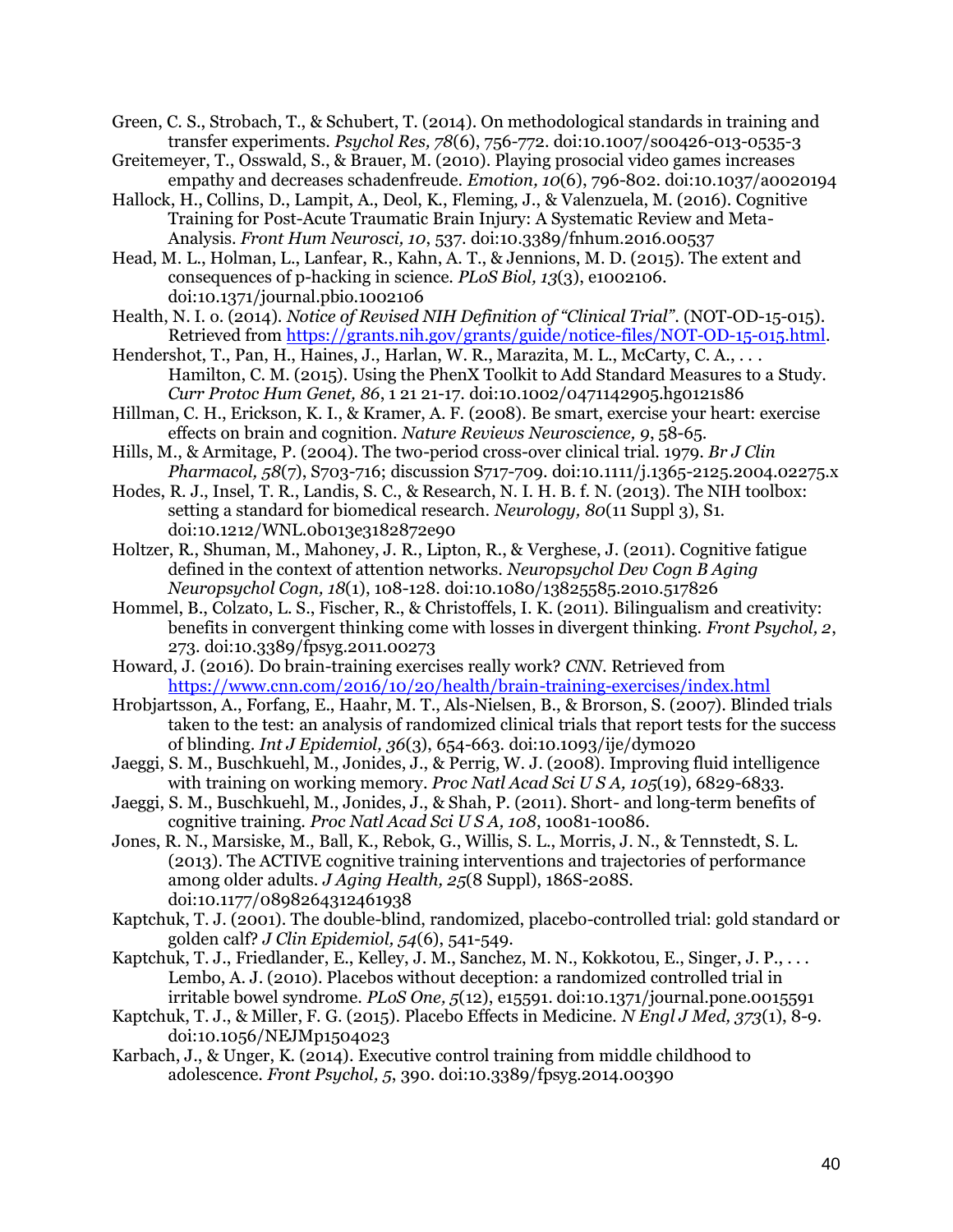Green, C. S., Strobach, T., & Schubert, T. (2014). On methodological standards in training and transfer experiments. *Psychol Res, 78*(6), 756-772. doi:10.1007/s00426-013-0535-3

Greitemeyer, T., Osswald, S., & Brauer, M. (2010). Playing prosocial video games increases empathy and decreases schadenfreude. *Emotion, 10*(6), 796-802. doi:10.1037/a0020194

Hallock, H., Collins, D., Lampit, A., Deol, K., Fleming, J., & Valenzuela, M. (2016). Cognitive Training for Post-Acute Traumatic Brain Injury: A Systematic Review and Meta-Analysis. *Front Hum Neurosci, 10*, 537. doi:10.3389/fnhum.2016.00537

Head, M. L., Holman, L., Lanfear, R., Kahn, A. T., & Jennions, M. D. (2015). The extent and consequences of p-hacking in science. *PLoS Biol, 13*(3), e1002106. doi:10.1371/journal.pbio.1002106

Health, N. I. o. (2014). *Notice of Revised NIH Definition of "Clinical Trial"*. (NOT-OD-15-015). Retrieved from https://grants.nih.gov/grants/guide/notice-files/NOT-OD-15-015.html.

Hendershot, T., Pan, H., Haines, J., Harlan, W. R., Marazita, M. L., McCarty, C. A., . . . Hamilton, C. M. (2015). Using the PhenX Toolkit to Add Standard Measures to a Study. *Curr Protoc Hum Genet, 86*, 1 21 21-17. doi:10.1002/0471142905.hg0121s86

Hillman, C. H., Erickson, K. I., & Kramer, A. F. (2008). Be smart, exercise your heart: exercise effects on brain and cognition. *Nature Reviews Neuroscience, 9*, 58-65.

Hills, M., & Armitage, P. (2004). The two-period cross-over clinical trial. 1979. *Br J Clin Pharmacol, 58*(7), S703-716; discussion S717-709. doi:10.1111/j.1365-2125.2004.02275.x

Hodes, R. J., Insel, T. R., Landis, S. C., & Research, N. I. H. B. f. N. (2013). The NIH toolbox: setting a standard for biomedical research. *Neurology, 80*(11 Suppl 3), S1. doi:10.1212/WNL.0b013e3182872e90

Holtzer, R., Shuman, M., Mahoney, J. R., Lipton, R., & Verghese, J. (2011). Cognitive fatigue defined in the context of attention networks. *Neuropsychol Dev Cogn B Aging Neuropsychol Cogn, 18*(1), 108-128. doi:10.1080/13825585.2010.517826

Hommel, B., Colzato, L. S., Fischer, R., & Christoffels, I. K. (2011). Bilingualism and creativity: benefits in convergent thinking come with losses in divergent thinking. *Front Psychol, 2*, 273. doi:10.3389/fpsyg.2011.00273

Howard, J. (2016). Do brain-training exercises really work? *CNN*. Retrieved from https://www.cnn.com/2016/10/20/health/brain-training-exercises/index.html

Hrobjartsson, A., Forfang, E., Haahr, M. T., Als-Nielsen, B., & Brorson, S. (2007). Blinded trials taken to the test: an analysis of randomized clinical trials that report tests for the success of blinding. *Int J Epidemiol, 36*(3), 654-663. doi:10.1093/ije/dym020

Jaeggi, S. M., Buschkuehl, M., Jonides, J., & Perrig, W. J. (2008). Improving fluid intelligence with training on working memory. *Proc Natl Acad Sci U S A, 105*(19), 6829-6833.

Jaeggi, S. M., Buschkuehl, M., Jonides, J., & Shah, P. (2011). Short- and long-term benefits of cognitive training. *Proc Natl Acad Sci U S A, 108*, 10081-10086.

Jones, R. N., Marsiske, M., Ball, K., Rebok, G., Willis, S. L., Morris, J. N., & Tennstedt, S. L. (2013). The ACTIVE cognitive training interventions and trajectories of performance among older adults. *J Aging Health, 25*(8 Suppl), 186S-208S. doi:10.1177/0898264312461938

Kaptchuk, T. J. (2001). The double-blind, randomized, placebo-controlled trial: gold standard or golden calf? *J Clin Epidemiol, 54*(6), 541-549.

Kaptchuk, T. J., Friedlander, E., Kelley, J. M., Sanchez, M. N., Kokkotou, E., Singer, J. P., . . . Lembo, A. J. (2010). Placebos without deception: a randomized controlled trial in irritable bowel syndrome. *PLoS One, 5*(12), e15591. doi:10.1371/journal.pone.0015591

Kaptchuk, T. J., & Miller, F. G. (2015). Placebo Effects in Medicine. *N Engl J Med, 373*(1), 8-9. doi:10.1056/NEJMp1504023

Karbach, J., & Unger, K. (2014). Executive control training from middle childhood to adolescence. *Front Psychol, 5*, 390. doi:10.3389/fpsyg.2014.00390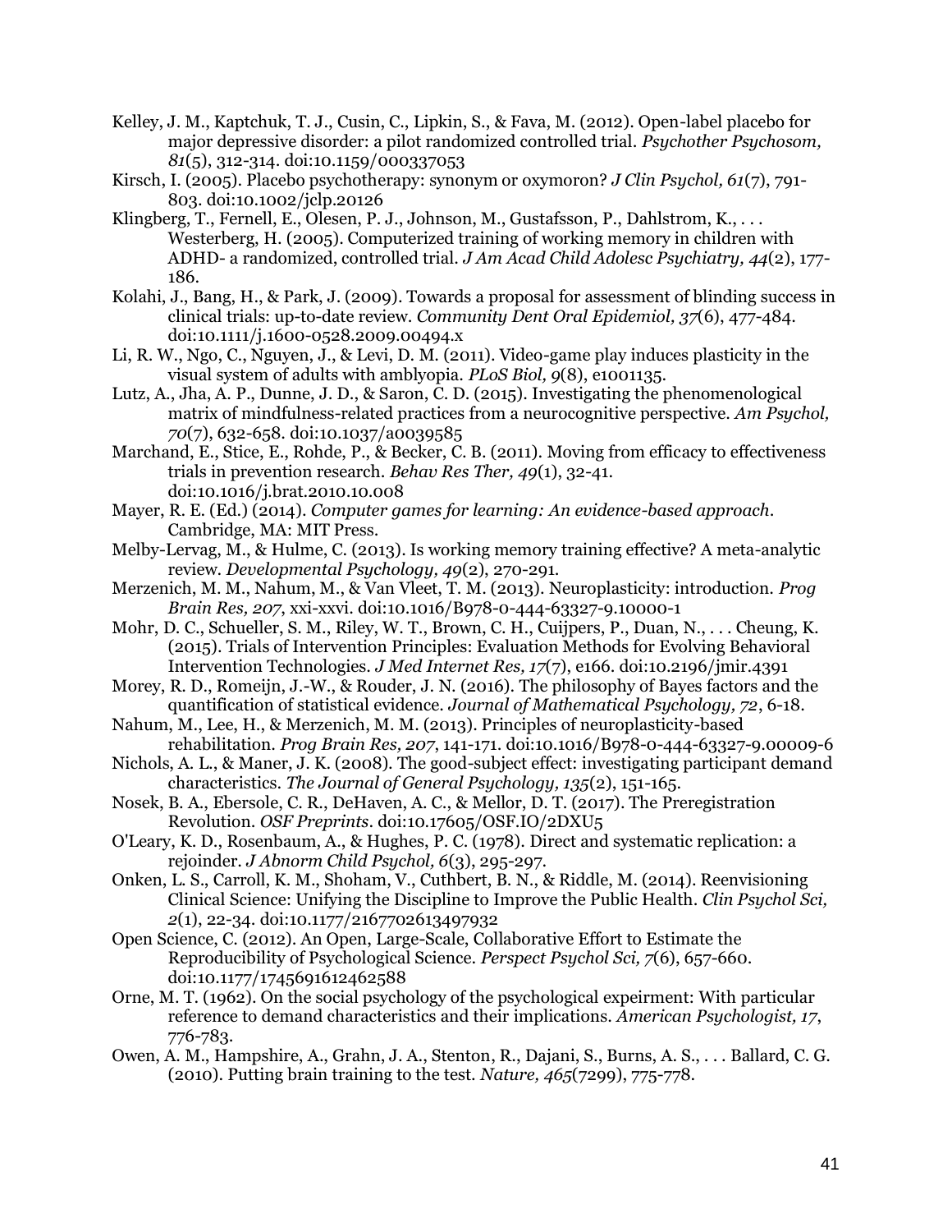Kelley, J. M., Kaptchuk, T. J., Cusin, C., Lipkin, S., & Fava, M. (2012). Open-label placebo for major depressive disorder: a pilot randomized controlled trial. *Psychother Psychosom, 81*(5), 312-314. doi:10.1159/000337053

Kirsch, I. (2005). Placebo psychotherapy: synonym or oxymoron? *J Clin Psychol, 61*(7), 791-803. doi:10.1002/jclp.20126

Klingberg, T., Fernell, E., Olesen, P. J., Johnson, M., Gustafsson, P., Dahlstrom, K., . . . Westerberg, H. (2005). Computerized training of working memory in children with ADHD- a randomized, controlled trial. *J Am Acad Child Adolesc Psychiatry, 44*(2), 177-186.

Kolahi, J., Bang, H., & Park, J. (2009). Towards a proposal for assessment of blinding success in clinical trials: up-to-date review. *Community Dent Oral Epidemiol, 37*(6), 477-484. doi:10.1111/j.1600-0528.2009.00494.x

Li, R. W., Ngo, C., Nguyen, J., & Levi, D. M. (2011). Video-game play induces plasticity in the visual system of adults with amblyopia. *PLoS Biol, 9*(8), e1001135.

Lutz, A., Jha, A. P., Dunne, J. D., & Saron, C. D. (2015). Investigating the phenomenological matrix of mindfulness-related practices from a neurocognitive perspective. *Am Psychol, 70*(7), 632-658. doi:10.1037/a0039585

Marchand, E., Stice, E., Rohde, P., & Becker, C. B. (2011). Moving from efficacy to effectiveness trials in prevention research. *Behav Res Ther, 49*(1), 32-41. doi:10.1016/j.brat.2010.10.008

Mayer, R. E. (Ed.) (2014). *Computer games for learning: An evidence-based approach*. Cambridge, MA: MIT Press.

Melby-Lervag, M., & Hulme, C. (2013). Is working memory training effective? A meta-analytic review. *Developmental Psychology, 49*(2), 270-291.

Merzenich, M. M., Nahum, M., & Van Vleet, T. M. (2013). Neuroplasticity: introduction. *Prog Brain Res, 207*, xxi-xxvi. doi:10.1016/B978-0-444-63327-9.10000-1

Mohr, D. C., Schueller, S. M., Riley, W. T., Brown, C. H., Cuijpers, P., Duan, N., . . . Cheung, K. (2015). Trials of Intervention Principles: Evaluation Methods for Evolving Behavioral Intervention Technologies. *J Med Internet Res, 17*(7), e166. doi:10.2196/jmir.4391

Morey, R. D., Romeijn, J.-W., & Rouder, J. N. (2016). The philosophy of Bayes factors and the quantification of statistical evidence. *Journal of Mathematical Psychology, 72*, 6-18.

Nahum, M., Lee, H., & Merzenich, M. M. (2013). Principles of neuroplasticity-based rehabilitation. *Prog Brain Res, 207*, 141-171. doi:10.1016/B978-0-444-63327-9.00009-6

Nichols, A. L., & Maner, J. K. (2008). The good-subject effect: investigating participant demand characteristics. *The Journal of General Psychology, 135*(2), 151-165.

Nosek, B. A., Ebersole, C. R., DeHaven, A. C., & Mellor, D. T. (2017). The Preregistration Revolution. *OSF Preprints*. doi:10.17605/OSF.IO/2DXU5

O'Leary, K. D., Rosenbaum, A., & Hughes, P. C. (1978). Direct and systematic replication: a rejoinder. *J Abnorm Child Psychol, 6*(3), 295-297.

Onken, L. S., Carroll, K. M., Shoham, V., Cuthbert, B. N., & Riddle, M. (2014). Reenvisioning Clinical Science: Unifying the Discipline to Improve the Public Health. *Clin Psychol Sci, 2*(1), 22-34. doi:10.1177/2167702613497932

Open Science, C. (2012). An Open, Large-Scale, Collaborative Effort to Estimate the Reproducibility of Psychological Science. *Perspect Psychol Sci, 7*(6), 657-660. doi:10.1177/1745691612462588

Orne, M. T. (1962). On the social psychology of the psychological expeirment: With particular reference to demand characteristics and their implications. *American Psychologist, 17*, 776-783.

Owen, A. M., Hampshire, A., Grahn, J. A., Stenton, R., Dajani, S., Burns, A. S., . . . Ballard, C. G. (2010). Putting brain training to the test. *Nature, 465*(7299), 775-778.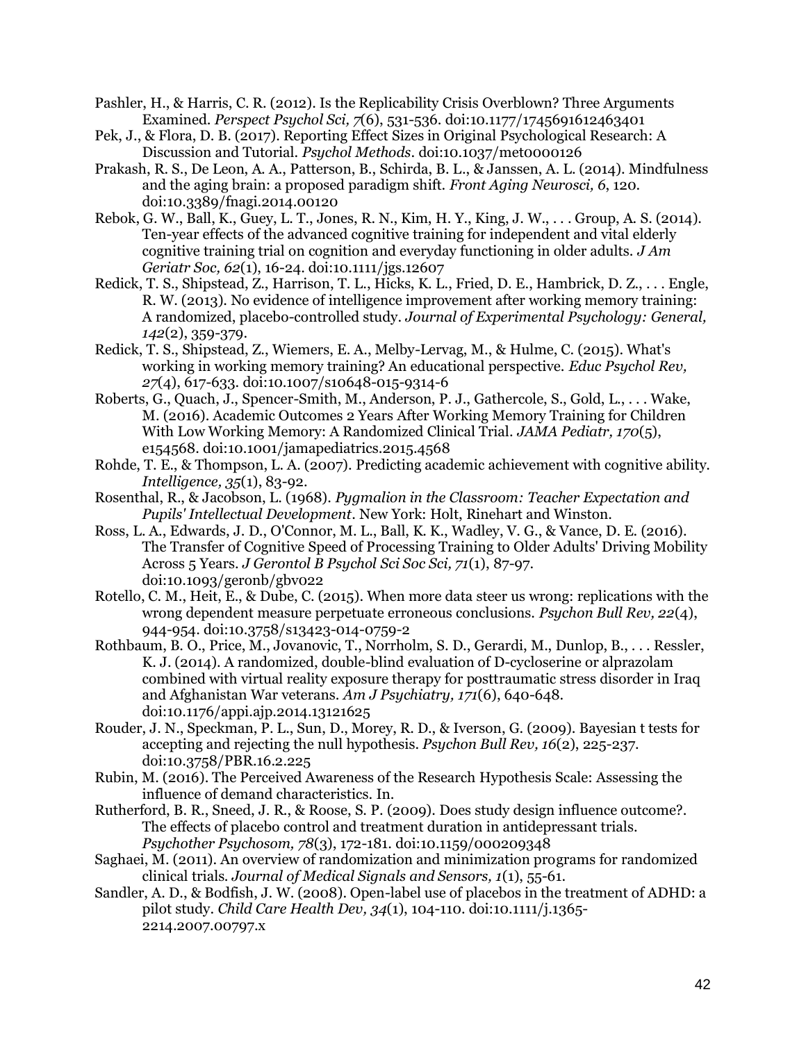Pashler, H., & Harris, C. R. (2012). Is the Replicability Crisis Overblown? Three Arguments Examined. *Perspect Psychol Sci, 7*(6), 531-536. doi:10.1177/1745691612463401

Pek, J., & Flora, D. B. (2017). Reporting Effect Sizes in Original Psychological Research: A Discussion and Tutorial. *Psychol Methods*. doi:10.1037/met0000126

Prakash, R. S., De Leon, A. A., Patterson, B., Schirda, B. L., & Janssen, A. L. (2014). Mindfulness and the aging brain: a proposed paradigm shift. *Front Aging Neurosci, 6*, 120. doi:10.3389/fnagi.2014.00120

Rebok, G. W., Ball, K., Guey, L. T., Jones, R. N., Kim, H. Y., King, J. W., . . . Group, A. S. (2014). Ten-year effects of the advanced cognitive training for independent and vital elderly cognitive training trial on cognition and everyday functioning in older adults. *J Am Geriatr Soc, 62*(1), 16-24. doi:10.1111/jgs.12607

Redick, T. S., Shipstead, Z., Harrison, T. L., Hicks, K. L., Fried, D. E., Hambrick, D. Z., . . . Engle, R. W. (2013). No evidence of intelligence improvement after working memory training: A randomized, placebo-controlled study. *Journal of Experimental Psychology: General, 142*(2), 359-379.

Redick, T. S., Shipstead, Z., Wiemers, E. A., Melby-Lervag, M., & Hulme, C. (2015). What's working in working memory training? An educational perspective. *Educ Psychol Rev, 27*(4), 617-633. doi:10.1007/s10648-015-9314-6

Roberts, G., Quach, J., Spencer-Smith, M., Anderson, P. J., Gathercole, S., Gold, L., . . . Wake, M. (2016). Academic Outcomes 2 Years After Working Memory Training for Children With Low Working Memory: A Randomized Clinical Trial. *JAMA Pediatr, 170*(5), e154568. doi:10.1001/jamapediatrics.2015.4568

Rohde, T. E., & Thompson, L. A. (2007). Predicting academic achievement with cognitive ability. *Intelligence, 35*(1), 83-92.

Rosenthal, R., & Jacobson, L. (1968). *Pygmalion in the Classroom: Teacher Expectation and Pupils' Intellectual Development*. New York: Holt, Rinehart and Winston.

Ross, L. A., Edwards, J. D., O'Connor, M. L., Ball, K. K., Wadley, V. G., & Vance, D. E. (2016). The Transfer of Cognitive Speed of Processing Training to Older Adults' Driving Mobility Across 5 Years. *J Gerontol B Psychol Sci Soc Sci, 71*(1), 87-97. doi:10.1093/geronb/gbv022

Rotello, C. M., Heit, E., & Dube, C. (2015). When more data steer us wrong: replications with the wrong dependent measure perpetuate erroneous conclusions. *Psychon Bull Rev, 22*(4), 944-954. doi:10.3758/s13423-014-0759-2

Rothbaum, B. O., Price, M., Jovanovic, T., Norrholm, S. D., Gerardi, M., Dunlop, B., . . . Ressler, K. J. (2014). A randomized, double-blind evaluation of D-cycloserine or alprazolam combined with virtual reality exposure therapy for posttraumatic stress disorder in Iraq and Afghanistan War veterans. *Am J Psychiatry, 171*(6), 640-648. doi:10.1176/appi.ajp.2014.13121625

Rouder, J. N., Speckman, P. L., Sun, D., Morey, R. D., & Iverson, G. (2009). Bayesian t tests for accepting and rejecting the null hypothesis. *Psychon Bull Rev, 16*(2), 225-237. doi:10.3758/PBR.16.2.225

Rubin, M. (2016). The Perceived Awareness of the Research Hypothesis Scale: Assessing the influence of demand characteristics. In.

Rutherford, B. R., Sneed, J. R., & Roose, S. P. (2009). Does study design influence outcome?. The effects of placebo control and treatment duration in antidepressant trials. *Psychother Psychosom, 78*(3), 172-181. doi:10.1159/000209348

Saghaei, M. (2011). An overview of randomization and minimization programs for randomized clinical trials. *Journal of Medical Signals and Sensors, 1*(1), 55-61.

Sandler, A. D., & Bodfish, J. W. (2008). Open-label use of placebos in the treatment of ADHD: a pilot study. *Child Care Health Dev, 34*(1), 104-110. doi:10.1111/j.1365-2214.2007.00797.x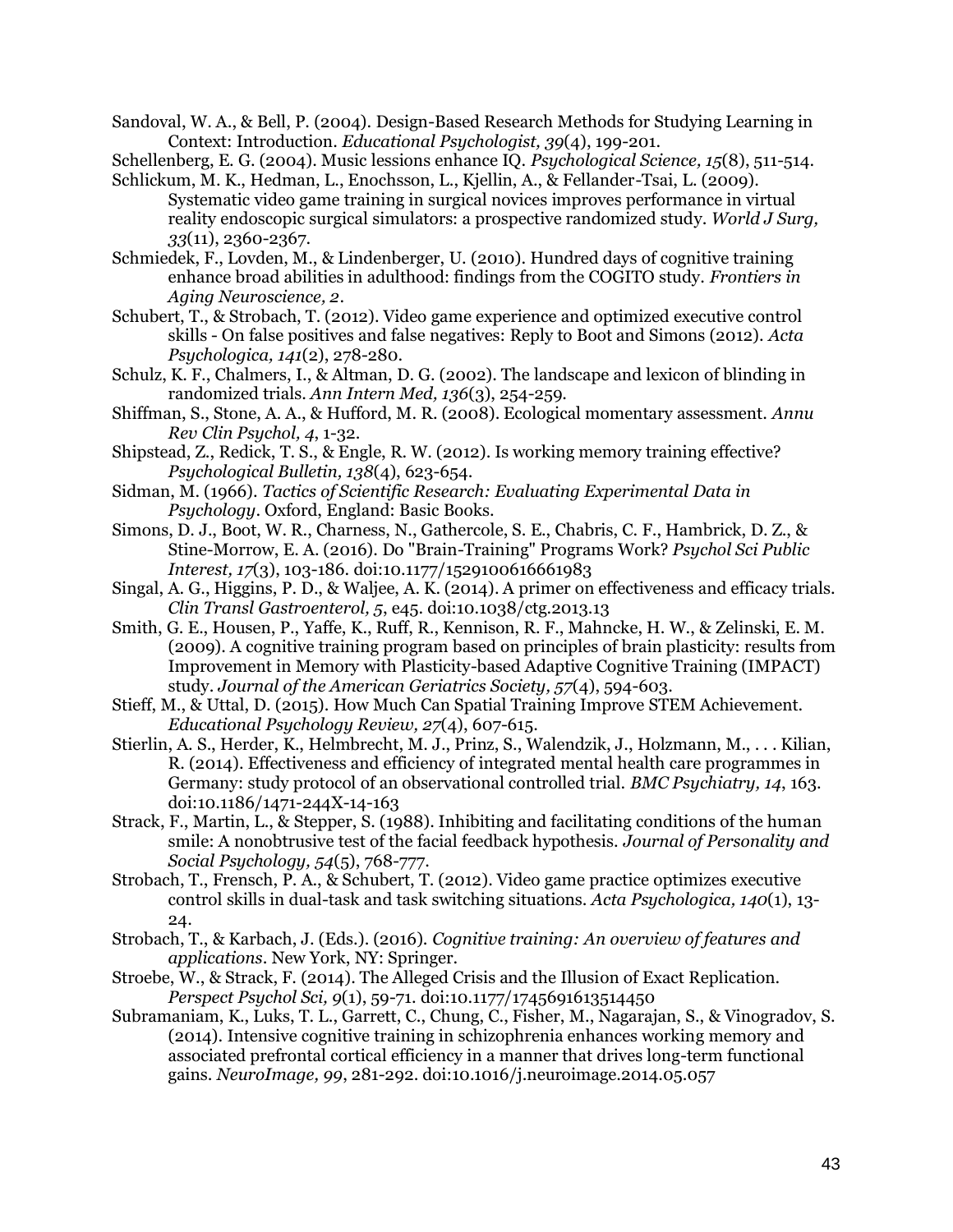Sandoval, W. A., & Bell, P. (2004). Design-Based Research Methods for Studying Learning in Context: Introduction. *Educational Psychologist, 39*(4), 199-201.

Schellenberg, E. G. (2004). Music lessions enhance IQ. *Psychological Science, 15*(8), 511-514.

Schlickum, M. K., Hedman, L., Enochsson, L., Kjellin, A., & Fellander-Tsai, L. (2009). Systematic video game training in surgical novices improves performance in virtual reality endoscopic surgical simulators: a prospective randomized study. *World J Surg, 33*(11), 2360-2367.

Schmiedek, F., Lovden, M., & Lindenberger, U. (2010). Hundred days of cognitive training enhance broad abilities in adulthood: findings from the COGITO study. *Frontiers in Aging Neuroscience, 2*.

Schubert, T., & Strobach, T. (2012). Video game experience and optimized executive control skills - On false positives and false negatives: Reply to Boot and Simons (2012). *Acta Psychologica, 141*(2), 278-280.

Schulz, K. F., Chalmers, I., & Altman, D. G. (2002). The landscape and lexicon of blinding in randomized trials. *Ann Intern Med, 136*(3), 254-259.

Shiffman, S., Stone, A. A., & Hufford, M. R. (2008). Ecological momentary assessment. *Annu Rev Clin Psychol, 4*, 1-32.

Shipstead, Z., Redick, T. S., & Engle, R. W. (2012). Is working memory training effective? *Psychological Bulletin, 138*(4), 623-654.

Sidman, M. (1966). *Tactics of Scientific Research: Evaluating Experimental Data in Psychology*. Oxford, England: Basic Books.

Simons, D. J., Boot, W. R., Charness, N., Gathercole, S. E., Chabris, C. F., Hambrick, D. Z., & Stine-Morrow, E. A. (2016). Do "Brain-Training" Programs Work? *Psychol Sci Public Interest, 17*(3), 103-186. doi:10.1177/1529100616661983

Singal, A. G., Higgins, P. D., & Waljee, A. K. (2014). A primer on effectiveness and efficacy trials. *Clin Transl Gastroenterol, 5*, e45. doi:10.1038/ctg.2013.13

Smith, G. E., Housen, P., Yaffe, K., Ruff, R., Kennison, R. F., Mahncke, H. W., & Zelinski, E. M. (2009). A cognitive training program based on principles of brain plasticity: results from Improvement in Memory with Plasticity-based Adaptive Cognitive Training (IMPACT) study. *Journal of the American Geriatrics Society, 57*(4), 594-603.

Stieff, M., & Uttal, D. (2015). How Much Can Spatial Training Improve STEM Achievement. *Educational Psychology Review, 27*(4), 607-615.

Stierlin, A. S., Herder, K., Helmbrecht, M. J., Prinz, S., Walendzik, J., Holzmann, M., . . . Kilian, R. (2014). Effectiveness and efficiency of integrated mental health care programmes in Germany: study protocol of an observational controlled trial. *BMC Psychiatry, 14*, 163. doi:10.1186/1471-244X-14-163

Strack, F., Martin, L., & Stepper, S. (1988). Inhibiting and facilitating conditions of the human smile: A nonobtrusive test of the facial feedback hypothesis. *Journal of Personality and Social Psychology, 54*(5), 768-777.

Strobach, T., Frensch, P. A., & Schubert, T. (2012). Video game practice optimizes executive control skills in dual-task and task switching situations. *Acta Psychologica, 140*(1), 13-24.

Strobach, T., & Karbach, J. (Eds.). (2016). *Cognitive training: An overview of features and applications*. New York, NY: Springer.

Stroebe, W., & Strack, F. (2014). The Alleged Crisis and the Illusion of Exact Replication. *Perspect Psychol Sci, 9*(1), 59-71. doi:10.1177/1745691613514450

Subramaniam, K., Luks, T. L., Garrett, C., Chung, C., Fisher, M., Nagarajan, S., & Vinogradov, S. (2014). Intensive cognitive training in schizophrenia enhances working memory and associated prefrontal cortical efficiency in a manner that drives long-term functional gains. *NeuroImage, 99*, 281-292. doi:10.1016/j.neuroimage.2014.05.057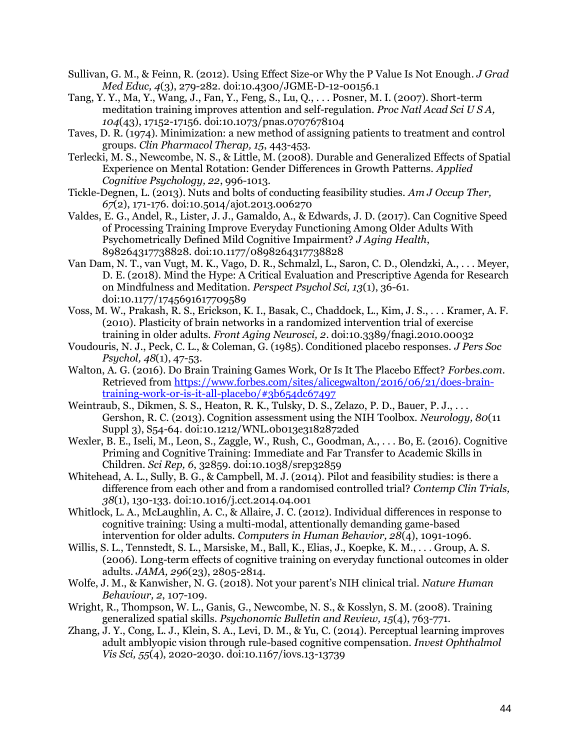Sullivan, G. M., & Feinn, R. (2012). Using Effect Size-or Why the P Value Is Not Enough. *J Grad Med Educ, 4*(3), 279-282. doi:10.4300/JGME-D-12-00156.1

Tang, Y. Y., Ma, Y., Wang, J., Fan, Y., Feng, S., Lu, Q., . . . Posner, M. I. (2007). Short-term meditation training improves attention and self-regulation. *Proc Natl Acad Sci U S A, 104*(43), 17152-17156. doi:10.1073/pnas.0707678104

Taves, D. R. (1974). Minimization: a new method of assigning patients to treatment and control groups. *Clin Pharmacol Therap, 15*, 443-453.

Terlecki, M. S., Newcombe, N. S., & Little, M. (2008). Durable and Generalized Effects of Spatial Experience on Mental Rotation: Gender Differences in Growth Patterns. *Applied Cognitive Psychology, 22*, 996-1013.

Tickle-Degnen, L. (2013). Nuts and bolts of conducting feasibility studies. *Am J Occup Ther, 67*(2), 171-176. doi:10.5014/ajot.2013.006270

Valdes, E. G., Andel, R., Lister, J. J., Gamaldo, A., & Edwards, J. D. (2017). Can Cognitive Speed of Processing Training Improve Everyday Functioning Among Older Adults With Psychometrically Defined Mild Cognitive Impairment? *J Aging Health*, 898264317738828. doi:10.1177/0898264317738828

Van Dam, N. T., van Vugt, M. K., Vago, D. R., Schmalzl, L., Saron, C. D., Olendzki, A., . . . Meyer, D. E. (2018). Mind the Hype: A Critical Evaluation and Prescriptive Agenda for Research on Mindfulness and Meditation. *Perspect Psychol Sci, 13*(1), 36-61. doi:10.1177/1745691617709589

Voss, M. W., Prakash, R. S., Erickson, K. I., Basak, C., Chaddock, L., Kim, J. S., . . . Kramer, A. F. (2010). Plasticity of brain networks in a randomized intervention trial of exercise training in older adults. *Front Aging Neurosci, 2*. doi:10.3389/fnagi.2010.00032

Voudouris, N. J., Peck, C. L., & Coleman, G. (1985). Conditioned placebo responses. *J Pers Soc Psychol, 48*(1), 47-53.

Walton, A. G. (2016). Do Brain Training Games Work, Or Is It The Placebo Effect? *Forbes.com*. Retrieved from https://www.forbes.com/sites/alicegwalton/2016/06/21/does-brain-training-work-or-is-it-all-placebo/#3b654dc67497

Weintraub, S., Dikmen, S. S., Heaton, R. K., Tulsky, D. S., Zelazo, P. D., Bauer, P. J., . . . Gershon, R. C. (2013). Cognition assessment using the NIH Toolbox. *Neurology, 80*(11 Suppl 3), S54-64. doi:10.1212/WNL.0b013e3182872ded

Wexler, B. E., Iseli, M., Leon, S., Zaggle, W., Rush, C., Goodman, A., . . . Bo, E. (2016). Cognitive Priming and Cognitive Training: Immediate and Far Transfer to Academic Skills in Children. *Sci Rep, 6*, 32859. doi:10.1038/srep32859

Whitehead, A. L., Sully, B. G., & Campbell, M. J. (2014). Pilot and feasibility studies: is there a difference from each other and from a randomised controlled trial? *Contemp Clin Trials, 38*(1), 130-133. doi:10.1016/j.cct.2014.04.001

Whitlock, L. A., McLaughlin, A. C., & Allaire, J. C. (2012). Individual differences in response to cognitive training: Using a multi-modal, attentionally demanding game-based intervention for older adults. *Computers in Human Behavior, 28*(4), 1091-1096.

Willis, S. L., Tennstedt, S. L., Marsiske, M., Ball, K., Elias, J., Koepke, K. M., . . . Group, A. S. (2006). Long-term effects of cognitive training on everyday functional outcomes in older adults. *JAMA, 296*(23), 2805-2814.

Wolfe, J. M., & Kanwisher, N. G. (2018). Not your parent's NIH clinical trial. *Nature Human Behaviour, 2*, 107-109.

Wright, R., Thompson, W. L., Ganis, G., Newcombe, N. S., & Kosslyn, S. M. (2008). Training generalized spatial skills. *Psychonomic Bulletin and Review, 15*(4), 763-771.

Zhang, J. Y., Cong, L. J., Klein, S. A., Levi, D. M., & Yu, C. (2014). Perceptual learning improves adult amblyopic vision through rule-based cognitive compensation. *Invest Ophthalmol Vis Sci, 55*(4), 2020-2030. doi:10.1167/iovs.13-13739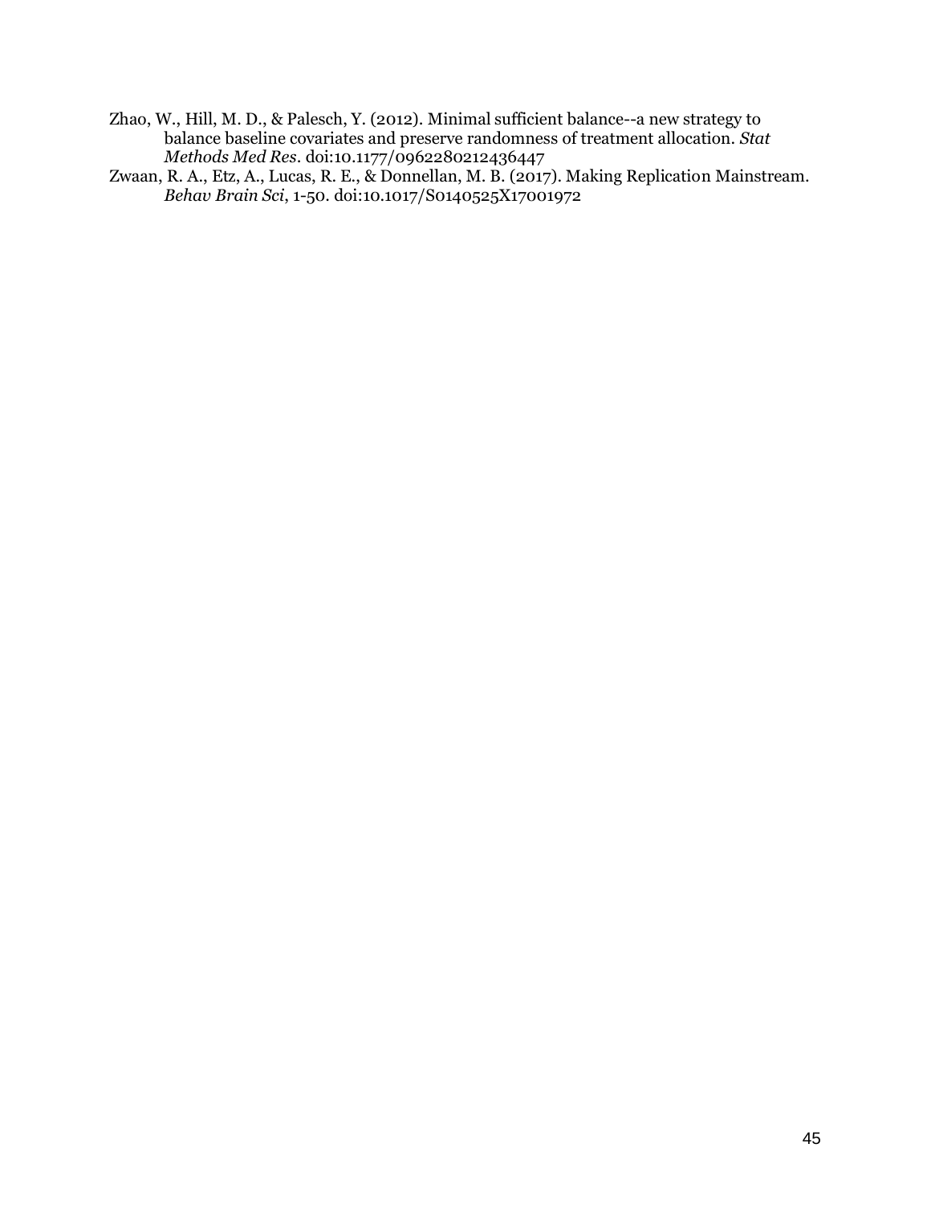Zhao, W., Hill, M. D., & Palesch, Y. (2012). Minimal sufficient balance--a new strategy to balance baseline covariates and preserve randomness of treatment allocation. *Stat Methods Med Res*. doi:10.1177/0962280212436447

Zwaan, R. A., Etz, A., Lucas, R. E., & Donnellan, M. B. (2017). Making Replication Mainstream. *Behav Brain Sci*, 1-50. doi:10.1017/S0140525X17001972